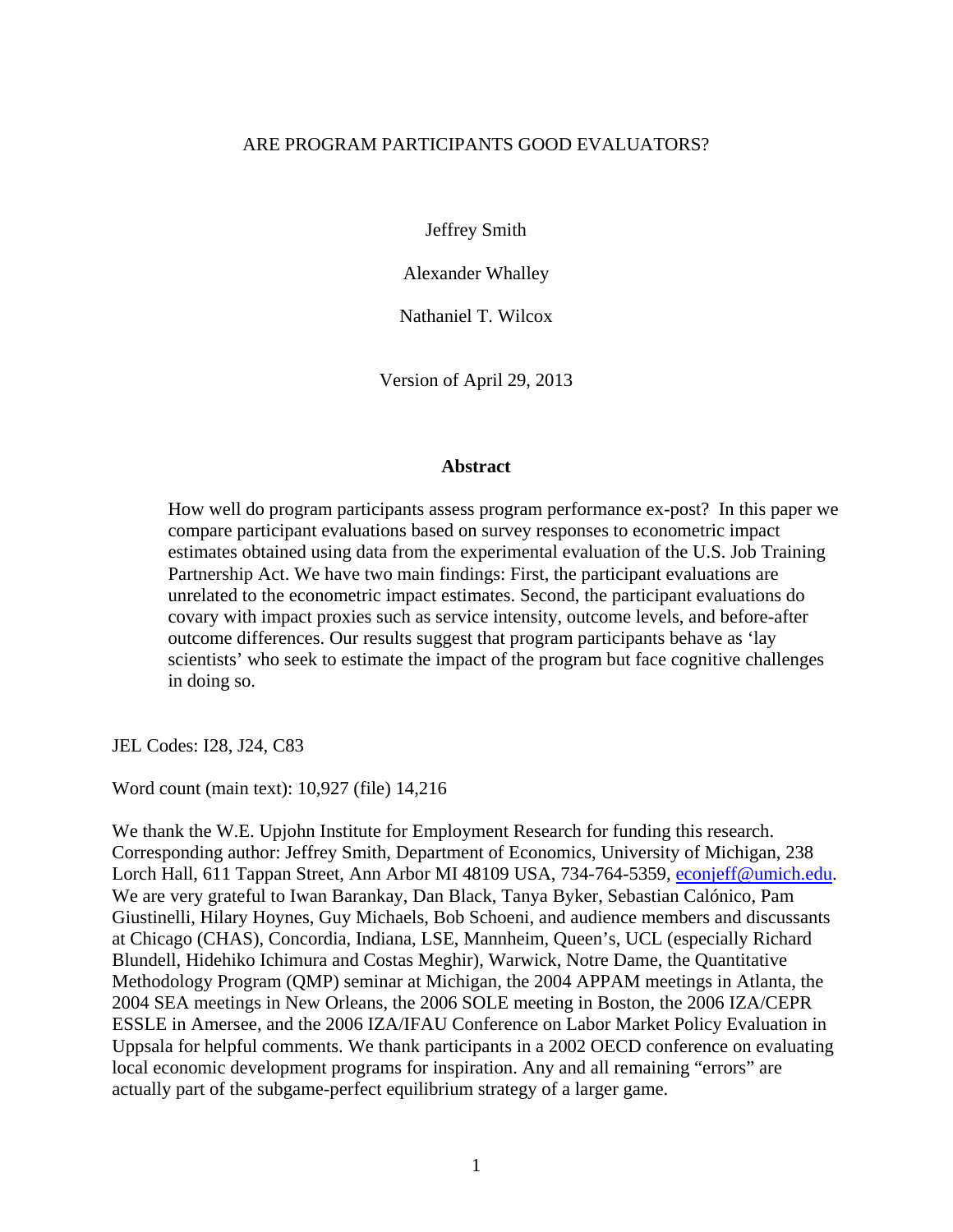# ARE PROGRAM PARTICIPANTS GOOD EVALUATORS?

Jeffrey Smith

Alexander Whalley

Nathaniel T. Wilcox

Version of April 29, 2013

## Abstract

How well do program participants assess program performance ex-post? In this paper we compare participant evaluations based on survey responses to econometric impact estimates obtained using data from the experimental evaluation of the U.S. Job Training Partnership Act. We have two main findings: First, the participant evaluations are unrelated to the econometric impact estimates. Second, the participant evaluations do covary with impact proxies such as service intensity, outcome levels, and before-after outcome differences. Our results suggest that program participants behave as 'lay scientists' who seek to estimate the impact of the program but face cognitive challenges in doing so.

JEL Codes: I28, J24, C83

Word count (main text): 10,927 (file) 14,216

We thank the W.E. Upjohn Institute for Employment Research for funding this research. Corresponding author: Jeffrey Smith, Department of Economics, University of Michigan, 238 Lorch Hall, 611 Tappan Street, Ann Arbor MI 48109 USA, 734-764-5359, econjeff@umich.edu. We are very grateful to Iwan Barankay, Dan Black, Tanya Byker, Sebastian Calónico, Pam Giustinelli, Hilary Hoynes, Guy Michaels, Bob Schoeni, and audience members and discussants at Chicago (CHAS), Concordia, Indiana, LSE, Mannheim, Queen's, UCL (especially Richard Blundell, Hidehiko Ichimura and Costas Meghir), Warwick, Notre Dame, the Quantitative Methodology Program (QMP) seminar at Michigan, the 2004 APPAM meetings in Atlanta, the 2004 SEA meetings in New Orleans, the 2006 SOLE meeting in Boston, the 2006 IZA/CEPR ESSLE in Amersee, and the 2006 IZA/IFAU Conference on Labor Market Policy Evaluation in Uppsala for helpful comments. We thank participants in a 2002 OECD conference on evaluating local economic development programs for inspiration. Any and all remaining "errors" are actually part of the subgame-perfect equilibrium strategy of a larger game.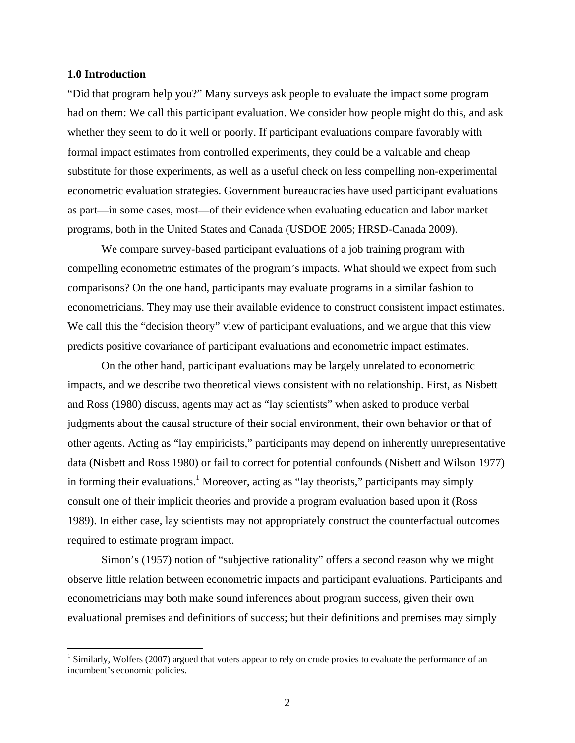## 1.0 Introduction

"Did that program help you?" Many surveys ask people to evaluate the impact some program had on them: We call this participant evaluation. We consider how people might do this, and ask whether they seem to do it well or poorly. If participant evaluations compare favorably with formal impact estimates from controlled experiments, they could be a valuable and cheap substitute for those experiments, as well as a useful check on less compelling non-experimental econometric evaluation strategies. Government bureaucracies have used participant evaluations as part—in some cases, most—of their evidence when evaluating education and labor market programs, both in the United States and Canada (USDOE 2005; HRSD-Canada 2009).

We compare survey-based participant evaluations of a job training program with compelling econometric estimates of the program's impacts. What should we expect from such comparisons? On the one hand, participants may evaluate programs in a similar fashion to econometricians. They may use their available evidence to construct consistent impact estimates. We call this the "decision theory" view of participant evaluations, and we argue that this view predicts positive covariance of participant evaluations and econometric impact estimates.

On the other hand, participant evaluations may be largely unrelated to econometric impacts, and we describe two theoretical views consistent with no relationship. First, as Nisbett and Ross (1980) discuss, agents may act as "lay scientists" when asked to produce verbal judgments about the causal structure of their social environment, their own behavior or that of other agents. Acting as "lay empiricists," participants may depend on inherently unrepresentative data (Nisbett and Ross 1980) or fail to correct for potential confounds (Nisbett and Wilson 1977) in forming their evaluations.[1] Moreover, acting as "lay theorists," participants may simply consult one of their implicit theories and provide a program evaluation based upon it (Ross 1989). In either case, lay scientists may not appropriately construct the counterfactual outcomes required to estimate program impact.

Simon's (1957) notion of "subjective rationality" offers a second reason why we might observe little relation between econometric impacts and participant evaluations. Participants and econometricians may both make sound inferences about program success, given their own evaluational premises and definitions of success; but their definitions and premises may simply

[1] Similarly, Wolfers (2007) argued that voters appear to rely on crude proxies to evaluate the performance of an incumbent's economic policies.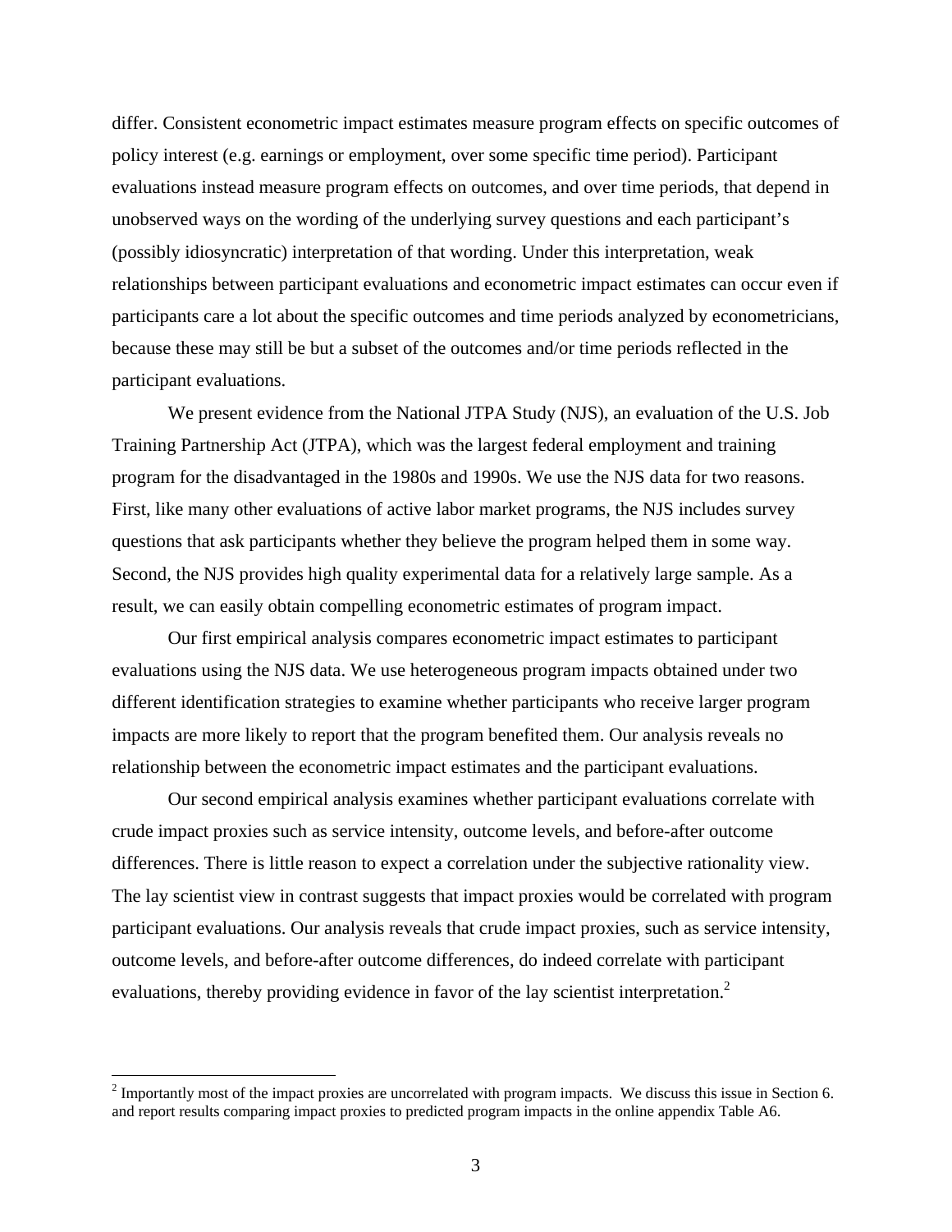differ. Consistent econometric impact estimates measure program effects on specific outcomes of policy interest (e.g. earnings or employment, over some specific time period). Participant evaluations instead measure program effects on outcomes, and over time periods, that depend in unobserved ways on the wording of the underlying survey questions and each participant's (possibly idiosyncratic) interpretation of that wording. Under this interpretation, weak relationships between participant evaluations and econometric impact estimates can occur even if participants care a lot about the specific outcomes and time periods analyzed by econometricians, because these may still be but a subset of the outcomes and/or time periods reflected in the participant evaluations.

We present evidence from the National JTPA Study (NJS), an evaluation of the U.S. Job Training Partnership Act (JTPA), which was the largest federal employment and training program for the disadvantaged in the 1980s and 1990s. We use the NJS data for two reasons. First, like many other evaluations of active labor market programs, the NJS includes survey questions that ask participants whether they believe the program helped them in some way. Second, the NJS provides high quality experimental data for a relatively large sample. As a result, we can easily obtain compelling econometric estimates of program impact.

Our first empirical analysis compares econometric impact estimates to participant evaluations using the NJS data. We use heterogeneous program impacts obtained under two different identification strategies to examine whether participants who receive larger program impacts are more likely to report that the program benefited them. Our analysis reveals no relationship between the econometric impact estimates and the participant evaluations.

Our second empirical analysis examines whether participant evaluations correlate with crude impact proxies such as service intensity, outcome levels, and before-after outcome differences. There is little reason to expect a correlation under the subjective rationality view. The lay scientist view in contrast suggests that impact proxies would be correlated with program participant evaluations. Our analysis reveals that crude impact proxies, such as service intensity, outcome levels, and before-after outcome differences, do indeed correlate with participant evaluations, thereby providing evidence in favor of the lay scientist interpretation.[2]

[2] Importantly most of the impact proxies are uncorrelated with program impacts. We discuss this issue in Section 6. and report results comparing impact proxies to predicted program impacts in the online appendix Table A6.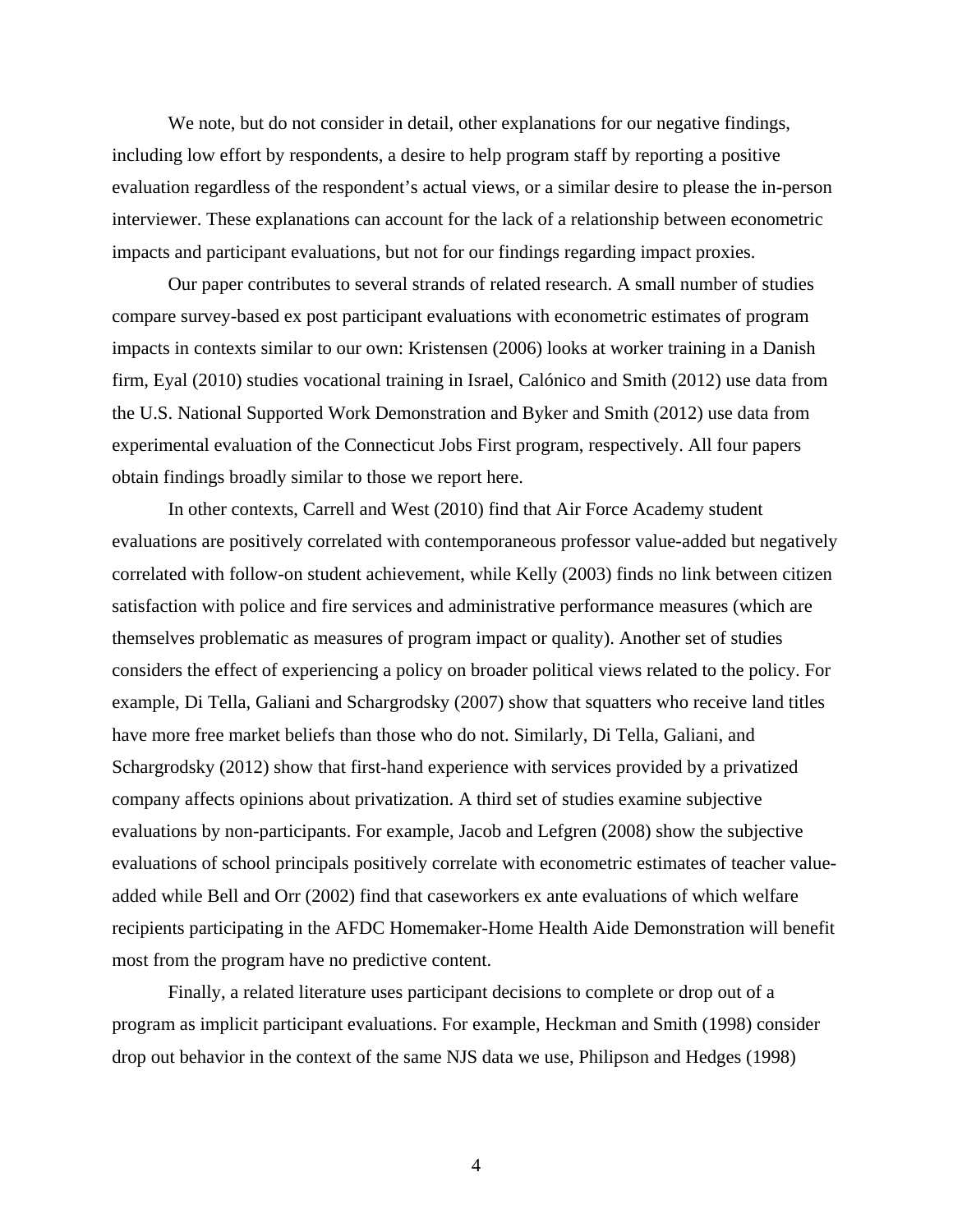We note, but do not consider in detail, other explanations for our negative findings, including low effort by respondents, a desire to help program staff by reporting a positive evaluation regardless of the respondent's actual views, or a similar desire to please the in-person interviewer. These explanations can account for the lack of a relationship between econometric impacts and participant evaluations, but not for our findings regarding impact proxies.

Our paper contributes to several strands of related research. A small number of studies compare survey-based ex post participant evaluations with econometric estimates of program impacts in contexts similar to our own: Kristensen (2006) looks at worker training in a Danish firm, Eyal (2010) studies vocational training in Israel, Calónico and Smith (2012) use data from the U.S. National Supported Work Demonstration and Byker and Smith (2012) use data from experimental evaluation of the Connecticut Jobs First program, respectively. All four papers obtain findings broadly similar to those we report here.

In other contexts, Carrell and West (2010) find that Air Force Academy student evaluations are positively correlated with contemporaneous professor value-added but negatively correlated with follow-on student achievement, while Kelly (2003) finds no link between citizen satisfaction with police and fire services and administrative performance measures (which are themselves problematic as measures of program impact or quality). Another set of studies considers the effect of experiencing a policy on broader political views related to the policy. For example, Di Tella, Galiani and Schargrodsky (2007) show that squatters who receive land titles have more free market beliefs than those who do not. Similarly, Di Tella, Galiani, and Schargrodsky (2012) show that first-hand experience with services provided by a privatized company affects opinions about privatization. A third set of studies examine subjective evaluations by non-participants. For example, Jacob and Lefgren (2008) show the subjective evaluations of school principals positively correlate with econometric estimates of teacher value-added while Bell and Orr (2002) find that caseworkers ex ante evaluations of which welfare recipients participating in the AFDC Homemaker-Home Health Aide Demonstration will benefit most from the program have no predictive content.

Finally, a related literature uses participant decisions to complete or drop out of a program as implicit participant evaluations. For example, Heckman and Smith (1998) consider drop out behavior in the context of the same NJS data we use, Philipson and Hedges (1998)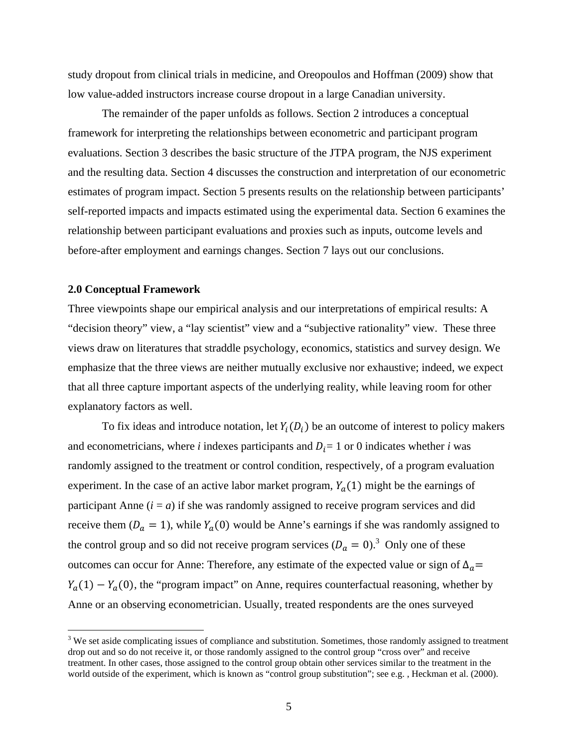study dropout from clinical trials in medicine, and Oreopoulos and Hoffman (2009) show that low value-added instructors increase course dropout in a large Canadian university.

The remainder of the paper unfolds as follows. Section 2 introduces a conceptual framework for interpreting the relationships between econometric and participant program evaluations. Section 3 describes the basic structure of the JTPA program, the NJS experiment and the resulting data. Section 4 discusses the construction and interpretation of our econometric estimates of program impact. Section 5 presents results on the relationship between participants' self-reported impacts and impacts estimated using the experimental data. Section 6 examines the relationship between participant evaluations and proxies such as inputs, outcome levels and before-after employment and earnings changes. Section 7 lays out our conclusions.

## 2.0 Conceptual Framework

Three viewpoints shape our empirical analysis and our interpretations of empirical results: A "decision theory" view, a "lay scientist" view and a "subjective rationality" view. These three views draw on literatures that straddle psychology, economics, statistics and survey design. We emphasize that the three views are neither mutually exclusive nor exhaustive; indeed, we expect that all three capture important aspects of the underlying reality, while leaving room for other explanatory factors as well.

To fix ideas and introduce notation, let $Y_i(D_i)$ be an outcome of interest to policy makers and econometricians, where *i* indexes participants and $D_i$= 1 or 0 indicates whether *i* was randomly assigned to the treatment or control condition, respectively, of a program evaluation experiment. In the case of an active labor market program, $Y_a(1)$ might be the earnings of participant Anne (*i* = *a*) if she was randomly assigned to receive program services and did receive them ($D_a = 1$), while $Y_a(0)$ would be Anne's earnings if she was randomly assigned to the control group and so did not receive program services ($D_a = 0$).[3] Only one of these outcomes can occur for Anne: Therefore, any estimate of the expected value or sign of $\Delta_a = Y_a(1) - Y_a(0)$, the "program impact" on Anne, requires counterfactual reasoning, whether by Anne or an observing econometrician. Usually, treated respondents are the ones surveyed

[3] We set aside complicating issues of compliance and substitution. Sometimes, those randomly assigned to treatment drop out and so do not receive it, or those randomly assigned to the control group "cross over" and receive treatment. In other cases, those assigned to the control group obtain other services similar to the treatment in the world outside of the experiment, which is known as "control group substitution"; see e.g. , Heckman et al. (2000).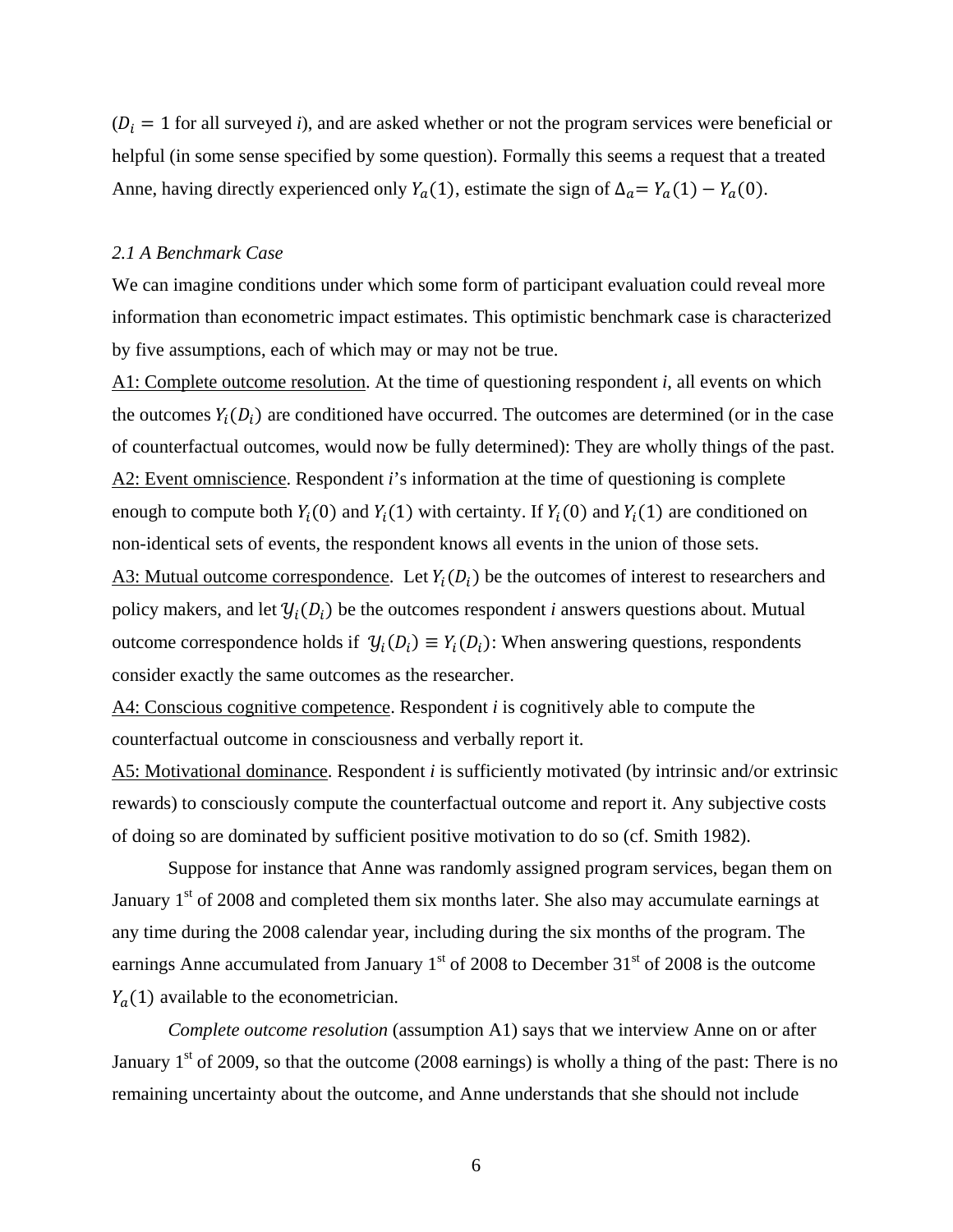($D_i = 1$ for all surveyed *i*), and are asked whether or not the program services were beneficial or helpful (in some sense specified by some question). Formally this seems a request that a treated Anne, having directly experienced only $Y_a(1)$, estimate the sign of $\Delta_a = Y_a(1) - Y_a(0)$.

### *2.1 A Benchmark Case*

We can imagine conditions under which some form of participant evaluation could reveal more information than econometric impact estimates. This optimistic benchmark case is characterized by five assumptions, each of which may or may not be true.

A1: Complete outcome resolution. At the time of questioning respondent *i*, all events on which the outcomes $Y_i(D_i)$ are conditioned have occurred. The outcomes are determined (or in the case of counterfactual outcomes, would now be fully determined): They are wholly things of the past.

A2: Event omniscience. Respondent *i*'s information at the time of questioning is complete enough to compute both $Y_i(0)$ and $Y_i(1)$ with certainty. If $Y_i(0)$ and $Y_i(1)$ are conditioned on non-identical sets of events, the respondent knows all events in the union of those sets.

A3: Mutual outcome correspondence. Let $Y_i(D_i)$ be the outcomes of interest to researchers and policy makers, and let $\mathcal{Y}_i(D_i)$ be the outcomes respondent *i* answers questions about. Mutual outcome correspondence holds if $\mathcal{Y}_i(D_i) \equiv Y_i(D_i)$: When answering questions, respondents consider exactly the same outcomes as the researcher.

A4: Conscious cognitive competence. Respondent *i* is cognitively able to compute the counterfactual outcome in consciousness and verbally report it.

A5: Motivational dominance. Respondent *i* is sufficiently motivated (by intrinsic and/or extrinsic rewards) to consciously compute the counterfactual outcome and report it. Any subjective costs of doing so are dominated by sufficient positive motivation to do so (cf. Smith 1982).

Suppose for instance that Anne was randomly assigned program services, began them on January 1st of 2008 and completed them six months later. She also may accumulate earnings at any time during the 2008 calendar year, including during the six months of the program. The earnings Anne accumulated from January 1st of 2008 to December 31st of 2008 is the outcome $Y_a(1)$ available to the econometrician.

*Complete outcome resolution* (assumption A1) says that we interview Anne on or after January 1st of 2009, so that the outcome (2008 earnings) is wholly a thing of the past: There is no remaining uncertainty about the outcome, and Anne understands that she should not include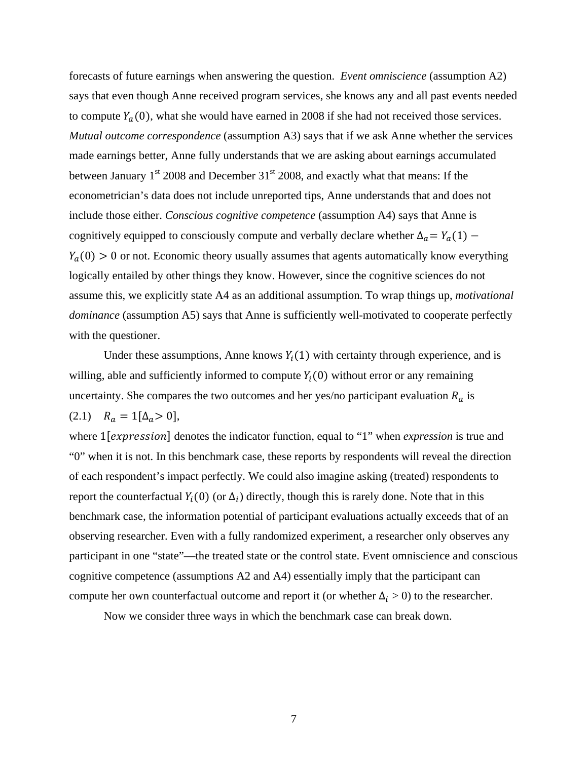forecasts of future earnings when answering the question. *Event omniscience* (assumption A2) says that even though Anne received program services, she knows any and all past events needed to compute $Y_a(0)$, what she would have earned in 2008 if she had not received those services. *Mutual outcome correspondence* (assumption A3) says that if we ask Anne whether the services made earnings better, Anne fully understands that we are asking about earnings accumulated between January 1st 2008 and December 31st 2008, and exactly what that means: If the econometrician's data does not include unreported tips, Anne understands that and does not include those either. *Conscious cognitive competence* (assumption A4) says that Anne is cognitively equipped to consciously compute and verbally declare whether $\Delta_a = Y_a(1) - Y_a(0) > 0$ or not. Economic theory usually assumes that agents automatically know everything logically entailed by other things they know. However, since the cognitive sciences do not assume this, we explicitly state A4 as an additional assumption. To wrap things up, *motivational dominance* (assumption A5) says that Anne is sufficiently well-motivated to cooperate perfectly with the questioner.

Under these assumptions, Anne knows $Y_i(1)$ with certainty through experience, and is willing, able and sufficiently informed to compute $Y_i(0)$ without error or any remaining uncertainty. She compares the two outcomes and her yes/no participant evaluation $R_a$ is

(2.1) $\quad R_a = 1[\Delta_a > 0]$,

where $1[expression]$ denotes the indicator function, equal to "1" when *expression* is true and "0" when it is not. In this benchmark case, these reports by respondents will reveal the direction of each respondent's impact perfectly. We could also imagine asking (treated) respondents to report the counterfactual $Y_i(0)$ (or $\Delta_i$) directly, though this is rarely done. Note that in this benchmark case, the information potential of participant evaluations actually exceeds that of an observing researcher. Even with a fully randomized experiment, a researcher only observes any participant in one "state"—the treated state or the control state. Event omniscience and conscious cognitive competence (assumptions A2 and A4) essentially imply that the participant can compute her own counterfactual outcome and report it (or whether $\Delta_i > 0$) to the researcher.

Now we consider three ways in which the benchmark case can break down.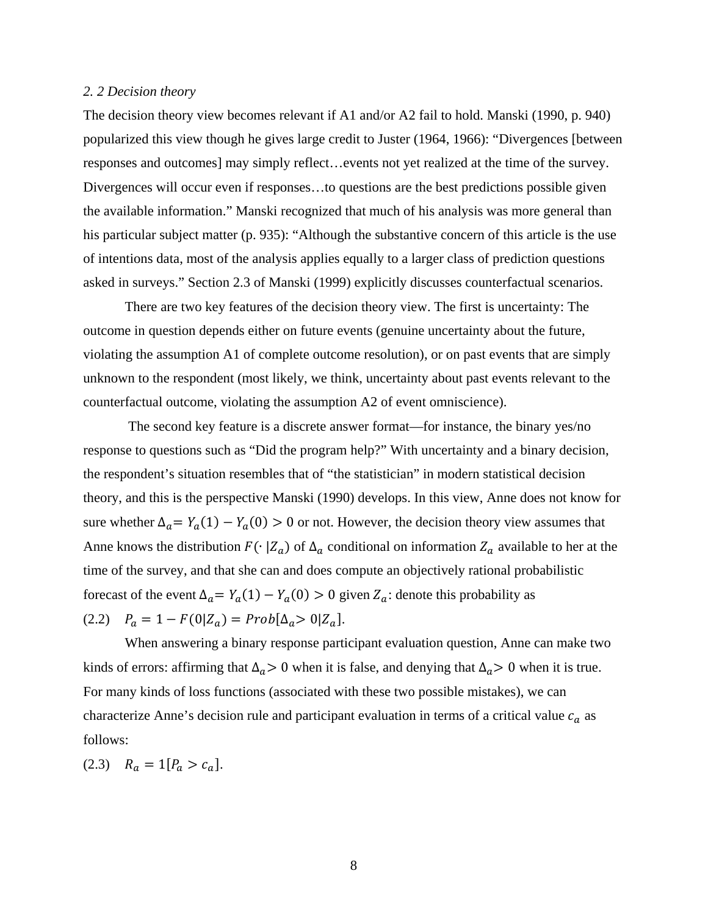*2. 2 Decision theory*

The decision theory view becomes relevant if A1 and/or A2 fail to hold. Manski (1990, p. 940) popularized this view though he gives large credit to Juster (1964, 1966): "Divergences [between responses and outcomes] may simply reflect…events not yet realized at the time of the survey. Divergences will occur even if responses…to questions are the best predictions possible given the available information." Manski recognized that much of his analysis was more general than his particular subject matter (p. 935): "Although the substantive concern of this article is the use of intentions data, most of the analysis applies equally to a larger class of prediction questions asked in surveys." Section 2.3 of Manski (1999) explicitly discusses counterfactual scenarios.

There are two key features of the decision theory view. The first is uncertainty: The outcome in question depends either on future events (genuine uncertainty about the future, violating the assumption A1 of complete outcome resolution), or on past events that are simply unknown to the respondent (most likely, we think, uncertainty about past events relevant to the counterfactual outcome, violating the assumption A2 of event omniscience).

The second key feature is a discrete answer format—for instance, the binary yes/no response to questions such as "Did the program help?" With uncertainty and a binary decision, the respondent's situation resembles that of "the statistician" in modern statistical decision theory, and this is the perspective Manski (1990) develops. In this view, Anne does not know for sure whether $\Delta_a = Y_a(1) - Y_a(0) > 0$ or not. However, the decision theory view assumes that Anne knows the distribution $F(\cdot\,|Z_a)$ of $\Delta_a$ conditional on information $Z_a$ available to her at the time of the survey, and that she can and does compute an objectively rational probabilistic forecast of the event $\Delta_a = Y_a(1) - Y_a(0) > 0$ given $Z_a$: denote this probability as

(2.2) $\quad P_a = 1 - F(0|Z_a) = Prob[\Delta_a > 0|Z_a]$.

When answering a binary response participant evaluation question, Anne can make two kinds of errors: affirming that $\Delta_a > 0$ when it is false, and denying that $\Delta_a > 0$ when it is true. For many kinds of loss functions (associated with these two possible mistakes), we can characterize Anne's decision rule and participant evaluation in terms of a critical value $c_a$ as follows:

(2.3) $\quad R_a = 1[P_a > c_a]$.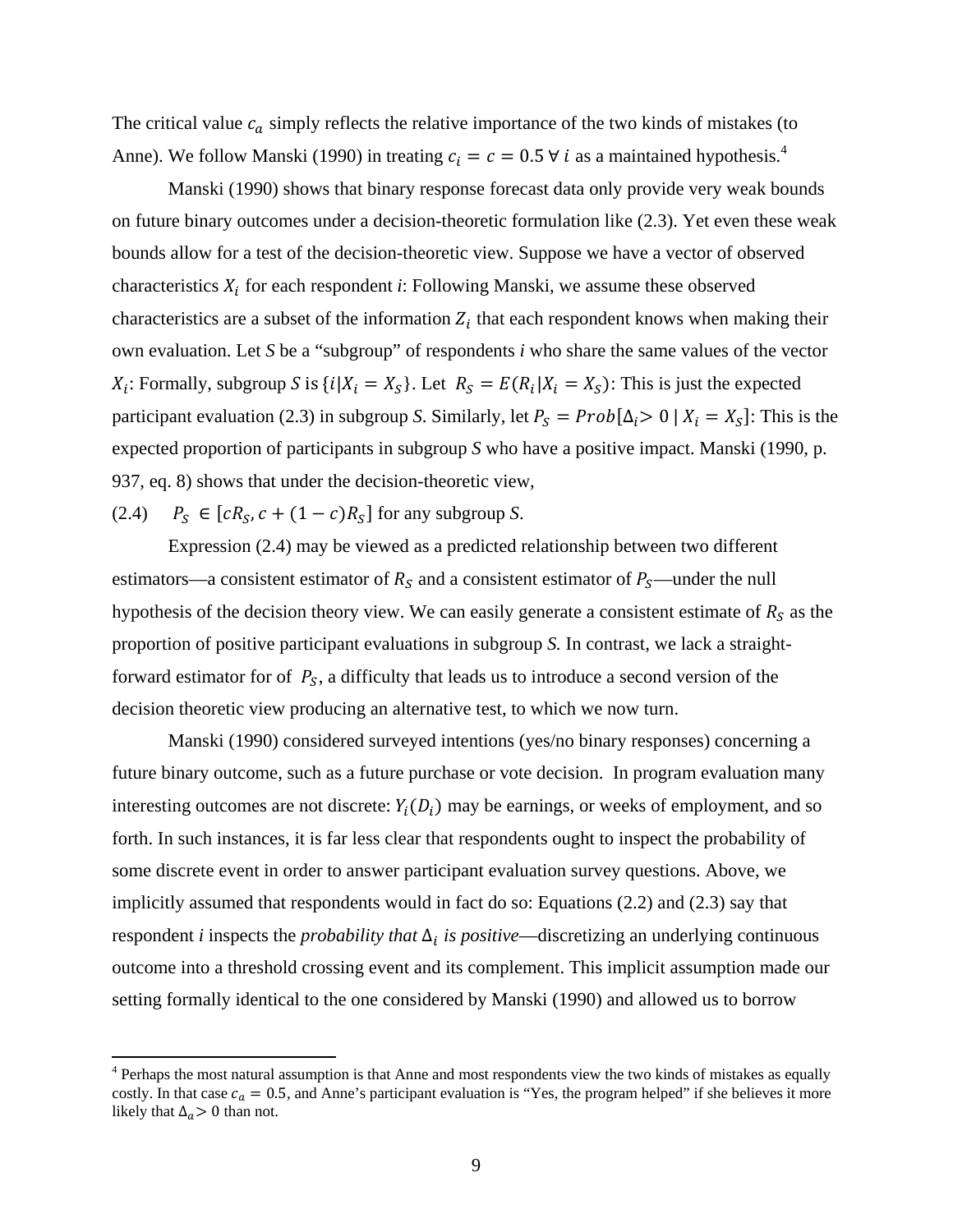The critical value $c_a$ simply reflects the relative importance of the two kinds of mistakes (to Anne). We follow Manski (1990) in treating $c_i = c = 0.5 \; \forall \; i$ as a maintained hypothesis.[4]

Manski (1990) shows that binary response forecast data only provide very weak bounds on future binary outcomes under a decision-theoretic formulation like (2.3). Yet even these weak bounds allow for a test of the decision-theoretic view. Suppose we have a vector of observed characteristics $X_i$ for each respondent *i*: Following Manski, we assume these observed characteristics are a subset of the information $Z_i$ that each respondent knows when making their own evaluation. Let *S* be a "subgroup" of respondents *i* who share the same values of the vector $X_i$: Formally, subgroup *S* is $\{i | X_i = X_S\}$. Let $R_S = E(R_i | X_i = X_S)$: This is just the expected participant evaluation (2.3) in subgroup *S*. Similarly, let $P_S = Prob[\Delta_i > 0 \mid X_i = X_S]$: This is the expected proportion of participants in subgroup *S* who have a positive impact. Manski (1990, p. 937, eq. 8) shows that under the decision-theoretic view,

(2.4) $\quad P_S \in [cR_S, c + (1-c)R_S]$ for any subgroup *S*.

Expression (2.4) may be viewed as a predicted relationship between two different estimators—a consistent estimator of $R_S$ and a consistent estimator of $P_S$—under the null hypothesis of the decision theory view. We can easily generate a consistent estimate of $R_S$ as the proportion of positive participant evaluations in subgroup *S.* In contrast, we lack a straight-forward estimator for of $P_S$, a difficulty that leads us to introduce a second version of the decision theoretic view producing an alternative test, to which we now turn.

Manski (1990) considered surveyed intentions (yes/no binary responses) concerning a future binary outcome, such as a future purchase or vote decision. In program evaluation many interesting outcomes are not discrete: $Y_i(D_i)$ may be earnings, or weeks of employment, and so forth. In such instances, it is far less clear that respondents ought to inspect the probability of some discrete event in order to answer participant evaluation survey questions. Above, we implicitly assumed that respondents would in fact do so: Equations (2.2) and (2.3) say that respondent *i* inspects the *probability that* $\Delta_i$ *is positive*—discretizing an underlying continuous outcome into a threshold crossing event and its complement. This implicit assumption made our setting formally identical to the one considered by Manski (1990) and allowed us to borrow

[4] Perhaps the most natural assumption is that Anne and most respondents view the two kinds of mistakes as equally costly. In that case $c_a = 0.5$, and Anne's participant evaluation is "Yes, the program helped" if she believes it more likely that $\Delta_a > 0$ than not.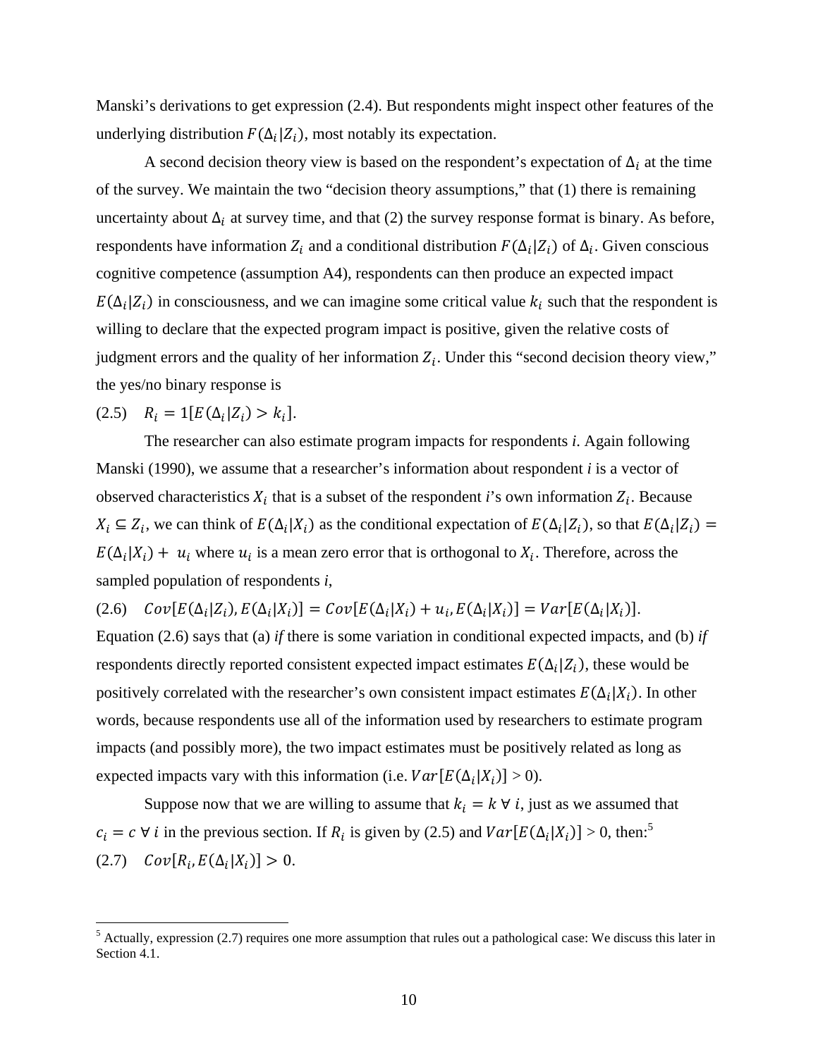Manski's derivations to get expression (2.4). But respondents might inspect other features of the underlying distribution $F(\Delta_i|Z_i)$, most notably its expectation.

A second decision theory view is based on the respondent's expectation of $\Delta_i$ at the time of the survey. We maintain the two "decision theory assumptions," that (1) there is remaining uncertainty about $\Delta_i$ at survey time, and that (2) the survey response format is binary. As before, respondents have information $Z_i$ and a conditional distribution $F(\Delta_i|Z_i)$ of $\Delta_i$. Given conscious cognitive competence (assumption A4), respondents can then produce an expected impact $E(\Delta_i|Z_i)$ in consciousness, and we can imagine some critical value $k_i$ such that the respondent is willing to declare that the expected program impact is positive, given the relative costs of judgment errors and the quality of her information $Z_i$. Under this "second decision theory view," the yes/no binary response is

(2.5) $R_i = 1[E(\Delta_i|Z_i) > k_i]$.

The researcher can also estimate program impacts for respondents *i*. Again following Manski (1990), we assume that a researcher's information about respondent *i* is a vector of observed characteristics $X_i$ that is a subset of the respondent *i*'s own information $Z_i$. Because $X_i \subseteq Z_i$, we can think of $E(\Delta_i|X_i)$ as the conditional expectation of $E(\Delta_i|Z_i)$, so that $E(\Delta_i|Z_i) = E(\Delta_i|X_i) + u_i$ where $u_i$ is a mean zero error that is orthogonal to $X_i$. Therefore, across the sampled population of respondents *i*,

(2.6) $Cov[E(\Delta_i|Z_i), E(\Delta_i|X_i)] = Cov[E(\Delta_i|X_i) + u_i, E(\Delta_i|X_i)] = Var[E(\Delta_i|X_i)]$.

Equation (2.6) says that (a) *if* there is some variation in conditional expected impacts, and (b) *if* respondents directly reported consistent expected impact estimates $E(\Delta_i|Z_i)$, these would be positively correlated with the researcher's own consistent impact estimates $E(\Delta_i|X_i)$. In other words, because respondents use all of the information used by researchers to estimate program impacts (and possibly more), the two impact estimates must be positively related as long as expected impacts vary with this information (i.e. $Var[E(\Delta_i|X_i)] > 0$).

Suppose now that we are willing to assume that $k_i = k \ \forall \ i$, just as we assumed that $c_i = c \ \forall \ i$ in the previous section. If $R_i$ is given by (2.5) and $Var[E(\Delta_i|X_i)] > 0$, then:[5]

(2.7) $Cov[R_i, E(\Delta_i|X_i)] > 0$.

[5] Actually, expression (2.7) requires one more assumption that rules out a pathological case: We discuss this later in Section 4.1.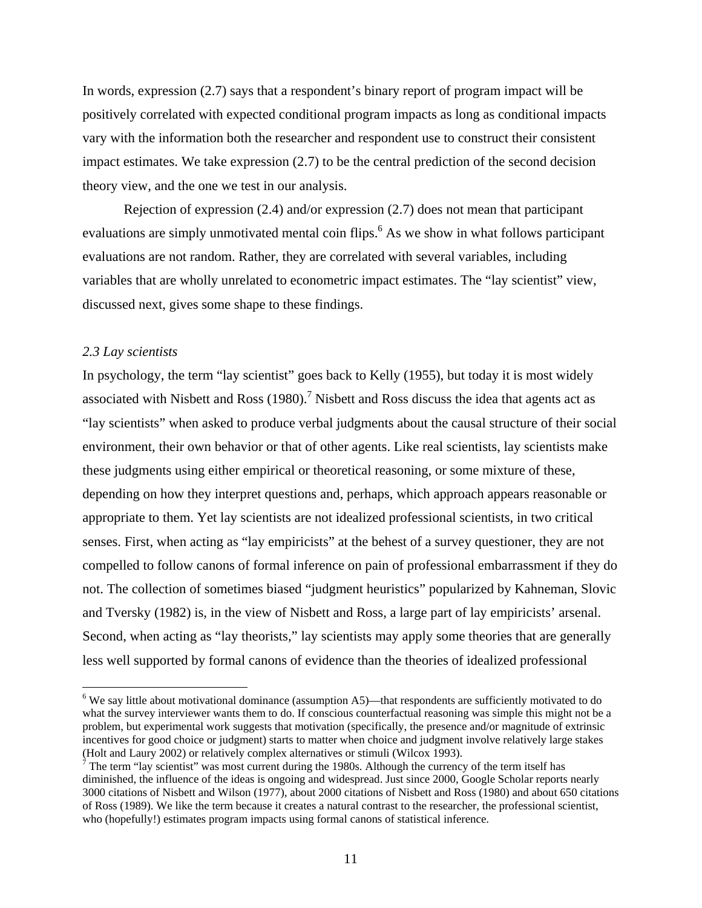In words, expression (2.7) says that a respondent's binary report of program impact will be positively correlated with expected conditional program impacts as long as conditional impacts vary with the information both the researcher and respondent use to construct their consistent impact estimates. We take expression (2.7) to be the central prediction of the second decision theory view, and the one we test in our analysis.

Rejection of expression (2.4) and/or expression (2.7) does not mean that participant evaluations are simply unmotivated mental coin flips.[6] As we show in what follows participant evaluations are not random. Rather, they are correlated with several variables, including variables that are wholly unrelated to econometric impact estimates. The "lay scientist" view, discussed next, gives some shape to these findings.

### *2.3 Lay scientists*

In psychology, the term "lay scientist" goes back to Kelly (1955), but today it is most widely associated with Nisbett and Ross (1980).[7] Nisbett and Ross discuss the idea that agents act as "lay scientists" when asked to produce verbal judgments about the causal structure of their social environment, their own behavior or that of other agents. Like real scientists, lay scientists make these judgments using either empirical or theoretical reasoning, or some mixture of these, depending on how they interpret questions and, perhaps, which approach appears reasonable or appropriate to them. Yet lay scientists are not idealized professional scientists, in two critical senses. First, when acting as "lay empiricists" at the behest of a survey questioner, they are not compelled to follow canons of formal inference on pain of professional embarrassment if they do not. The collection of sometimes biased "judgment heuristics" popularized by Kahneman, Slovic and Tversky (1982) is, in the view of Nisbett and Ross, a large part of lay empiricists' arsenal. Second, when acting as "lay theorists," lay scientists may apply some theories that are generally less well supported by formal canons of evidence than the theories of idealized professional

---

[6] We say little about motivational dominance (assumption A5)—that respondents are sufficiently motivated to do what the survey interviewer wants them to do. If conscious counterfactual reasoning was simple this might not be a problem, but experimental work suggests that motivation (specifically, the presence and/or magnitude of extrinsic incentives for good choice or judgment) starts to matter when choice and judgment involve relatively large stakes (Holt and Laury 2002) or relatively complex alternatives or stimuli (Wilcox 1993).

[7] The term "lay scientist" was most current during the 1980s. Although the currency of the term itself has diminished, the influence of the ideas is ongoing and widespread. Just since 2000, Google Scholar reports nearly 3000 citations of Nisbett and Wilson (1977), about 2000 citations of Nisbett and Ross (1980) and about 650 citations of Ross (1989). We like the term because it creates a natural contrast to the researcher, the professional scientist, who (hopefully!) estimates program impacts using formal canons of statistical inference.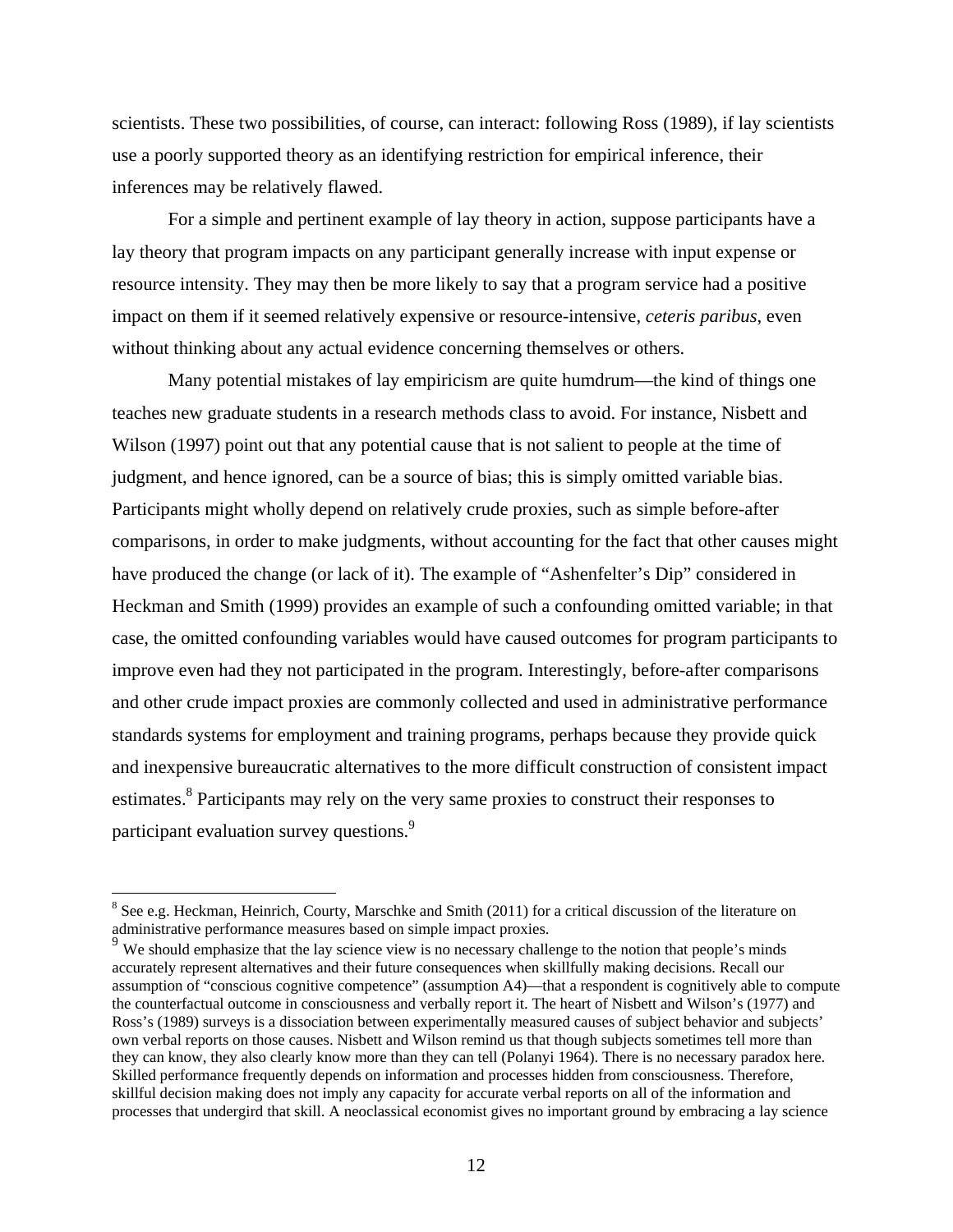scientists. These two possibilities, of course, can interact: following Ross (1989), if lay scientists use a poorly supported theory as an identifying restriction for empirical inference, their inferences may be relatively flawed.

For a simple and pertinent example of lay theory in action, suppose participants have a lay theory that program impacts on any participant generally increase with input expense or resource intensity. They may then be more likely to say that a program service had a positive impact on them if it seemed relatively expensive or resource-intensive, *ceteris paribus*, even without thinking about any actual evidence concerning themselves or others.

Many potential mistakes of lay empiricism are quite humdrum—the kind of things one teaches new graduate students in a research methods class to avoid. For instance, Nisbett and Wilson (1997) point out that any potential cause that is not salient to people at the time of judgment, and hence ignored, can be a source of bias; this is simply omitted variable bias. Participants might wholly depend on relatively crude proxies, such as simple before-after comparisons, in order to make judgments, without accounting for the fact that other causes might have produced the change (or lack of it). The example of "Ashenfelter's Dip" considered in Heckman and Smith (1999) provides an example of such a confounding omitted variable; in that case, the omitted confounding variables would have caused outcomes for program participants to improve even had they not participated in the program. Interestingly, before-after comparisons and other crude impact proxies are commonly collected and used in administrative performance standards systems for employment and training programs, perhaps because they provide quick and inexpensive bureaucratic alternatives to the more difficult construction of consistent impact estimates.[8] Participants may rely on the very same proxies to construct their responses to participant evaluation survey questions.[9]

---

[8] See e.g. Heckman, Heinrich, Courty, Marschke and Smith (2011) for a critical discussion of the literature on administrative performance measures based on simple impact proxies.

[9] We should emphasize that the lay science view is no necessary challenge to the notion that people's minds accurately represent alternatives and their future consequences when skillfully making decisions. Recall our assumption of "conscious cognitive competence" (assumption A4)—that a respondent is cognitively able to compute the counterfactual outcome in consciousness and verbally report it. The heart of Nisbett and Wilson's (1977) and Ross's (1989) surveys is a dissociation between experimentally measured causes of subject behavior and subjects' own verbal reports on those causes. Nisbett and Wilson remind us that though subjects sometimes tell more than they can know, they also clearly know more than they can tell (Polanyi 1964). There is no necessary paradox here. Skilled performance frequently depends on information and processes hidden from consciousness. Therefore, skillful decision making does not imply any capacity for accurate verbal reports on all of the information and processes that undergird that skill. A neoclassical economist gives no important ground by embracing a lay science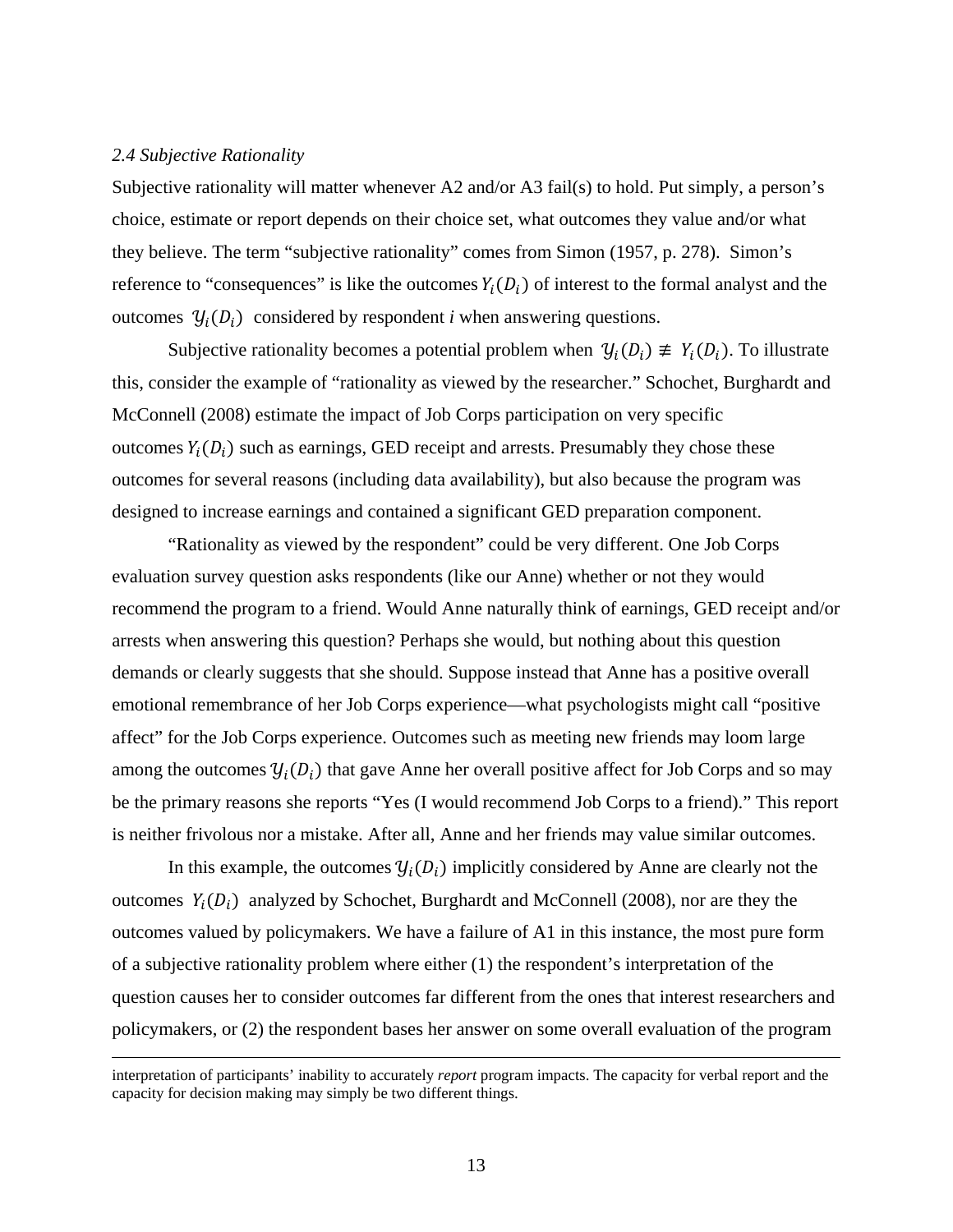*2.4 Subjective Rationality*

Subjective rationality will matter whenever A2 and/or A3 fail(s) to hold. Put simply, a person's choice, estimate or report depends on their choice set, what outcomes they value and/or what they believe. The term "subjective rationality" comes from Simon (1957, p. 278). Simon's reference to "consequences" is like the outcomes $Y_i(D_i)$ of interest to the formal analyst and the outcomes $\mathcal{Y}_i(D_i)$ considered by respondent *i* when answering questions.

Subjective rationality becomes a potential problem when $\mathcal{Y}_i(D_i) \not\equiv Y_i(D_i)$. To illustrate this, consider the example of "rationality as viewed by the researcher." Schochet, Burghardt and McConnell (2008) estimate the impact of Job Corps participation on very specific outcomes $Y_i(D_i)$ such as earnings, GED receipt and arrests. Presumably they chose these outcomes for several reasons (including data availability), but also because the program was designed to increase earnings and contained a significant GED preparation component.

"Rationality as viewed by the respondent" could be very different. One Job Corps evaluation survey question asks respondents (like our Anne) whether or not they would recommend the program to a friend. Would Anne naturally think of earnings, GED receipt and/or arrests when answering this question? Perhaps she would, but nothing about this question demands or clearly suggests that she should. Suppose instead that Anne has a positive overall emotional remembrance of her Job Corps experience—what psychologists might call "positive affect" for the Job Corps experience. Outcomes such as meeting new friends may loom large among the outcomes $\mathcal{Y}_i(D_i)$ that gave Anne her overall positive affect for Job Corps and so may be the primary reasons she reports "Yes (I would recommend Job Corps to a friend)." This report is neither frivolous nor a mistake. After all, Anne and her friends may value similar outcomes.

In this example, the outcomes $\mathcal{Y}_i(D_i)$ implicitly considered by Anne are clearly not the outcomes $Y_i(D_i)$ analyzed by Schochet, Burghardt and McConnell (2008), nor are they the outcomes valued by policymakers. We have a failure of A1 in this instance, the most pure form of a subjective rationality problem where either (1) the respondent's interpretation of the question causes her to consider outcomes far different from the ones that interest researchers and policymakers, or (2) the respondent bases her answer on some overall evaluation of the program

---

interpretation of participants' inability to accurately *report* program impacts. The capacity for verbal report and the capacity for decision making may simply be two different things.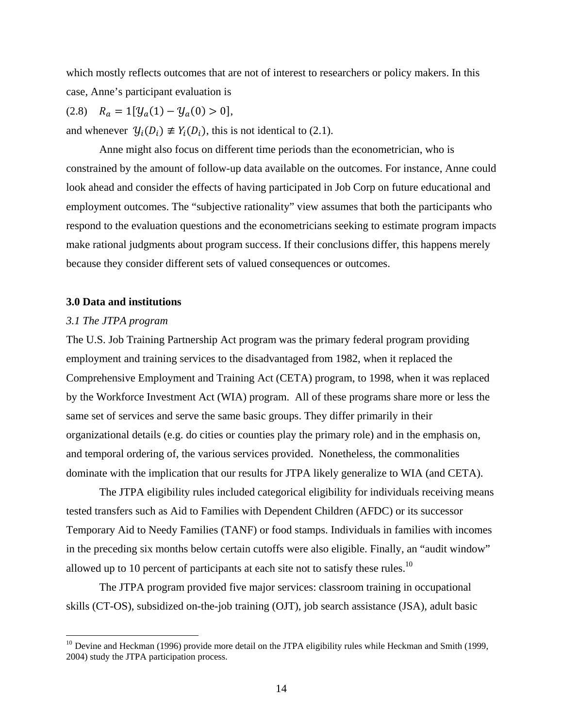which mostly reflects outcomes that are not of interest to researchers or policy makers. In this case, Anne's participant evaluation is

$$(2.8) \quad R_a = 1[\mathcal{Y}_a(1) - \mathcal{Y}_a(0) > 0],$$

and whenever $\mathcal{Y}_i(D_i) \not\equiv Y_i(D_i)$, this is not identical to (2.1).

Anne might also focus on different time periods than the econometrician, who is constrained by the amount of follow-up data available on the outcomes. For instance, Anne could look ahead and consider the effects of having participated in Job Corp on future educational and employment outcomes. The "subjective rationality" view assumes that both the participants who respond to the evaluation questions and the econometricians seeking to estimate program impacts make rational judgments about program success. If their conclusions differ, this happens merely because they consider different sets of valued consequences or outcomes.

## 3.0 Data and institutions

### *3.1 The JTPA program*

The U.S. Job Training Partnership Act program was the primary federal program providing employment and training services to the disadvantaged from 1982, when it replaced the Comprehensive Employment and Training Act (CETA) program, to 1998, when it was replaced by the Workforce Investment Act (WIA) program. All of these programs share more or less the same set of services and serve the same basic groups. They differ primarily in their organizational details (e.g. do cities or counties play the primary role) and in the emphasis on, and temporal ordering of, the various services provided. Nonetheless, the commonalities dominate with the implication that our results for JTPA likely generalize to WIA (and CETA).

The JTPA eligibility rules included categorical eligibility for individuals receiving means tested transfers such as Aid to Families with Dependent Children (AFDC) or its successor Temporary Aid to Needy Families (TANF) or food stamps. Individuals in families with incomes in the preceding six months below certain cutoffs were also eligible. Finally, an "audit window" allowed up to 10 percent of participants at each site not to satisfy these rules.[10]

The JTPA program provided five major services: classroom training in occupational skills (CT-OS), subsidized on-the-job training (OJT), job search assistance (JSA), adult basic

[10] Devine and Heckman (1996) provide more detail on the JTPA eligibility rules while Heckman and Smith (1999, 2004) study the JTPA participation process.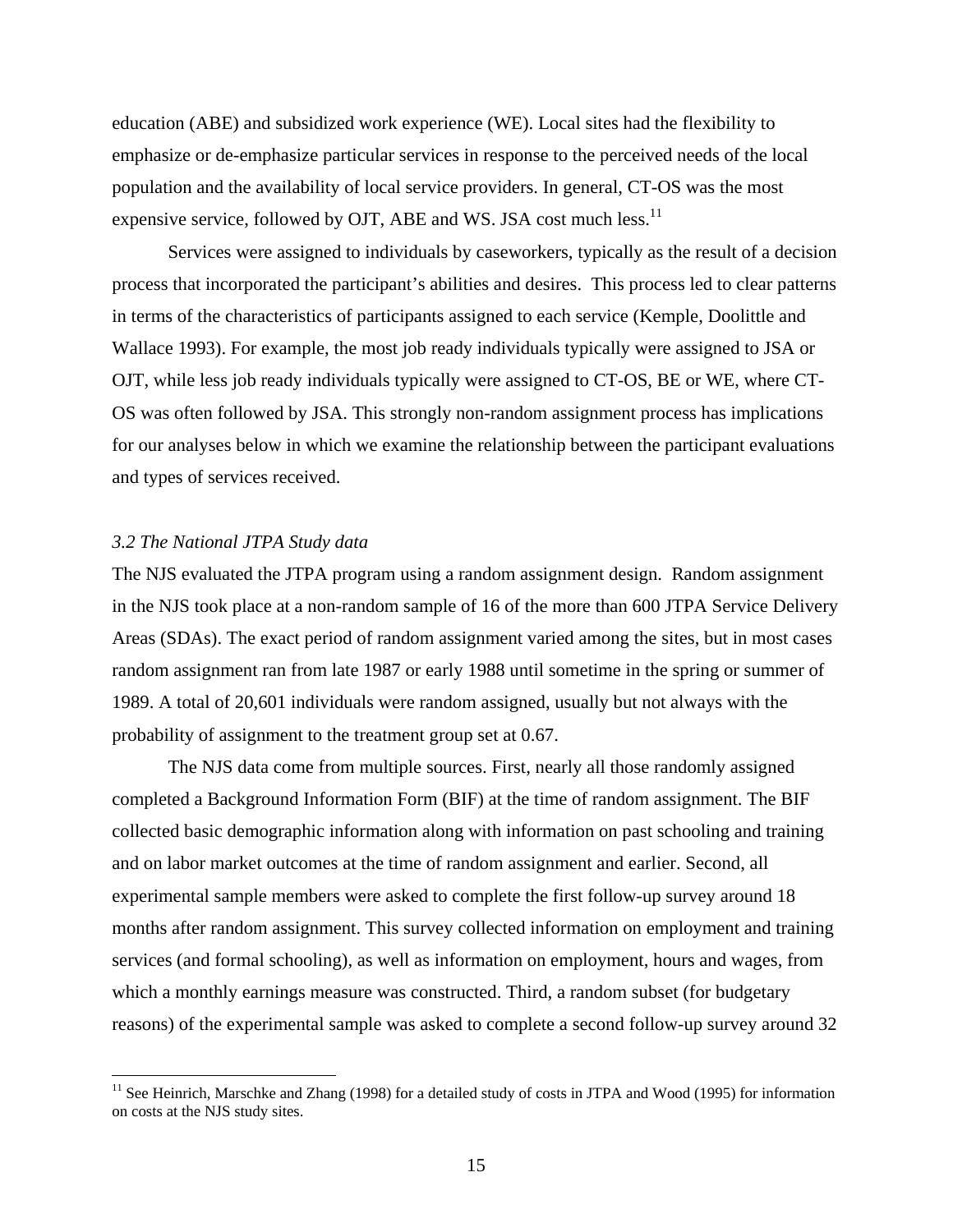education (ABE) and subsidized work experience (WE). Local sites had the flexibility to emphasize or de-emphasize particular services in response to the perceived needs of the local population and the availability of local service providers. In general, CT-OS was the most expensive service, followed by OJT, ABE and WS. JSA cost much less.[11]

Services were assigned to individuals by caseworkers, typically as the result of a decision process that incorporated the participant's abilities and desires. This process led to clear patterns in terms of the characteristics of participants assigned to each service (Kemple, Doolittle and Wallace 1993). For example, the most job ready individuals typically were assigned to JSA or OJT, while less job ready individuals typically were assigned to CT-OS, BE or WE, where CT-OS was often followed by JSA. This strongly non-random assignment process has implications for our analyses below in which we examine the relationship between the participant evaluations and types of services received.

### *3.2 The National JTPA Study data*

The NJS evaluated the JTPA program using a random assignment design. Random assignment in the NJS took place at a non-random sample of 16 of the more than 600 JTPA Service Delivery Areas (SDAs). The exact period of random assignment varied among the sites, but in most cases random assignment ran from late 1987 or early 1988 until sometime in the spring or summer of 1989. A total of 20,601 individuals were random assigned, usually but not always with the probability of assignment to the treatment group set at 0.67.

The NJS data come from multiple sources. First, nearly all those randomly assigned completed a Background Information Form (BIF) at the time of random assignment. The BIF collected basic demographic information along with information on past schooling and training and on labor market outcomes at the time of random assignment and earlier. Second, all experimental sample members were asked to complete the first follow-up survey around 18 months after random assignment. This survey collected information on employment and training services (and formal schooling), as well as information on employment, hours and wages, from which a monthly earnings measure was constructed. Third, a random subset (for budgetary reasons) of the experimental sample was asked to complete a second follow-up survey around 32

---

[11] See Heinrich, Marschke and Zhang (1998) for a detailed study of costs in JTPA and Wood (1995) for information on costs at the NJS study sites.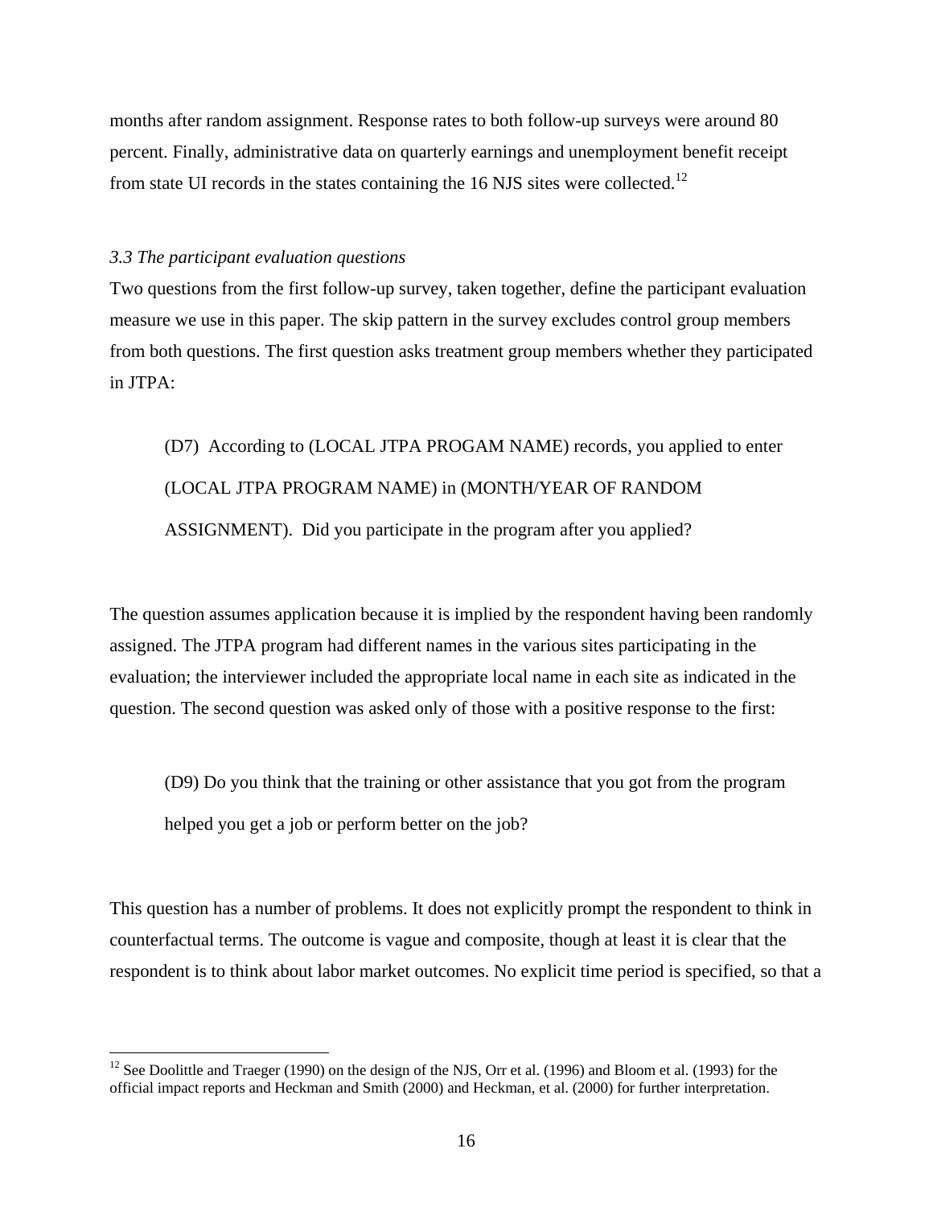months after random assignment. Response rates to both follow-up surveys were around 80 percent. Finally, administrative data on quarterly earnings and unemployment benefit receipt from state UI records in the states containing the 16 NJS sites were collected.[12]

### *3.3 The participant evaluation questions*

Two questions from the first follow-up survey, taken together, define the participant evaluation measure we use in this paper. The skip pattern in the survey excludes control group members from both questions. The first question asks treatment group members whether they participated in JTPA:

> (D7) According to (LOCAL JTPA PROGAM NAME) records, you applied to enter (LOCAL JTPA PROGRAM NAME) in (MONTH/YEAR OF RANDOM ASSIGNMENT). Did you participate in the program after you applied?

The question assumes application because it is implied by the respondent having been randomly assigned. The JTPA program had different names in the various sites participating in the evaluation; the interviewer included the appropriate local name in each site as indicated in the question. The second question was asked only of those with a positive response to the first:

> (D9) Do you think that the training or other assistance that you got from the program helped you get a job or perform better on the job?

This question has a number of problems. It does not explicitly prompt the respondent to think in counterfactual terms. The outcome is vague and composite, though at least it is clear that the respondent is to think about labor market outcomes. No explicit time period is specified, so that a

---

[12] See Doolittle and Traeger (1990) on the design of the NJS, Orr et al. (1996) and Bloom et al. (1993) for the official impact reports and Heckman and Smith (2000) and Heckman, et al. (2000) for further interpretation.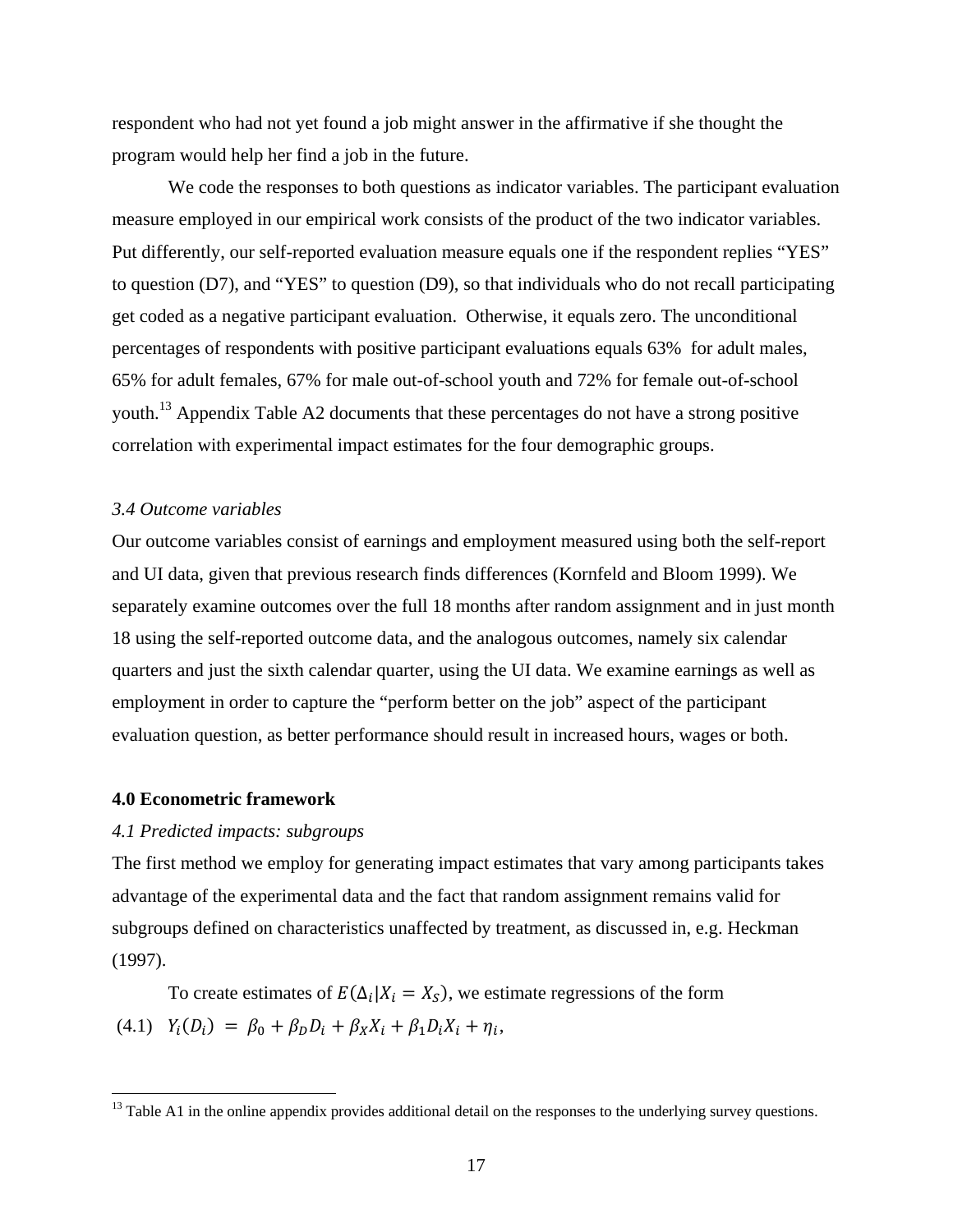respondent who had not yet found a job might answer in the affirmative if she thought the program would help her find a job in the future.

We code the responses to both questions as indicator variables. The participant evaluation measure employed in our empirical work consists of the product of the two indicator variables. Put differently, our self-reported evaluation measure equals one if the respondent replies "YES" to question (D7), and "YES" to question (D9), so that individuals who do not recall participating get coded as a negative participant evaluation. Otherwise, it equals zero. The unconditional percentages of respondents with positive participant evaluations equals 63% for adult males, 65% for adult females, 67% for male out-of-school youth and 72% for female out-of-school youth.[13] Appendix Table A2 documents that these percentages do not have a strong positive correlation with experimental impact estimates for the four demographic groups.

### *3.4 Outcome variables*

Our outcome variables consist of earnings and employment measured using both the self-report and UI data, given that previous research finds differences (Kornfeld and Bloom 1999). We separately examine outcomes over the full 18 months after random assignment and in just month 18 using the self-reported outcome data, and the analogous outcomes, namely six calendar quarters and just the sixth calendar quarter, using the UI data. We examine earnings as well as employment in order to capture the "perform better on the job" aspect of the participant evaluation question, as better performance should result in increased hours, wages or both.

## **4.0 Econometric framework**

### *4.1 Predicted impacts: subgroups*

The first method we employ for generating impact estimates that vary among participants takes advantage of the experimental data and the fact that random assignment remains valid for subgroups defined on characteristics unaffected by treatment, as discussed in, e.g. Heckman (1997).

To create estimates of $E(\Delta_i | X_i = X_S)$, we estimate regressions of the form

(4.1) $$Y_i(D_i) = \beta_0 + \beta_D D_i + \beta_X X_i + \beta_1 D_i X_i + \eta_i,$$

[13] Table A1 in the online appendix provides additional detail on the responses to the underlying survey questions.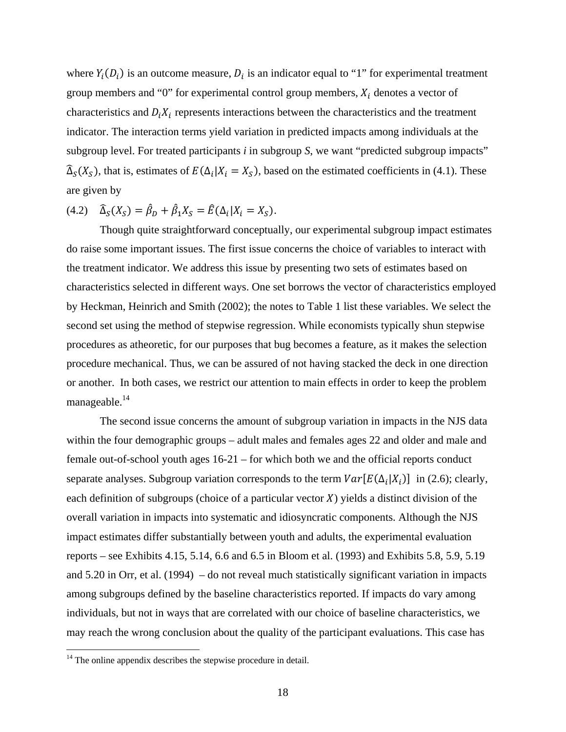where $Y_i(D_i)$ is an outcome measure, $D_i$ is an indicator equal to "1" for experimental treatment group members and "0" for experimental control group members, $X_i$ denotes a vector of characteristics and $D_iX_i$ represents interactions between the characteristics and the treatment indicator. The interaction terms yield variation in predicted impacts among individuals at the subgroup level. For treated participants *i* in subgroup *S*, we want "predicted subgroup impacts" $\widehat{\Delta}_S(X_S)$, that is, estimates of $E(\Delta_i|X_i = X_S)$, based on the estimated coefficients in (4.1). These are given by

(4.2) $\widehat{\Delta}_S(X_S) = \hat{\beta}_D + \hat{\beta}_1 X_S = \hat{E}(\Delta_i|X_i = X_S)$.

Though quite straightforward conceptually, our experimental subgroup impact estimates do raise some important issues. The first issue concerns the choice of variables to interact with the treatment indicator. We address this issue by presenting two sets of estimates based on characteristics selected in different ways. One set borrows the vector of characteristics employed by Heckman, Heinrich and Smith (2002); the notes to Table 1 list these variables. We select the second set using the method of stepwise regression. While economists typically shun stepwise procedures as atheoretic, for our purposes that bug becomes a feature, as it makes the selection procedure mechanical. Thus, we can be assured of not having stacked the deck in one direction or another. In both cases, we restrict our attention to main effects in order to keep the problem manageable.[14]

The second issue concerns the amount of subgroup variation in impacts in the NJS data within the four demographic groups – adult males and females ages 22 and older and male and female out-of-school youth ages 16-21 – for which both we and the official reports conduct separate analyses. Subgroup variation corresponds to the term $Var[E(\Delta_i|X_i)]$ in (2.6); clearly, each definition of subgroups (choice of a particular vector $X$) yields a distinct division of the overall variation in impacts into systematic and idiosyncratic components. Although the NJS impact estimates differ substantially between youth and adults, the experimental evaluation reports – see Exhibits 4.15, 5.14, 6.6 and 6.5 in Bloom et al. (1993) and Exhibits 5.8, 5.9, 5.19 and 5.20 in Orr, et al. (1994) – do not reveal much statistically significant variation in impacts among subgroups defined by the baseline characteristics reported. If impacts do vary among individuals, but not in ways that are correlated with our choice of baseline characteristics, we may reach the wrong conclusion about the quality of the participant evaluations. This case has

[14] The online appendix describes the stepwise procedure in detail.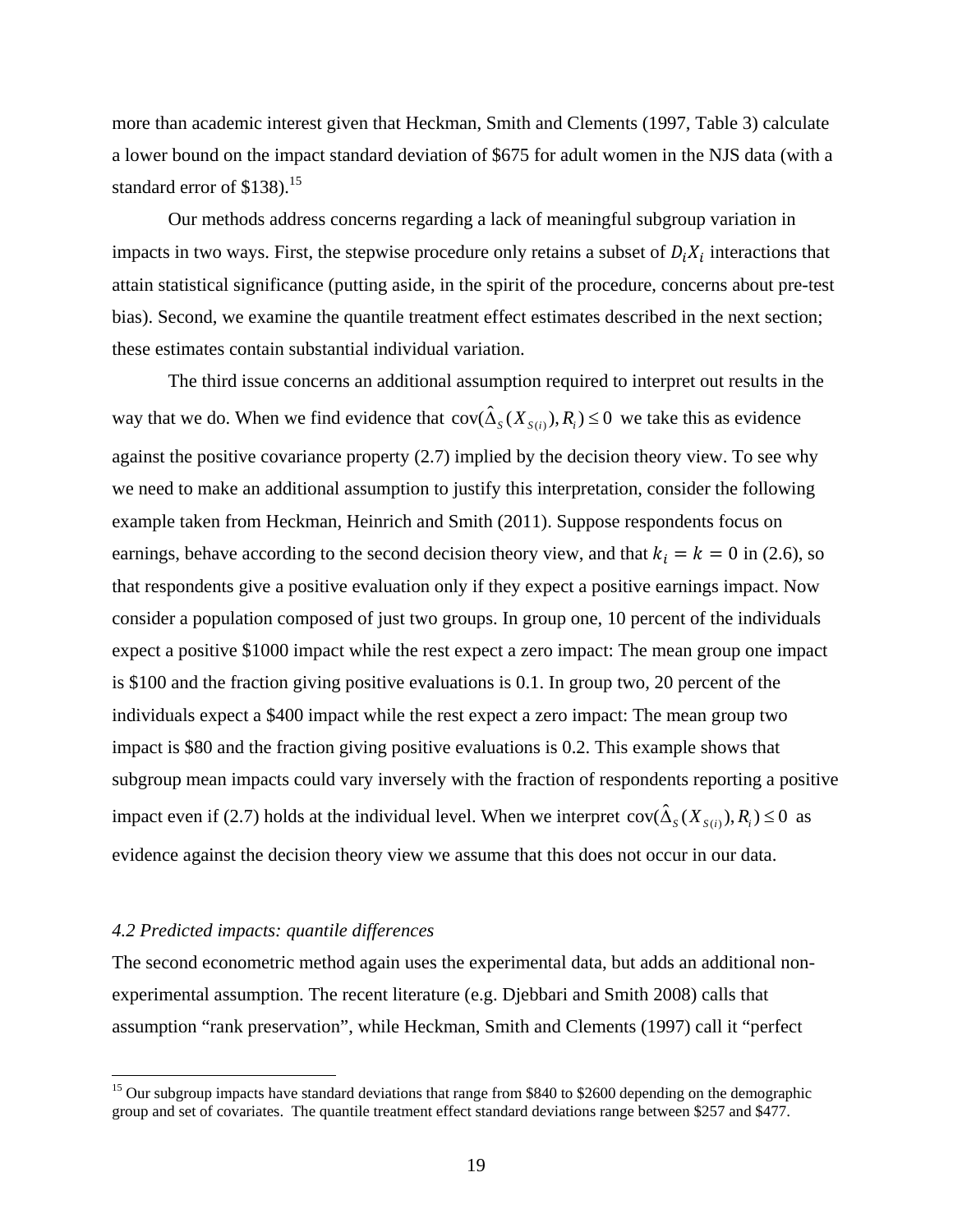more than academic interest given that Heckman, Smith and Clements (1997, Table 3) calculate a lower bound on the impact standard deviation of $675 for adult women in the NJS data (with a standard error of $138).[15]

Our methods address concerns regarding a lack of meaningful subgroup variation in impacts in two ways. First, the stepwise procedure only retains a subset of $D_i X_i$ interactions that attain statistical significance (putting aside, in the spirit of the procedure, concerns about pre-test bias). Second, we examine the quantile treatment effect estimates described in the next section; these estimates contain substantial individual variation.

The third issue concerns an additional assumption required to interpret out results in the way that we do. When we find evidence that $\text{cov}(\hat{\Delta}_S(X_{S(i)}), R_i) \leq 0$ we take this as evidence against the positive covariance property (2.7) implied by the decision theory view. To see why we need to make an additional assumption to justify this interpretation, consider the following example taken from Heckman, Heinrich and Smith (2011). Suppose respondents focus on earnings, behave according to the second decision theory view, and that $k_i = k = 0$ in (2.6), so that respondents give a positive evaluation only if they expect a positive earnings impact. Now consider a population composed of just two groups. In group one, 10 percent of the individuals expect a positive $1000 impact while the rest expect a zero impact: The mean group one impact is $100 and the fraction giving positive evaluations is 0.1. In group two, 20 percent of the individuals expect a $400 impact while the rest expect a zero impact: The mean group two impact is $80 and the fraction giving positive evaluations is 0.2. This example shows that subgroup mean impacts could vary inversely with the fraction of respondents reporting a positive impact even if (2.7) holds at the individual level. When we interpret $\text{cov}(\hat{\Delta}_S(X_{S(i)}), R_i) \leq 0$ as evidence against the decision theory view we assume that this does not occur in our data.

### *4.2 Predicted impacts: quantile differences*

The second econometric method again uses the experimental data, but adds an additional non-experimental assumption. The recent literature (e.g. Djebbari and Smith 2008) calls that assumption "rank preservation", while Heckman, Smith and Clements (1997) call it "perfect

[15] Our subgroup impacts have standard deviations that range from $840 to $2600 depending on the demographic group and set of covariates. The quantile treatment effect standard deviations range between $257 and $477.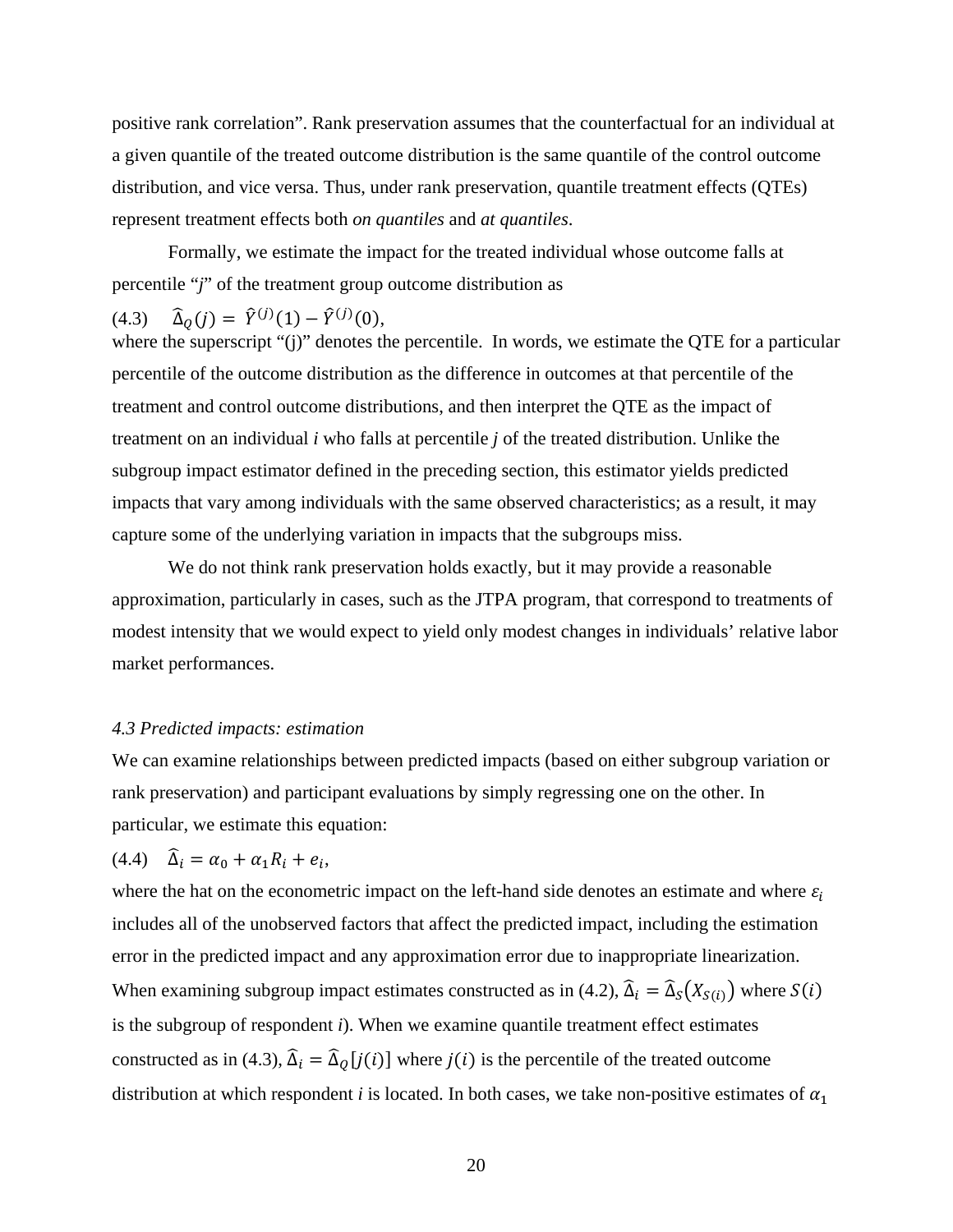positive rank correlation". Rank preservation assumes that the counterfactual for an individual at a given quantile of the treated outcome distribution is the same quantile of the control outcome distribution, and vice versa. Thus, under rank preservation, quantile treatment effects (QTEs) represent treatment effects both *on quantiles* and *at quantiles*.

Formally, we estimate the impact for the treated individual whose outcome falls at percentile "*j*" of the treatment group outcome distribution as

(4.3) $\widehat{\Delta}_Q(j) = \widehat{Y}^{(j)}(1) - \widehat{Y}^{(j)}(0)$,

where the superscript "(j)" denotes the percentile. In words, we estimate the QTE for a particular percentile of the outcome distribution as the difference in outcomes at that percentile of the treatment and control outcome distributions, and then interpret the QTE as the impact of treatment on an individual *i* who falls at percentile *j* of the treated distribution. Unlike the subgroup impact estimator defined in the preceding section, this estimator yields predicted impacts that vary among individuals with the same observed characteristics; as a result, it may capture some of the underlying variation in impacts that the subgroups miss.

We do not think rank preservation holds exactly, but it may provide a reasonable approximation, particularly in cases, such as the JTPA program, that correspond to treatments of modest intensity that we would expect to yield only modest changes in individuals' relative labor market performances.

*4.3 Predicted impacts: estimation*

We can examine relationships between predicted impacts (based on either subgroup variation or rank preservation) and participant evaluations by simply regressing one on the other. In particular, we estimate this equation:

(4.4) $\widehat{\Delta}_i = \alpha_0 + \alpha_1 R_i + e_i$,

where the hat on the econometric impact on the left-hand side denotes an estimate and where $\varepsilon_i$ includes all of the unobserved factors that affect the predicted impact, including the estimation error in the predicted impact and any approximation error due to inappropriate linearization. When examining subgroup impact estimates constructed as in (4.2), $\widehat{\Delta}_i = \widehat{\Delta}_S\left(X_{S(i)}\right)$ where $S(i)$ is the subgroup of respondent *i*). When we examine quantile treatment effect estimates constructed as in (4.3), $\widehat{\Delta}_i = \widehat{\Delta}_Q[j(i)]$ where $j(i)$ is the percentile of the treated outcome distribution at which respondent *i* is located. In both cases, we take non-positive estimates of $\alpha_1$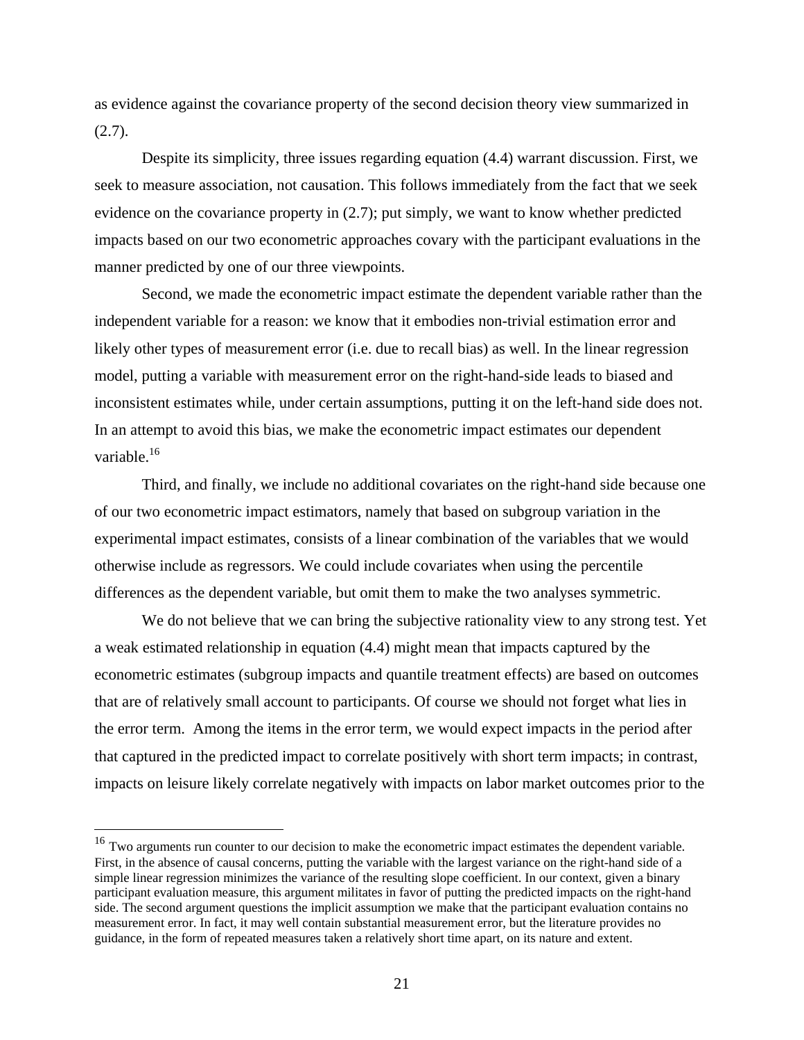as evidence against the covariance property of the second decision theory view summarized in (2.7).

Despite its simplicity, three issues regarding equation (4.4) warrant discussion. First, we seek to measure association, not causation. This follows immediately from the fact that we seek evidence on the covariance property in (2.7); put simply, we want to know whether predicted impacts based on our two econometric approaches covary with the participant evaluations in the manner predicted by one of our three viewpoints.

Second, we made the econometric impact estimate the dependent variable rather than the independent variable for a reason: we know that it embodies non-trivial estimation error and likely other types of measurement error (i.e. due to recall bias) as well. In the linear regression model, putting a variable with measurement error on the right-hand-side leads to biased and inconsistent estimates while, under certain assumptions, putting it on the left-hand side does not. In an attempt to avoid this bias, we make the econometric impact estimates our dependent variable.[16]

Third, and finally, we include no additional covariates on the right-hand side because one of our two econometric impact estimators, namely that based on subgroup variation in the experimental impact estimates, consists of a linear combination of the variables that we would otherwise include as regressors. We could include covariates when using the percentile differences as the dependent variable, but omit them to make the two analyses symmetric.

We do not believe that we can bring the subjective rationality view to any strong test. Yet a weak estimated relationship in equation (4.4) might mean that impacts captured by the econometric estimates (subgroup impacts and quantile treatment effects) are based on outcomes that are of relatively small account to participants. Of course we should not forget what lies in the error term. Among the items in the error term, we would expect impacts in the period after that captured in the predicted impact to correlate positively with short term impacts; in contrast, impacts on leisure likely correlate negatively with impacts on labor market outcomes prior to the

[16] Two arguments run counter to our decision to make the econometric impact estimates the dependent variable. First, in the absence of causal concerns, putting the variable with the largest variance on the right-hand side of a simple linear regression minimizes the variance of the resulting slope coefficient. In our context, given a binary participant evaluation measure, this argument militates in favor of putting the predicted impacts on the right-hand side. The second argument questions the implicit assumption we make that the participant evaluation contains no measurement error. In fact, it may well contain substantial measurement error, but the literature provides no guidance, in the form of repeated measures taken a relatively short time apart, on its nature and extent.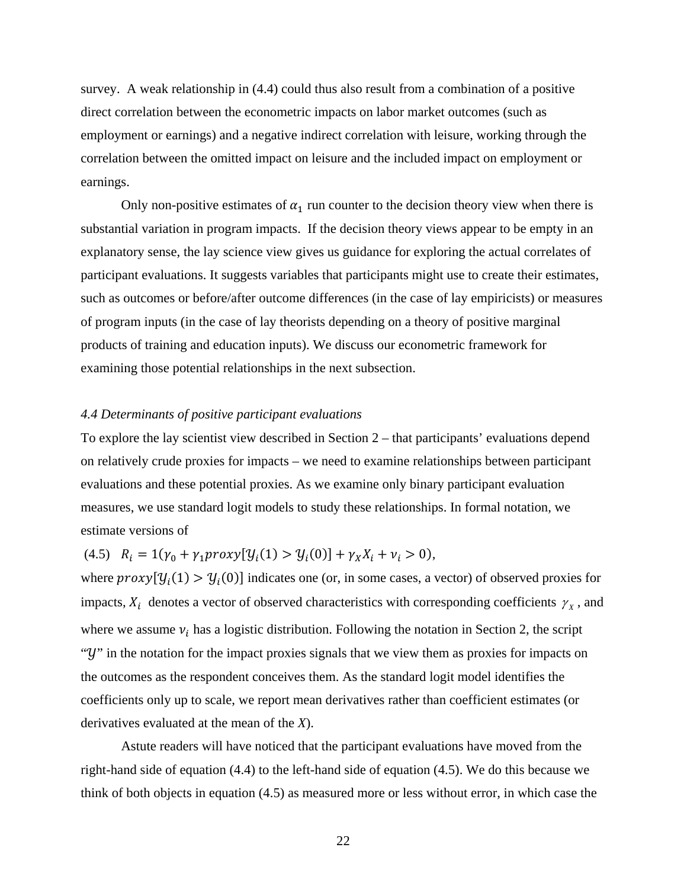survey. A weak relationship in (4.4) could thus also result from a combination of a positive direct correlation between the econometric impacts on labor market outcomes (such as employment or earnings) and a negative indirect correlation with leisure, working through the correlation between the omitted impact on leisure and the included impact on employment or earnings.

Only non-positive estimates of $\alpha_1$ run counter to the decision theory view when there is substantial variation in program impacts. If the decision theory views appear to be empty in an explanatory sense, the lay science view gives us guidance for exploring the actual correlates of participant evaluations. It suggests variables that participants might use to create their estimates, such as outcomes or before/after outcome differences (in the case of lay empiricists) or measures of program inputs (in the case of lay theorists depending on a theory of positive marginal products of training and education inputs). We discuss our econometric framework for examining those potential relationships in the next subsection.

### *4.4 Determinants of positive participant evaluations*

To explore the lay scientist view described in Section 2 – that participants' evaluations depend on relatively crude proxies for impacts – we need to examine relationships between participant evaluations and these potential proxies. As we examine only binary participant evaluation measures, we use standard logit models to study these relationships. In formal notation, we estimate versions of

$$(4.5) \quad R_i = 1(\gamma_0 + \gamma_1 proxy[\mathcal{Y}_i(1) > \mathcal{Y}_i(0)] + \gamma_X X_i + \nu_i > 0),$$

where $proxy[\mathcal{Y}_i(1) > \mathcal{Y}_i(0)]$ indicates one (or, in some cases, a vector) of observed proxies for impacts, $X_i$ denotes a vector of observed characteristics with corresponding coefficients $\gamma_X$, and where we assume $\nu_i$ has a logistic distribution. Following the notation in Section 2, the script "$\mathcal{Y}$" in the notation for the impact proxies signals that we view them as proxies for impacts on the outcomes as the respondent conceives them. As the standard logit model identifies the coefficients only up to scale, we report mean derivatives rather than coefficient estimates (or derivatives evaluated at the mean of the *X*).

Astute readers will have noticed that the participant evaluations have moved from the right-hand side of equation (4.4) to the left-hand side of equation (4.5). We do this because we think of both objects in equation (4.5) as measured more or less without error, in which case the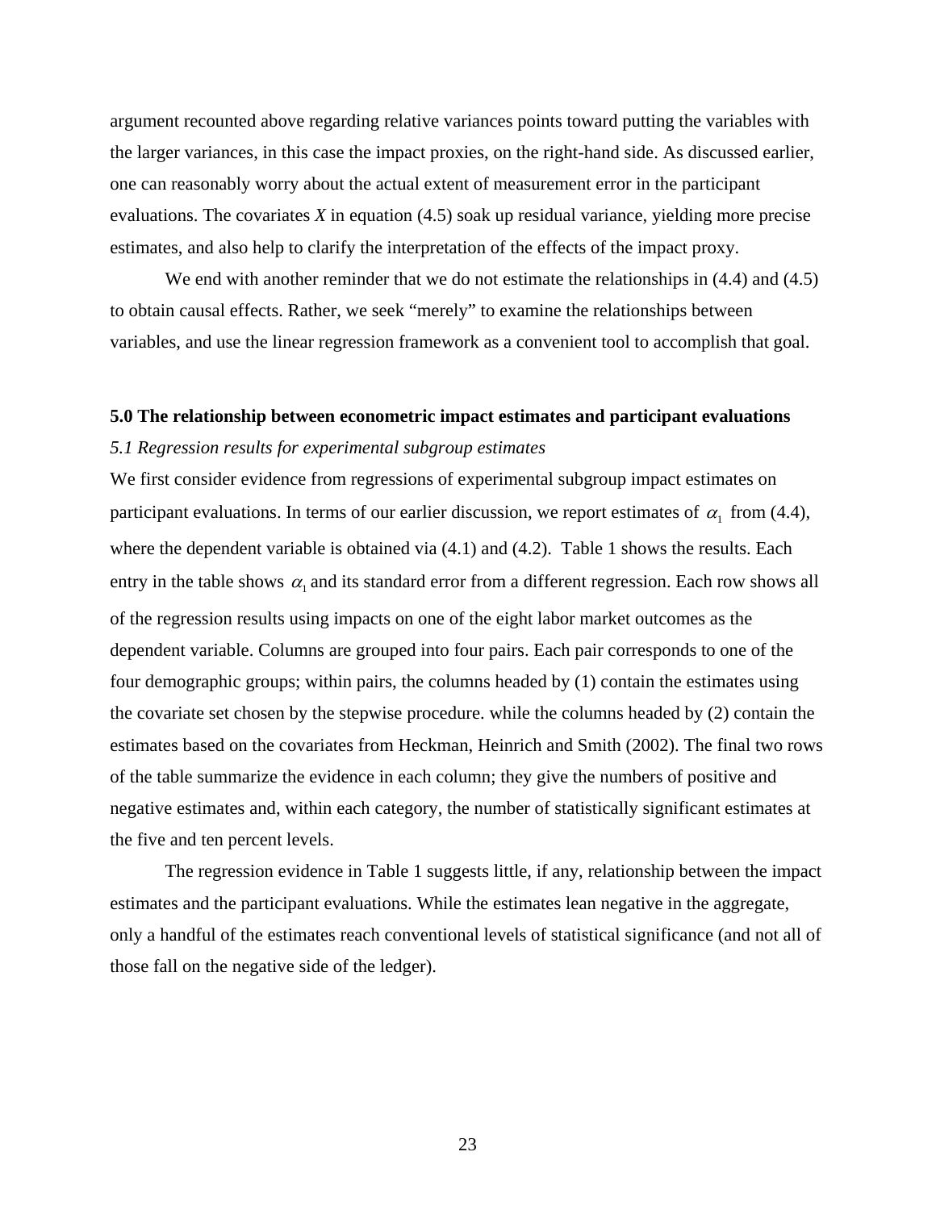argument recounted above regarding relative variances points toward putting the variables with the larger variances, in this case the impact proxies, on the right-hand side. As discussed earlier, one can reasonably worry about the actual extent of measurement error in the participant evaluations. The covariates *X* in equation (4.5) soak up residual variance, yielding more precise estimates, and also help to clarify the interpretation of the effects of the impact proxy.

We end with another reminder that we do not estimate the relationships in (4.4) and (4.5) to obtain causal effects. Rather, we seek "merely" to examine the relationships between variables, and use the linear regression framework as a convenient tool to accomplish that goal.

## 5.0 The relationship between econometric impact estimates and participant evaluations

### *5.1 Regression results for experimental subgroup estimates*

We first consider evidence from regressions of experimental subgroup impact estimates on participant evaluations. In terms of our earlier discussion, we report estimates of $\alpha_1$ from (4.4), where the dependent variable is obtained via (4.1) and (4.2). Table 1 shows the results. Each entry in the table shows $\alpha_1$ and its standard error from a different regression. Each row shows all of the regression results using impacts on one of the eight labor market outcomes as the dependent variable. Columns are grouped into four pairs. Each pair corresponds to one of the four demographic groups; within pairs, the columns headed by (1) contain the estimates using the covariate set chosen by the stepwise procedure. while the columns headed by (2) contain the estimates based on the covariates from Heckman, Heinrich and Smith (2002). The final two rows of the table summarize the evidence in each column; they give the numbers of positive and negative estimates and, within each category, the number of statistically significant estimates at the five and ten percent levels.

The regression evidence in Table 1 suggests little, if any, relationship between the impact estimates and the participant evaluations. While the estimates lean negative in the aggregate, only a handful of the estimates reach conventional levels of statistical significance (and not all of those fall on the negative side of the ledger).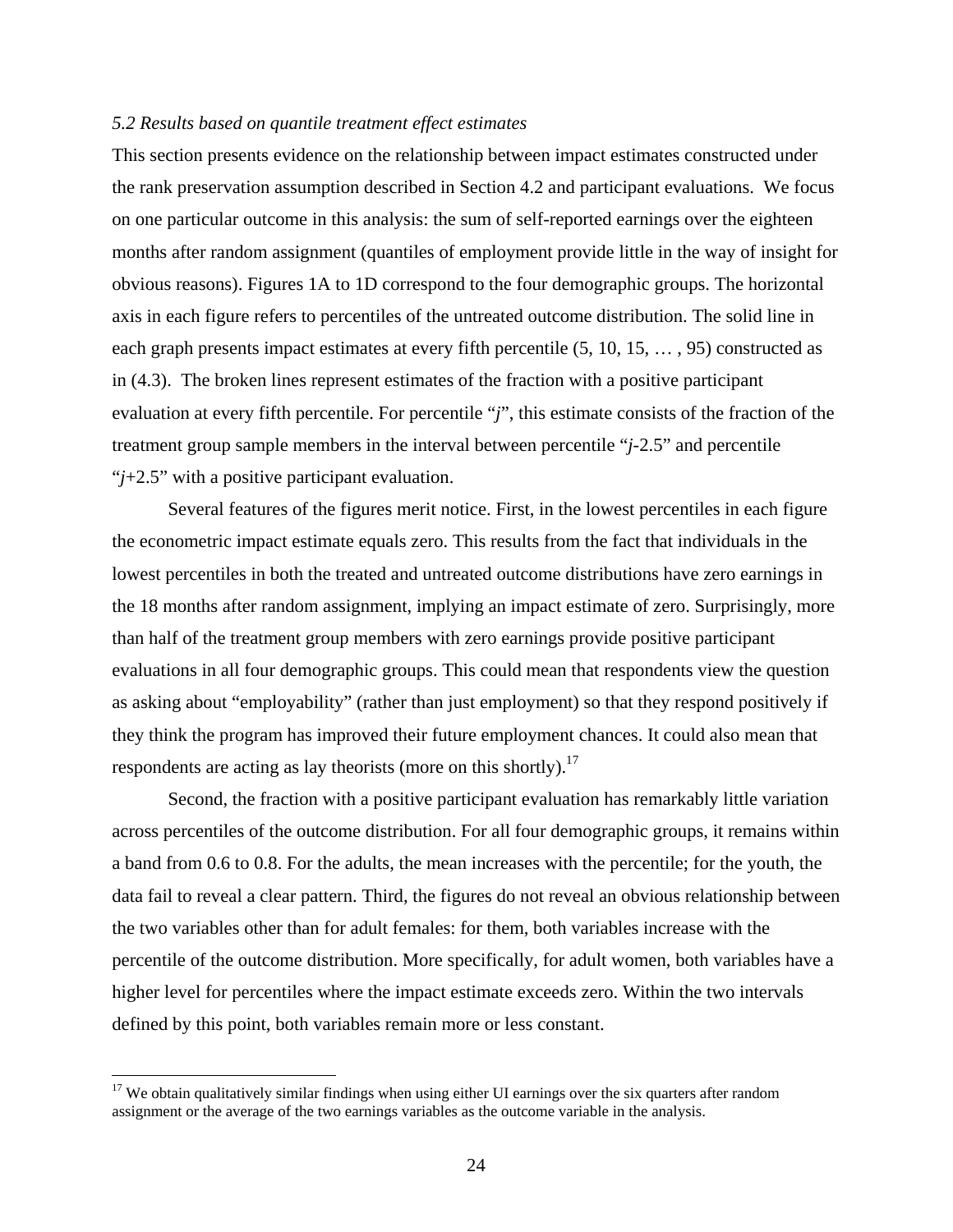*5.2 Results based on quantile treatment effect estimates*

This section presents evidence on the relationship between impact estimates constructed under the rank preservation assumption described in Section 4.2 and participant evaluations. We focus on one particular outcome in this analysis: the sum of self-reported earnings over the eighteen months after random assignment (quantiles of employment provide little in the way of insight for obvious reasons). Figures 1A to 1D correspond to the four demographic groups. The horizontal axis in each figure refers to percentiles of the untreated outcome distribution. The solid line in each graph presents impact estimates at every fifth percentile (5, 10, 15, … , 95) constructed as in (4.3). The broken lines represent estimates of the fraction with a positive participant evaluation at every fifth percentile. For percentile "*j*", this estimate consists of the fraction of the treatment group sample members in the interval between percentile "*j*-2.5" and percentile "*j*+2.5" with a positive participant evaluation.

Several features of the figures merit notice. First, in the lowest percentiles in each figure the econometric impact estimate equals zero. This results from the fact that individuals in the lowest percentiles in both the treated and untreated outcome distributions have zero earnings in the 18 months after random assignment, implying an impact estimate of zero. Surprisingly, more than half of the treatment group members with zero earnings provide positive participant evaluations in all four demographic groups. This could mean that respondents view the question as asking about "employability" (rather than just employment) so that they respond positively if they think the program has improved their future employment chances. It could also mean that respondents are acting as lay theorists (more on this shortly).[17]

Second, the fraction with a positive participant evaluation has remarkably little variation across percentiles of the outcome distribution. For all four demographic groups, it remains within a band from 0.6 to 0.8. For the adults, the mean increases with the percentile; for the youth, the data fail to reveal a clear pattern. Third, the figures do not reveal an obvious relationship between the two variables other than for adult females: for them, both variables increase with the percentile of the outcome distribution. More specifically, for adult women, both variables have a higher level for percentiles where the impact estimate exceeds zero. Within the two intervals defined by this point, both variables remain more or less constant.

[17] We obtain qualitatively similar findings when using either UI earnings over the six quarters after random assignment or the average of the two earnings variables as the outcome variable in the analysis.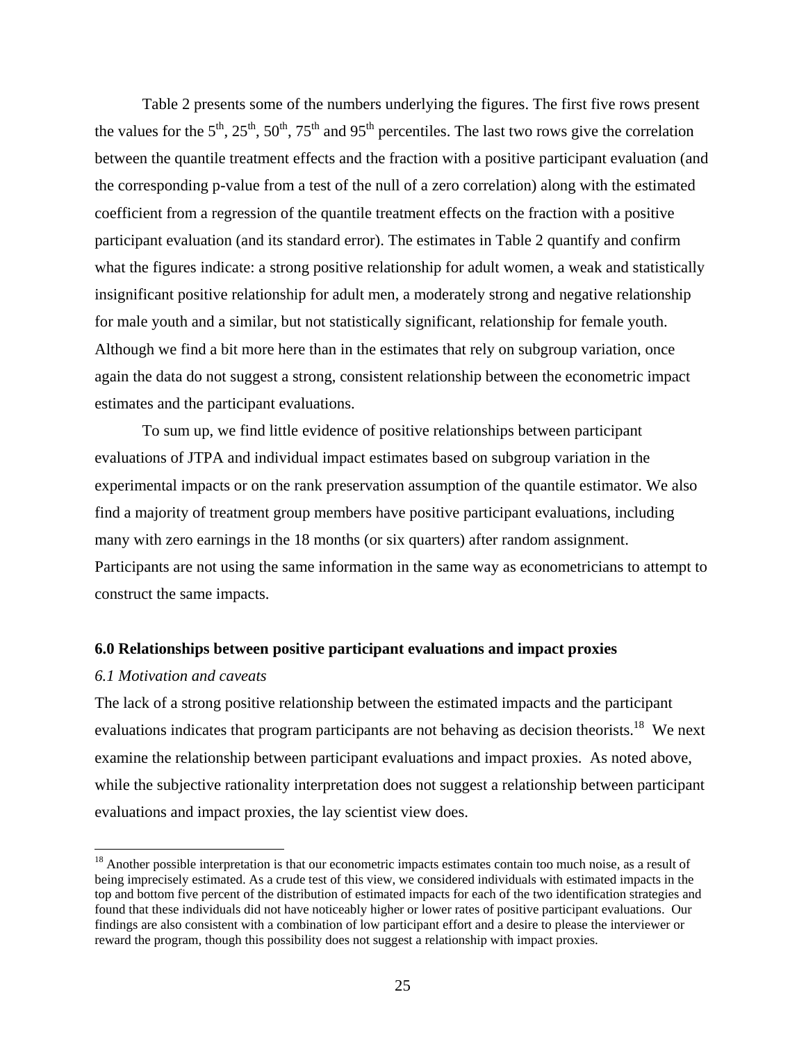Table 2 presents some of the numbers underlying the figures. The first five rows present the values for the 5th, 25th, 50th, 75th and 95th percentiles. The last two rows give the correlation between the quantile treatment effects and the fraction with a positive participant evaluation (and the corresponding p-value from a test of the null of a zero correlation) along with the estimated coefficient from a regression of the quantile treatment effects on the fraction with a positive participant evaluation (and its standard error). The estimates in Table 2 quantify and confirm what the figures indicate: a strong positive relationship for adult women, a weak and statistically insignificant positive relationship for adult men, a moderately strong and negative relationship for male youth and a similar, but not statistically significant, relationship for female youth. Although we find a bit more here than in the estimates that rely on subgroup variation, once again the data do not suggest a strong, consistent relationship between the econometric impact estimates and the participant evaluations.

To sum up, we find little evidence of positive relationships between participant evaluations of JTPA and individual impact estimates based on subgroup variation in the experimental impacts or on the rank preservation assumption of the quantile estimator. We also find a majority of treatment group members have positive participant evaluations, including many with zero earnings in the 18 months (or six quarters) after random assignment. Participants are not using the same information in the same way as econometricians to attempt to construct the same impacts.

## 6.0 Relationships between positive participant evaluations and impact proxies

### *6.1 Motivation and caveats*

The lack of a strong positive relationship between the estimated impacts and the participant evaluations indicates that program participants are not behaving as decision theorists.[18] We next examine the relationship between participant evaluations and impact proxies. As noted above, while the subjective rationality interpretation does not suggest a relationship between participant evaluations and impact proxies, the lay scientist view does.

[18] Another possible interpretation is that our econometric impacts estimates contain too much noise, as a result of being imprecisely estimated. As a crude test of this view, we considered individuals with estimated impacts in the top and bottom five percent of the distribution of estimated impacts for each of the two identification strategies and found that these individuals did not have noticeably higher or lower rates of positive participant evaluations. Our findings are also consistent with a combination of low participant effort and a desire to please the interviewer or reward the program, though this possibility does not suggest a relationship with impact proxies.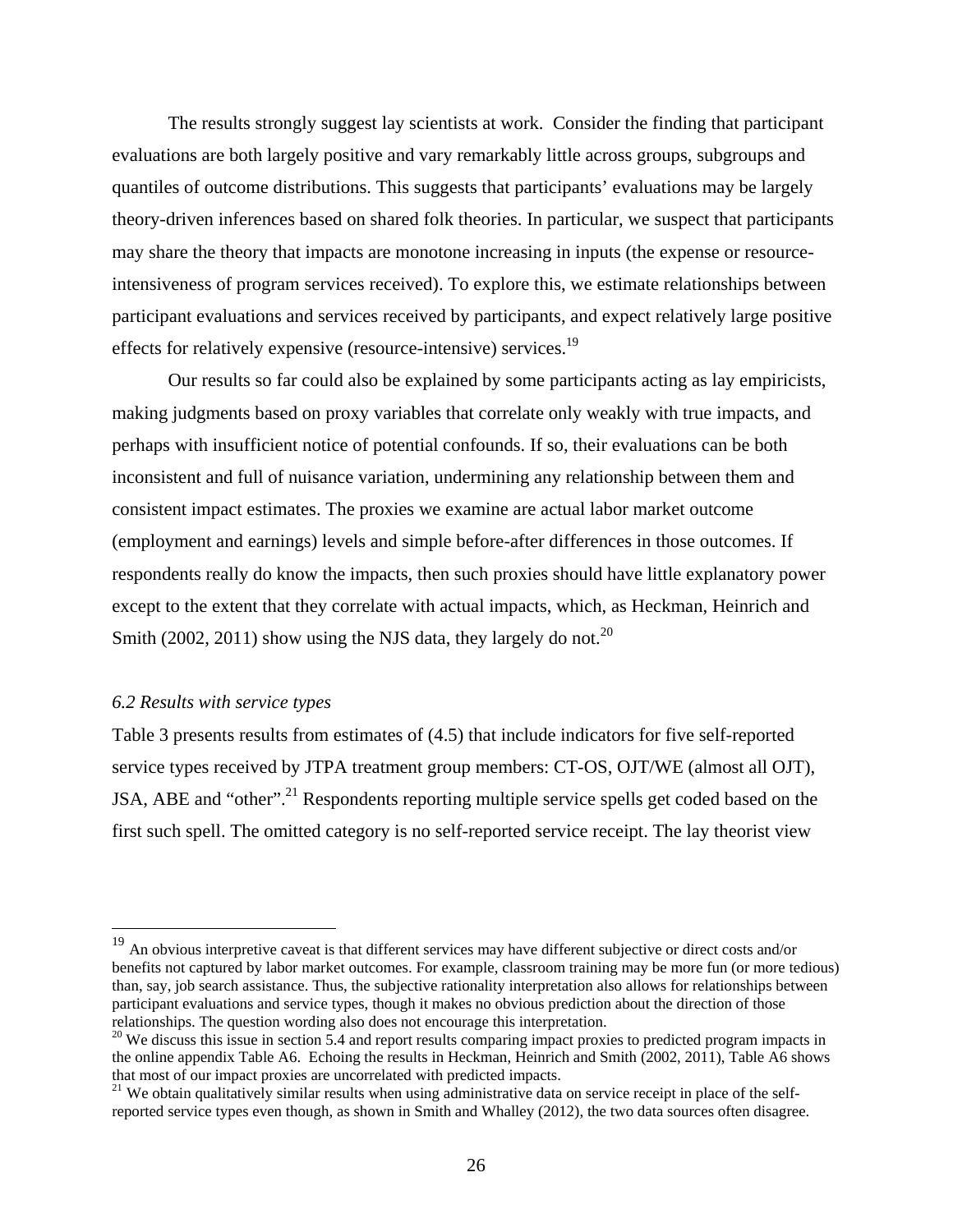The results strongly suggest lay scientists at work. Consider the finding that participant evaluations are both largely positive and vary remarkably little across groups, subgroups and quantiles of outcome distributions. This suggests that participants' evaluations may be largely theory-driven inferences based on shared folk theories. In particular, we suspect that participants may share the theory that impacts are monotone increasing in inputs (the expense or resource-intensiveness of program services received). To explore this, we estimate relationships between participant evaluations and services received by participants, and expect relatively large positive effects for relatively expensive (resource-intensive) services.[19]

Our results so far could also be explained by some participants acting as lay empiricists, making judgments based on proxy variables that correlate only weakly with true impacts, and perhaps with insufficient notice of potential confounds. If so, their evaluations can be both inconsistent and full of nuisance variation, undermining any relationship between them and consistent impact estimates. The proxies we examine are actual labor market outcome (employment and earnings) levels and simple before-after differences in those outcomes. If respondents really do know the impacts, then such proxies should have little explanatory power except to the extent that they correlate with actual impacts, which, as Heckman, Heinrich and Smith (2002, 2011) show using the NJS data, they largely do not.[20]

### *6.2 Results with service types*

Table 3 presents results from estimates of (4.5) that include indicators for five self-reported service types received by JTPA treatment group members: CT-OS, OJT/WE (almost all OJT), JSA, ABE and "other".[21] Respondents reporting multiple service spells get coded based on the first such spell. The omitted category is no self-reported service receipt. The lay theorist view

---

[19] An obvious interpretive caveat is that different services may have different subjective or direct costs and/or benefits not captured by labor market outcomes. For example, classroom training may be more fun (or more tedious) than, say, job search assistance. Thus, the subjective rationality interpretation also allows for relationships between participant evaluations and service types, though it makes no obvious prediction about the direction of those relationships. The question wording also does not encourage this interpretation.

[20] We discuss this issue in section 5.4 and report results comparing impact proxies to predicted program impacts in the online appendix Table A6. Echoing the results in Heckman, Heinrich and Smith (2002, 2011), Table A6 shows that most of our impact proxies are uncorrelated with predicted impacts.

[21] We obtain qualitatively similar results when using administrative data on service receipt in place of the self-reported service types even though, as shown in Smith and Whalley (2012), the two data sources often disagree.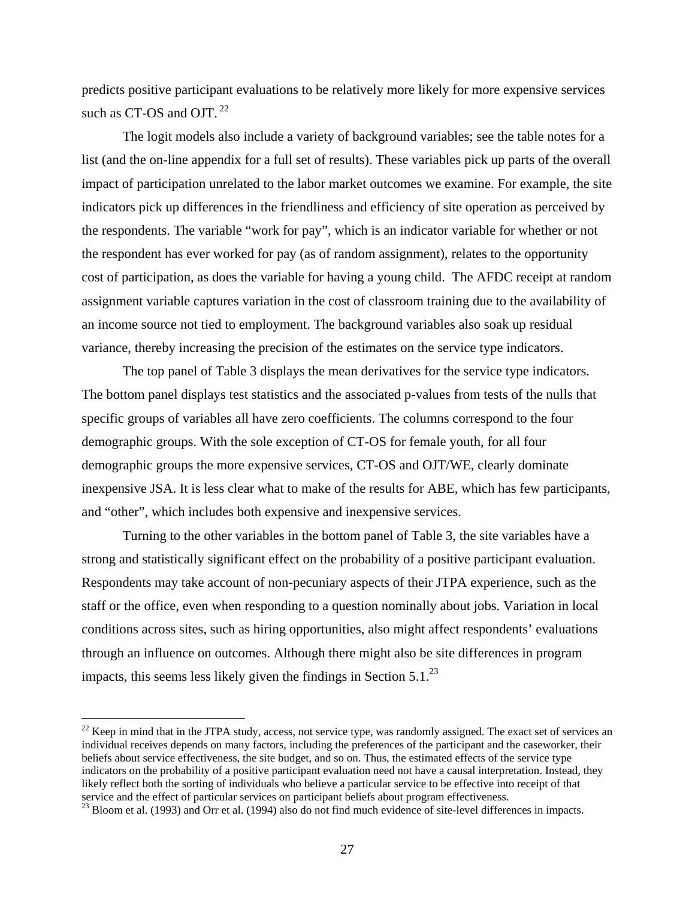predicts positive participant evaluations to be relatively more likely for more expensive services such as CT-OS and OJT. [22]

The logit models also include a variety of background variables; see the table notes for a list (and the on-line appendix for a full set of results). These variables pick up parts of the overall impact of participation unrelated to the labor market outcomes we examine. For example, the site indicators pick up differences in the friendliness and efficiency of site operation as perceived by the respondents. The variable "work for pay", which is an indicator variable for whether or not the respondent has ever worked for pay (as of random assignment), relates to the opportunity cost of participation, as does the variable for having a young child. The AFDC receipt at random assignment variable captures variation in the cost of classroom training due to the availability of an income source not tied to employment. The background variables also soak up residual variance, thereby increasing the precision of the estimates on the service type indicators.

The top panel of Table 3 displays the mean derivatives for the service type indicators. The bottom panel displays test statistics and the associated p-values from tests of the nulls that specific groups of variables all have zero coefficients. The columns correspond to the four demographic groups. With the sole exception of CT-OS for female youth, for all four demographic groups the more expensive services, CT-OS and OJT/WE, clearly dominate inexpensive JSA. It is less clear what to make of the results for ABE, which has few participants, and "other", which includes both expensive and inexpensive services.

Turning to the other variables in the bottom panel of Table 3, the site variables have a strong and statistically significant effect on the probability of a positive participant evaluation. Respondents may take account of non-pecuniary aspects of their JTPA experience, such as the staff or the office, even when responding to a question nominally about jobs. Variation in local conditions across sites, such as hiring opportunities, also might affect respondents' evaluations through an influence on outcomes. Although there might also be site differences in program impacts, this seems less likely given the findings in Section 5.1.[23]

[22] Keep in mind that in the JTPA study, access, not service type, was randomly assigned. The exact set of services an individual receives depends on many factors, including the preferences of the participant and the caseworker, their beliefs about service effectiveness, the site budget, and so on. Thus, the estimated effects of the service type indicators on the probability of a positive participant evaluation need not have a causal interpretation. Instead, they likely reflect both the sorting of individuals who believe a particular service to be effective into receipt of that service and the effect of particular services on participant beliefs about program effectiveness.

[23] Bloom et al. (1993) and Orr et al. (1994) also do not find much evidence of site-level differences in impacts.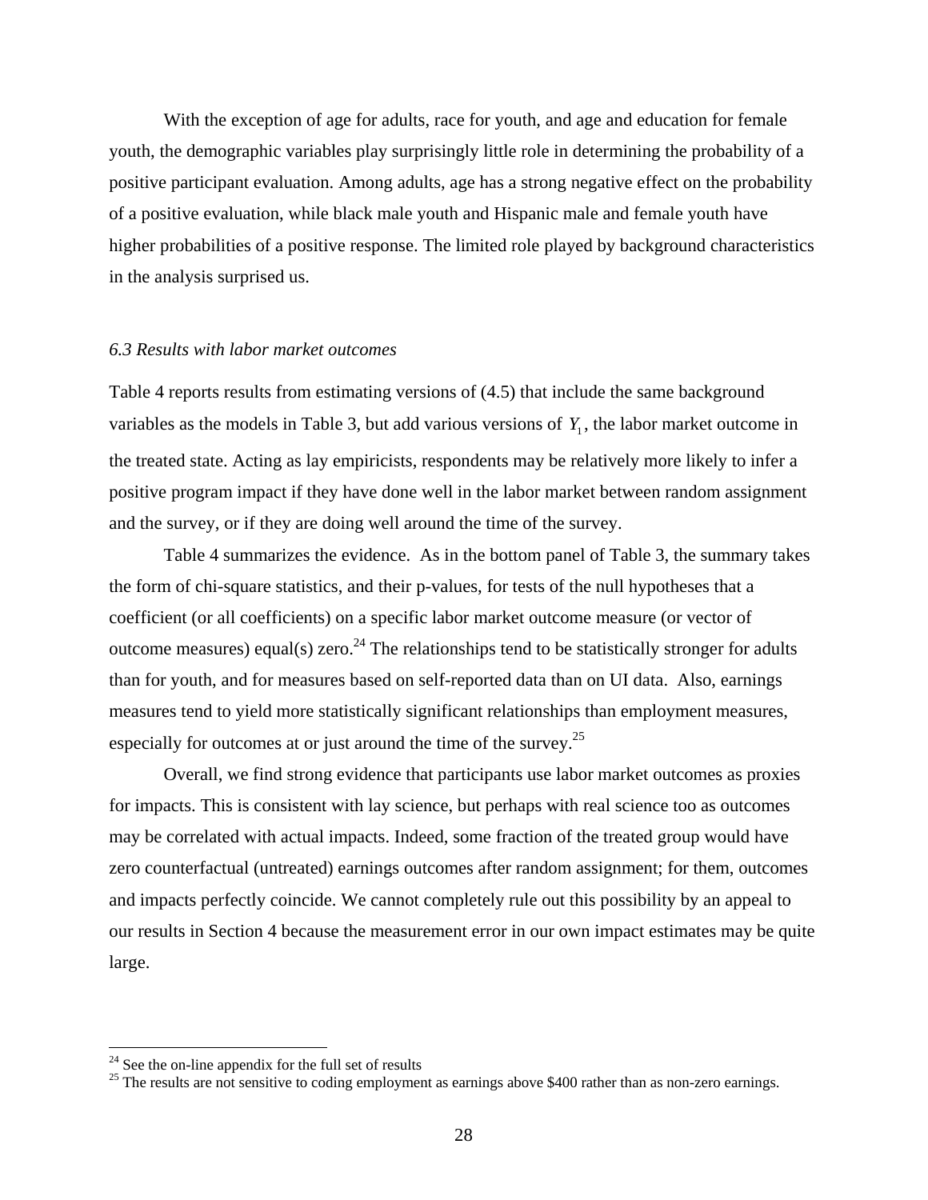With the exception of age for adults, race for youth, and age and education for female youth, the demographic variables play surprisingly little role in determining the probability of a positive participant evaluation. Among adults, age has a strong negative effect on the probability of a positive evaluation, while black male youth and Hispanic male and female youth have higher probabilities of a positive response. The limited role played by background characteristics in the analysis surprised us.

### *6.3 Results with labor market outcomes*

Table 4 reports results from estimating versions of (4.5) that include the same background variables as the models in Table 3, but add various versions of $Y_1$, the labor market outcome in the treated state. Acting as lay empiricists, respondents may be relatively more likely to infer a positive program impact if they have done well in the labor market between random assignment and the survey, or if they are doing well around the time of the survey.

Table 4 summarizes the evidence. As in the bottom panel of Table 3, the summary takes the form of chi-square statistics, and their p-values, for tests of the null hypotheses that a coefficient (or all coefficients) on a specific labor market outcome measure (or vector of outcome measures) equal(s) zero.[24] The relationships tend to be statistically stronger for adults than for youth, and for measures based on self-reported data than on UI data. Also, earnings measures tend to yield more statistically significant relationships than employment measures, especially for outcomes at or just around the time of the survey.[25]

Overall, we find strong evidence that participants use labor market outcomes as proxies for impacts. This is consistent with lay science, but perhaps with real science too as outcomes may be correlated with actual impacts. Indeed, some fraction of the treated group would have zero counterfactual (untreated) earnings outcomes after random assignment; for them, outcomes and impacts perfectly coincide. We cannot completely rule out this possibility by an appeal to our results in Section 4 because the measurement error in our own impact estimates may be quite large.

---

[24] See the on-line appendix for the full set of results

[25] The results are not sensitive to coding employment as earnings above \$400 rather than as non-zero earnings.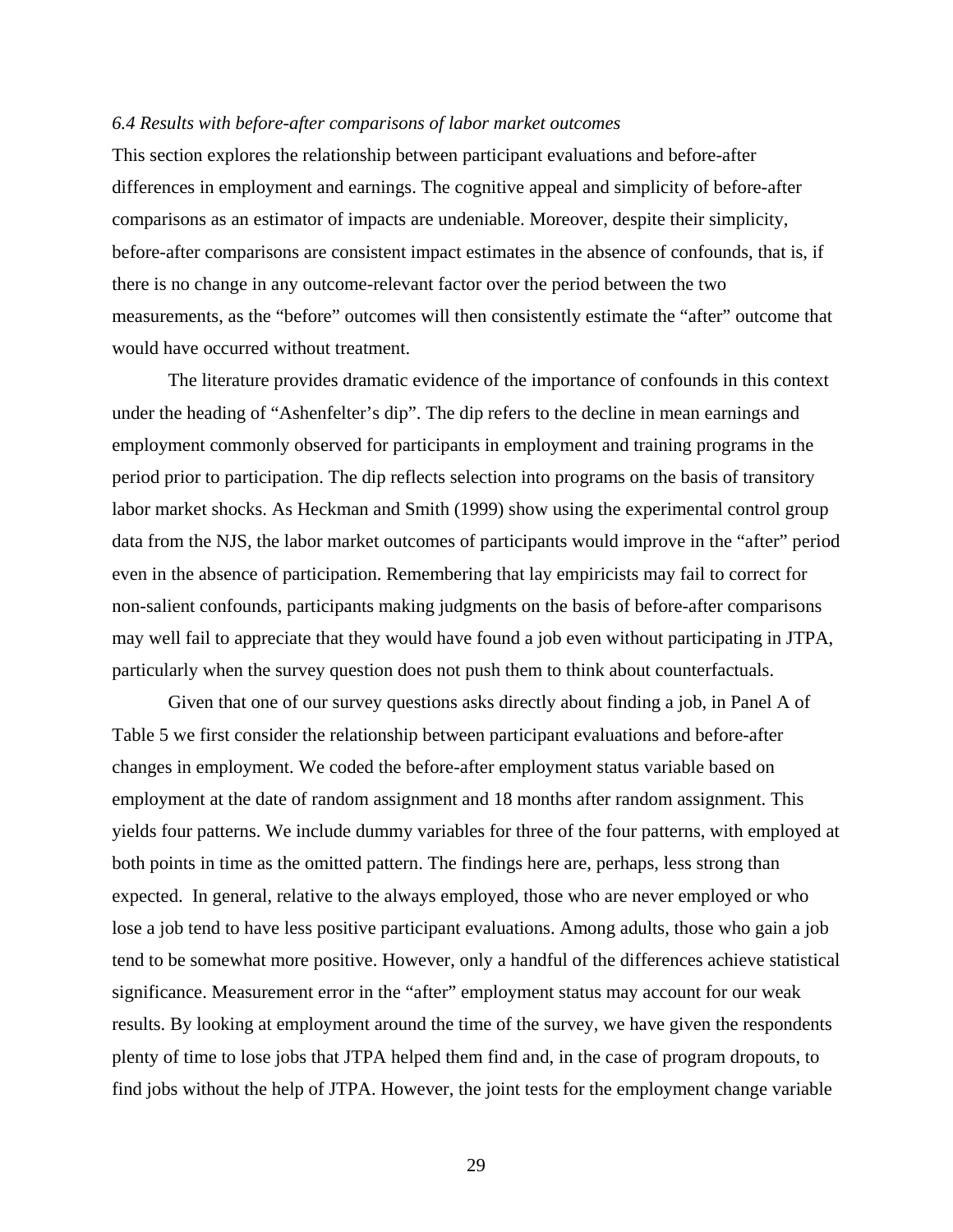*6.4 Results with before-after comparisons of labor market outcomes*

This section explores the relationship between participant evaluations and before-after differences in employment and earnings. The cognitive appeal and simplicity of before-after comparisons as an estimator of impacts are undeniable. Moreover, despite their simplicity, before-after comparisons are consistent impact estimates in the absence of confounds, that is, if there is no change in any outcome-relevant factor over the period between the two measurements, as the "before" outcomes will then consistently estimate the "after" outcome that would have occurred without treatment.

The literature provides dramatic evidence of the importance of confounds in this context under the heading of "Ashenfelter's dip". The dip refers to the decline in mean earnings and employment commonly observed for participants in employment and training programs in the period prior to participation. The dip reflects selection into programs on the basis of transitory labor market shocks. As Heckman and Smith (1999) show using the experimental control group data from the NJS, the labor market outcomes of participants would improve in the "after" period even in the absence of participation. Remembering that lay empiricists may fail to correct for non-salient confounds, participants making judgments on the basis of before-after comparisons may well fail to appreciate that they would have found a job even without participating in JTPA, particularly when the survey question does not push them to think about counterfactuals.

Given that one of our survey questions asks directly about finding a job, in Panel A of Table 5 we first consider the relationship between participant evaluations and before-after changes in employment. We coded the before-after employment status variable based on employment at the date of random assignment and 18 months after random assignment. This yields four patterns. We include dummy variables for three of the four patterns, with employed at both points in time as the omitted pattern. The findings here are, perhaps, less strong than expected. In general, relative to the always employed, those who are never employed or who lose a job tend to have less positive participant evaluations. Among adults, those who gain a job tend to be somewhat more positive. However, only a handful of the differences achieve statistical significance. Measurement error in the "after" employment status may account for our weak results. By looking at employment around the time of the survey, we have given the respondents plenty of time to lose jobs that JTPA helped them find and, in the case of program dropouts, to find jobs without the help of JTPA. However, the joint tests for the employment change variable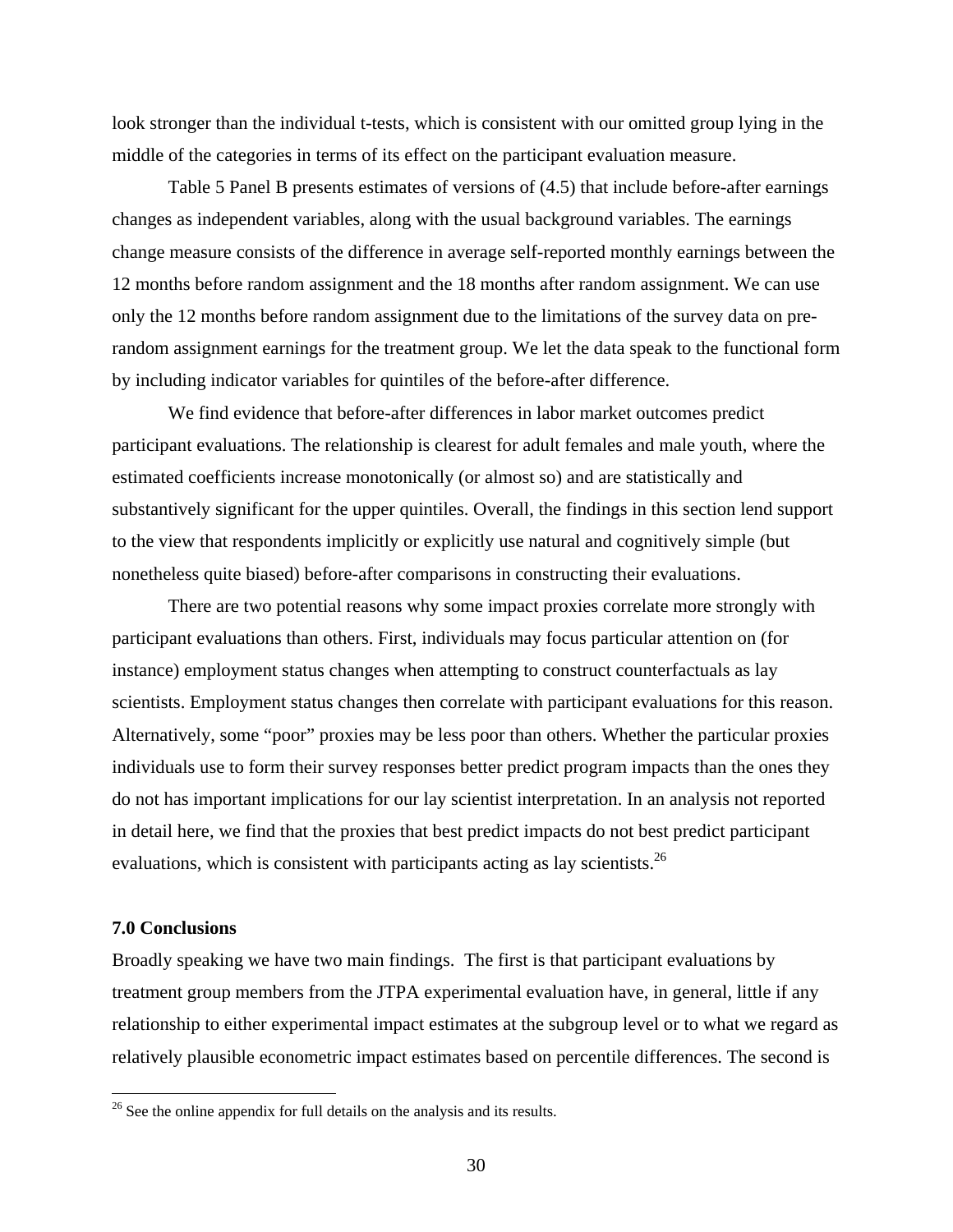look stronger than the individual t-tests, which is consistent with our omitted group lying in the middle of the categories in terms of its effect on the participant evaluation measure.

Table 5 Panel B presents estimates of versions of (4.5) that include before-after earnings changes as independent variables, along with the usual background variables. The earnings change measure consists of the difference in average self-reported monthly earnings between the 12 months before random assignment and the 18 months after random assignment. We can use only the 12 months before random assignment due to the limitations of the survey data on pre-random assignment earnings for the treatment group. We let the data speak to the functional form by including indicator variables for quintiles of the before-after difference.

We find evidence that before-after differences in labor market outcomes predict participant evaluations. The relationship is clearest for adult females and male youth, where the estimated coefficients increase monotonically (or almost so) and are statistically and substantively significant for the upper quintiles. Overall, the findings in this section lend support to the view that respondents implicitly or explicitly use natural and cognitively simple (but nonetheless quite biased) before-after comparisons in constructing their evaluations.

There are two potential reasons why some impact proxies correlate more strongly with participant evaluations than others. First, individuals may focus particular attention on (for instance) employment status changes when attempting to construct counterfactuals as lay scientists. Employment status changes then correlate with participant evaluations for this reason. Alternatively, some "poor" proxies may be less poor than others. Whether the particular proxies individuals use to form their survey responses better predict program impacts than the ones they do not has important implications for our lay scientist interpretation. In an analysis not reported in detail here, we find that the proxies that best predict impacts do not best predict participant evaluations, which is consistent with participants acting as lay scientists.[26]

### 7.0 Conclusions

Broadly speaking we have two main findings. The first is that participant evaluations by treatment group members from the JTPA experimental evaluation have, in general, little if any relationship to either experimental impact estimates at the subgroup level or to what we regard as relatively plausible econometric impact estimates based on percentile differences. The second is

[26] See the online appendix for full details on the analysis and its results.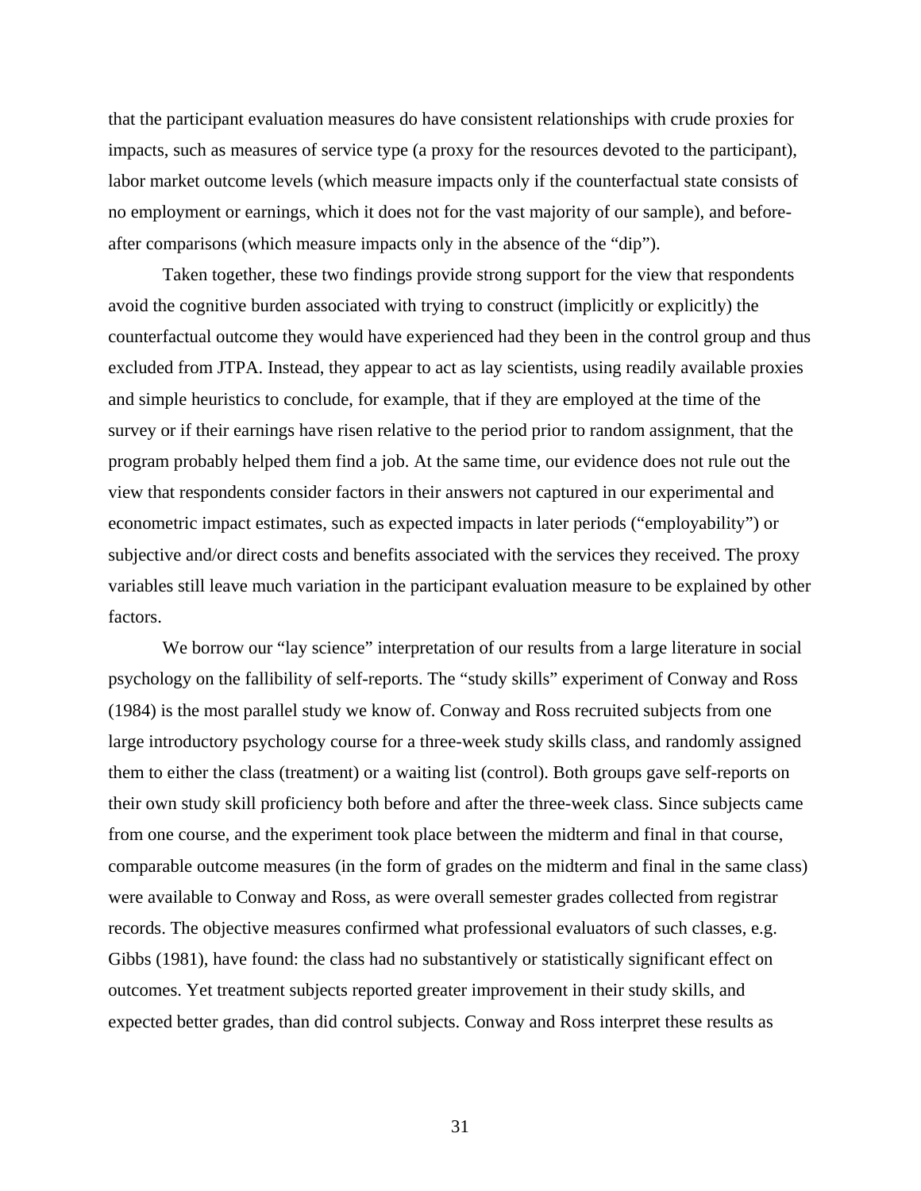that the participant evaluation measures do have consistent relationships with crude proxies for impacts, such as measures of service type (a proxy for the resources devoted to the participant), labor market outcome levels (which measure impacts only if the counterfactual state consists of no employment or earnings, which it does not for the vast majority of our sample), and before-after comparisons (which measure impacts only in the absence of the "dip").

Taken together, these two findings provide strong support for the view that respondents avoid the cognitive burden associated with trying to construct (implicitly or explicitly) the counterfactual outcome they would have experienced had they been in the control group and thus excluded from JTPA. Instead, they appear to act as lay scientists, using readily available proxies and simple heuristics to conclude, for example, that if they are employed at the time of the survey or if their earnings have risen relative to the period prior to random assignment, that the program probably helped them find a job. At the same time, our evidence does not rule out the view that respondents consider factors in their answers not captured in our experimental and econometric impact estimates, such as expected impacts in later periods ("employability") or subjective and/or direct costs and benefits associated with the services they received. The proxy variables still leave much variation in the participant evaluation measure to be explained by other factors.

We borrow our "lay science" interpretation of our results from a large literature in social psychology on the fallibility of self-reports. The "study skills" experiment of Conway and Ross (1984) is the most parallel study we know of. Conway and Ross recruited subjects from one large introductory psychology course for a three-week study skills class, and randomly assigned them to either the class (treatment) or a waiting list (control). Both groups gave self-reports on their own study skill proficiency both before and after the three-week class. Since subjects came from one course, and the experiment took place between the midterm and final in that course, comparable outcome measures (in the form of grades on the midterm and final in the same class) were available to Conway and Ross, as were overall semester grades collected from registrar records. The objective measures confirmed what professional evaluators of such classes, e.g. Gibbs (1981), have found: the class had no substantively or statistically significant effect on outcomes. Yet treatment subjects reported greater improvement in their study skills, and expected better grades, than did control subjects. Conway and Ross interpret these results as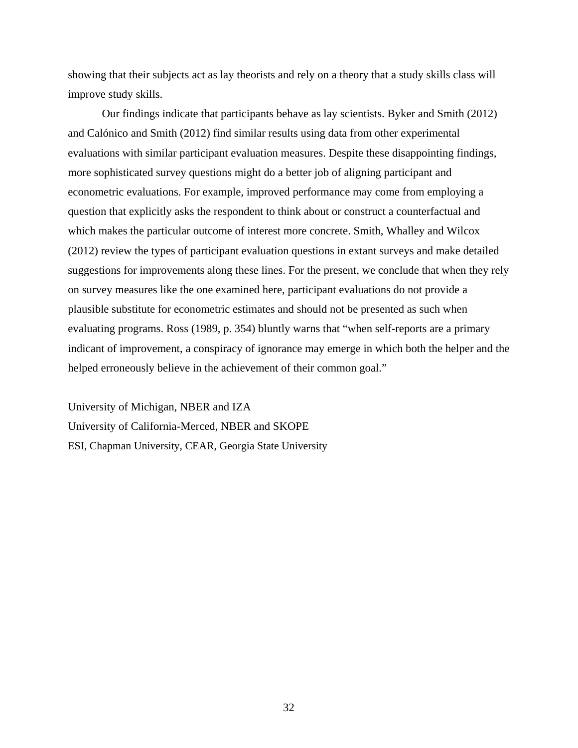showing that their subjects act as lay theorists and rely on a theory that a study skills class will improve study skills.

Our findings indicate that participants behave as lay scientists. Byker and Smith (2012) and Calónico and Smith (2012) find similar results using data from other experimental evaluations with similar participant evaluation measures. Despite these disappointing findings, more sophisticated survey questions might do a better job of aligning participant and econometric evaluations. For example, improved performance may come from employing a question that explicitly asks the respondent to think about or construct a counterfactual and which makes the particular outcome of interest more concrete. Smith, Whalley and Wilcox (2012) review the types of participant evaluation questions in extant surveys and make detailed suggestions for improvements along these lines. For the present, we conclude that when they rely on survey measures like the one examined here, participant evaluations do not provide a plausible substitute for econometric estimates and should not be presented as such when evaluating programs. Ross (1989, p. 354) bluntly warns that "when self-reports are a primary indicant of improvement, a conspiracy of ignorance may emerge in which both the helper and the helped erroneously believe in the achievement of their common goal."

University of Michigan, NBER and IZA  
University of California-Merced, NBER and SKOPE  
ESI, Chapman University, CEAR, Georgia State University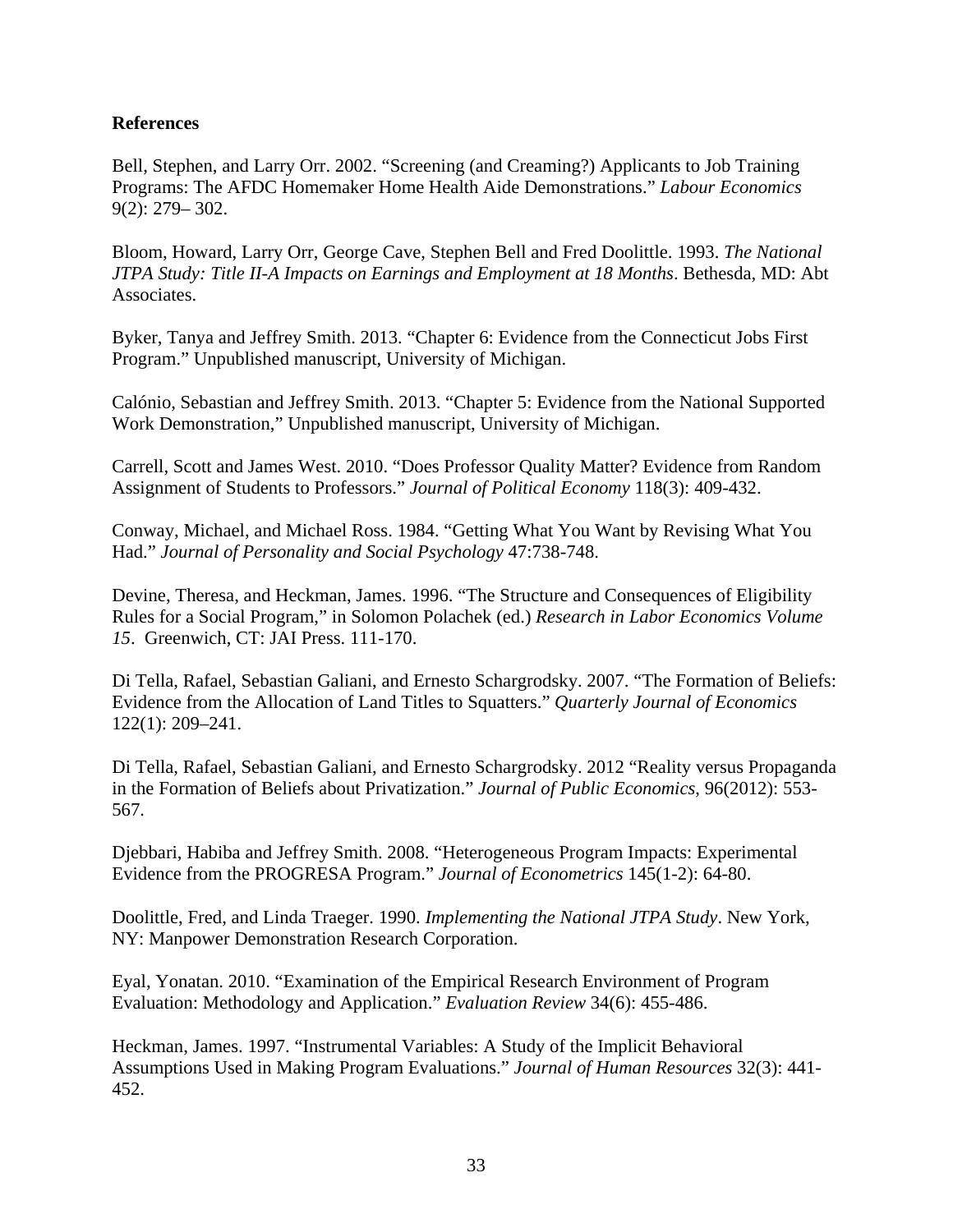**References**

Bell, Stephen, and Larry Orr. 2002. "Screening (and Creaming?) Applicants to Job Training Programs: The AFDC Homemaker Home Health Aide Demonstrations." *Labour Economics* 9(2): 279– 302.

Bloom, Howard, Larry Orr, George Cave, Stephen Bell and Fred Doolittle. 1993. *The National JTPA Study: Title II-A Impacts on Earnings and Employment at 18 Months*. Bethesda, MD: Abt Associates.

Byker, Tanya and Jeffrey Smith. 2013. "Chapter 6: Evidence from the Connecticut Jobs First Program." Unpublished manuscript, University of Michigan.

Calónio, Sebastian and Jeffrey Smith. 2013. "Chapter 5: Evidence from the National Supported Work Demonstration," Unpublished manuscript, University of Michigan.

Carrell, Scott and James West. 2010. "Does Professor Quality Matter? Evidence from Random Assignment of Students to Professors." *Journal of Political Economy* 118(3): 409-432.

Conway, Michael, and Michael Ross. 1984. "Getting What You Want by Revising What You Had." *Journal of Personality and Social Psychology* 47:738-748.

Devine, Theresa, and Heckman, James. 1996. "The Structure and Consequences of Eligibility Rules for a Social Program," in Solomon Polachek (ed.) *Research in Labor Economics Volume 15*. Greenwich, CT: JAI Press. 111-170.

Di Tella, Rafael, Sebastian Galiani, and Ernesto Schargrodsky. 2007. "The Formation of Beliefs: Evidence from the Allocation of Land Titles to Squatters." *Quarterly Journal of Economics* 122(1): 209–241.

Di Tella, Rafael, Sebastian Galiani, and Ernesto Schargrodsky. 2012 "Reality versus Propaganda in the Formation of Beliefs about Privatization." *Journal of Public Economics*, 96(2012): 553-567.

Djebbari, Habiba and Jeffrey Smith. 2008. "Heterogeneous Program Impacts: Experimental Evidence from the PROGRESA Program." *Journal of Econometrics* 145(1-2): 64-80.

Doolittle, Fred, and Linda Traeger. 1990. *Implementing the National JTPA Study*. New York, NY: Manpower Demonstration Research Corporation.

Eyal, Yonatan. 2010. "Examination of the Empirical Research Environment of Program Evaluation: Methodology and Application." *Evaluation Review* 34(6): 455-486.

Heckman, James. 1997. "Instrumental Variables: A Study of the Implicit Behavioral Assumptions Used in Making Program Evaluations." *Journal of Human Resources* 32(3): 441-452.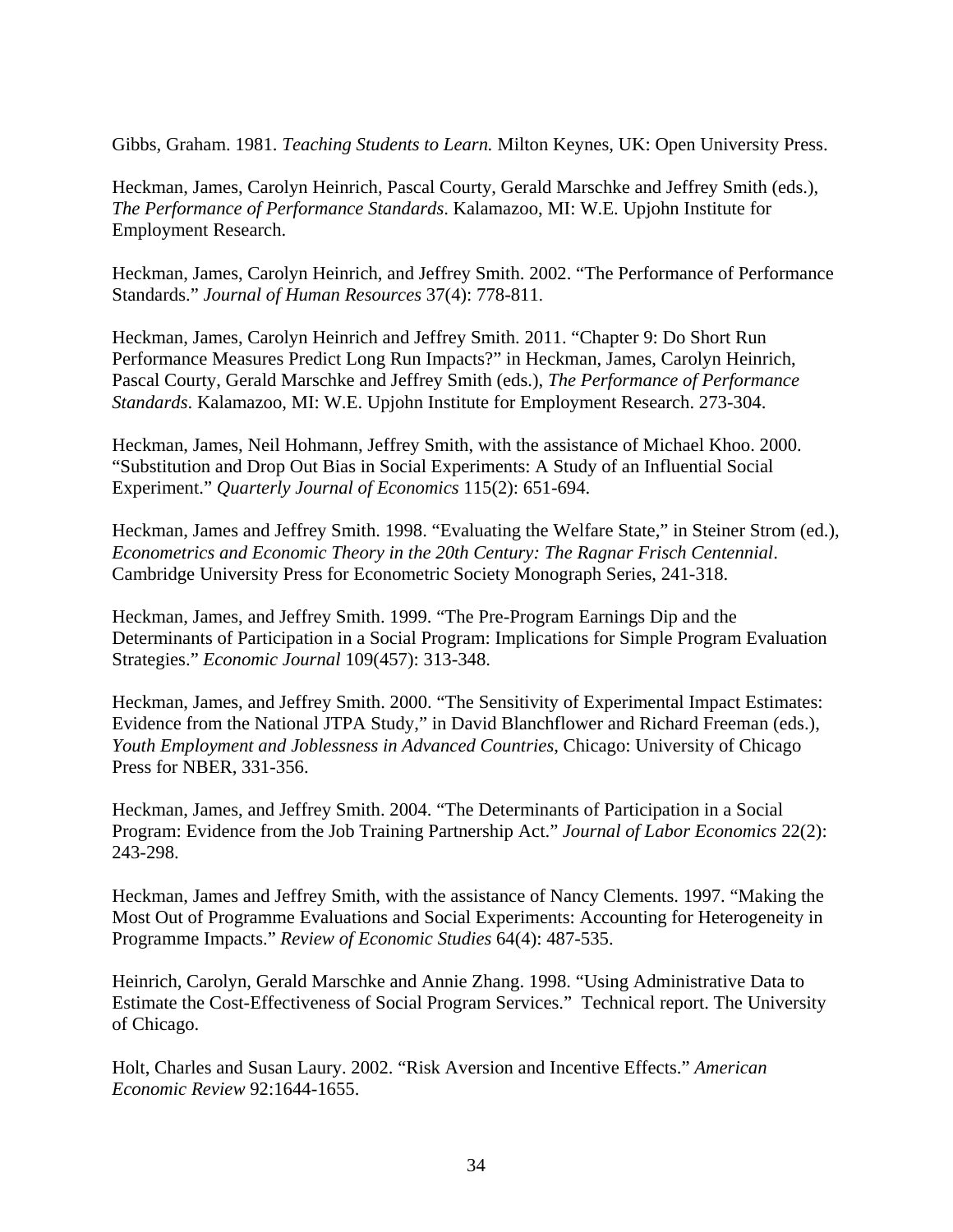Gibbs, Graham. 1981. *Teaching Students to Learn.* Milton Keynes, UK: Open University Press.

Heckman, James, Carolyn Heinrich, Pascal Courty, Gerald Marschke and Jeffrey Smith (eds.), *The Performance of Performance Standards*. Kalamazoo, MI: W.E. Upjohn Institute for Employment Research.

Heckman, James, Carolyn Heinrich, and Jeffrey Smith. 2002. "The Performance of Performance Standards." *Journal of Human Resources* 37(4): 778-811.

Heckman, James, Carolyn Heinrich and Jeffrey Smith. 2011. "Chapter 9: Do Short Run Performance Measures Predict Long Run Impacts?" in Heckman, James, Carolyn Heinrich, Pascal Courty, Gerald Marschke and Jeffrey Smith (eds.), *The Performance of Performance Standards*. Kalamazoo, MI: W.E. Upjohn Institute for Employment Research. 273-304.

Heckman, James, Neil Hohmann, Jeffrey Smith, with the assistance of Michael Khoo. 2000. "Substitution and Drop Out Bias in Social Experiments: A Study of an Influential Social Experiment." *Quarterly Journal of Economics* 115(2): 651-694.

Heckman, James and Jeffrey Smith. 1998. "Evaluating the Welfare State," in Steiner Strom (ed.), *Econometrics and Economic Theory in the 20th Century: The Ragnar Frisch Centennial*. Cambridge University Press for Econometric Society Monograph Series, 241-318.

Heckman, James, and Jeffrey Smith. 1999. "The Pre-Program Earnings Dip and the Determinants of Participation in a Social Program: Implications for Simple Program Evaluation Strategies." *Economic Journal* 109(457): 313-348.

Heckman, James, and Jeffrey Smith. 2000. "The Sensitivity of Experimental Impact Estimates: Evidence from the National JTPA Study," in David Blanchflower and Richard Freeman (eds.), *Youth Employment and Joblessness in Advanced Countries*, Chicago: University of Chicago Press for NBER, 331-356.

Heckman, James, and Jeffrey Smith. 2004. "The Determinants of Participation in a Social Program: Evidence from the Job Training Partnership Act." *Journal of Labor Economics* 22(2): 243-298.

Heckman, James and Jeffrey Smith, with the assistance of Nancy Clements. 1997. "Making the Most Out of Programme Evaluations and Social Experiments: Accounting for Heterogeneity in Programme Impacts." *Review of Economic Studies* 64(4): 487-535.

Heinrich, Carolyn, Gerald Marschke and Annie Zhang. 1998. "Using Administrative Data to Estimate the Cost-Effectiveness of Social Program Services." Technical report. The University of Chicago.

Holt, Charles and Susan Laury. 2002. "Risk Aversion and Incentive Effects." *American Economic Review* 92:1644-1655.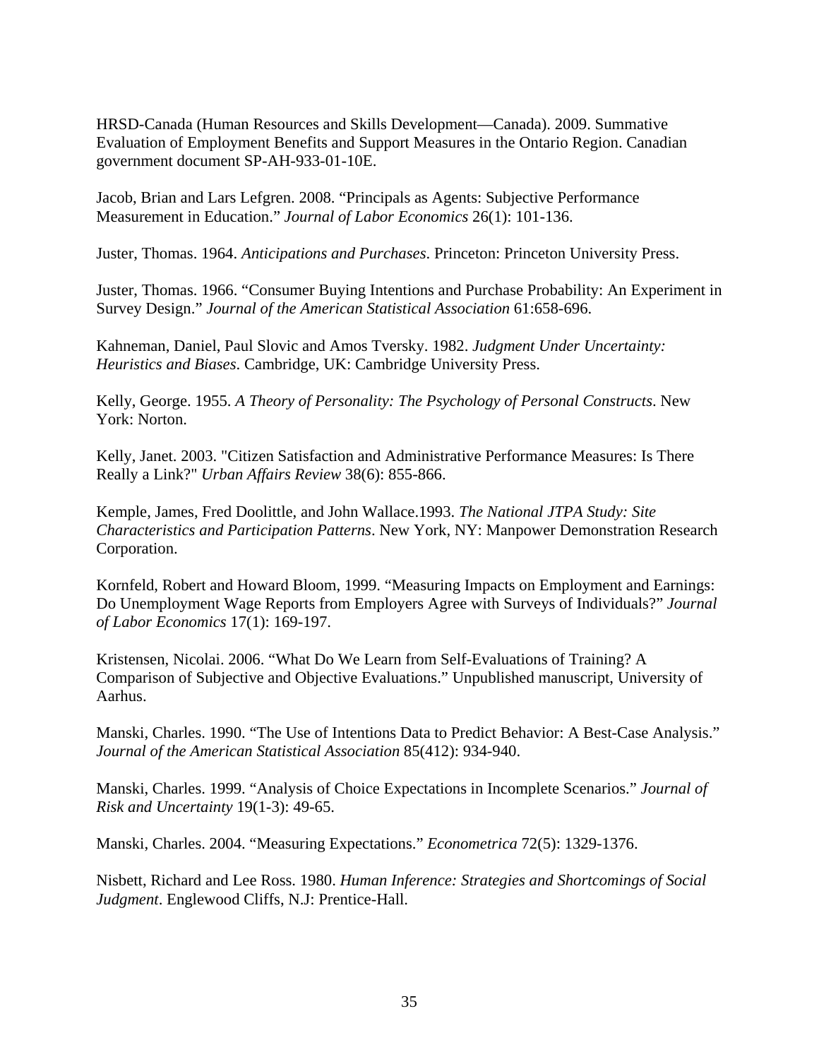HRSD-Canada (Human Resources and Skills Development—Canada). 2009. Summative Evaluation of Employment Benefits and Support Measures in the Ontario Region. Canadian government document SP-AH-933-01-10E.

Jacob, Brian and Lars Lefgren. 2008. “Principals as Agents: Subjective Performance Measurement in Education.” *Journal of Labor Economics* 26(1): 101-136.

Juster, Thomas. 1964. *Anticipations and Purchases*. Princeton: Princeton University Press.

Juster, Thomas. 1966. “Consumer Buying Intentions and Purchase Probability: An Experiment in Survey Design.” *Journal of the American Statistical Association* 61:658-696.

Kahneman, Daniel, Paul Slovic and Amos Tversky. 1982. *Judgment Under Uncertainty: Heuristics and Biases*. Cambridge, UK: Cambridge University Press.

Kelly, George. 1955. *A Theory of Personality: The Psychology of Personal Constructs*. New York: Norton.

Kelly, Janet. 2003. "Citizen Satisfaction and Administrative Performance Measures: Is There Really a Link?" *Urban Affairs Review* 38(6): 855-866.

Kemple, James, Fred Doolittle, and John Wallace.1993. *The National JTPA Study: Site Characteristics and Participation Patterns*. New York, NY: Manpower Demonstration Research Corporation.

Kornfeld, Robert and Howard Bloom, 1999. “Measuring Impacts on Employment and Earnings: Do Unemployment Wage Reports from Employers Agree with Surveys of Individuals?” *Journal of Labor Economics* 17(1): 169-197.

Kristensen, Nicolai. 2006. “What Do We Learn from Self-Evaluations of Training? A Comparison of Subjective and Objective Evaluations.” Unpublished manuscript, University of Aarhus.

Manski, Charles. 1990. “The Use of Intentions Data to Predict Behavior: A Best-Case Analysis.” *Journal of the American Statistical Association* 85(412): 934-940.

Manski, Charles. 1999. “Analysis of Choice Expectations in Incomplete Scenarios.” *Journal of Risk and Uncertainty* 19(1-3): 49-65.

Manski, Charles. 2004. “Measuring Expectations.” *Econometrica* 72(5): 1329-1376.

Nisbett, Richard and Lee Ross. 1980. *Human Inference: Strategies and Shortcomings of Social Judgment*. Englewood Cliffs, N.J: Prentice-Hall.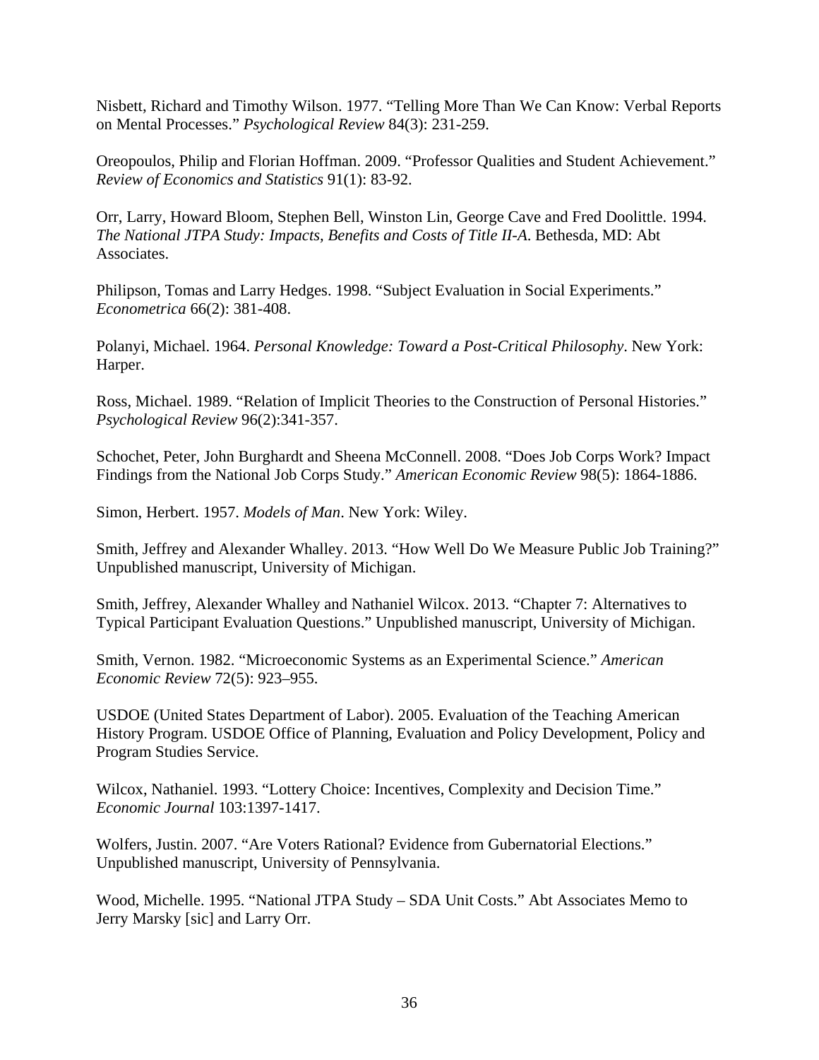Nisbett, Richard and Timothy Wilson. 1977. "Telling More Than We Can Know: Verbal Reports on Mental Processes." *Psychological Review* 84(3): 231-259.

Oreopoulos, Philip and Florian Hoffman. 2009. "Professor Qualities and Student Achievement." *Review of Economics and Statistics* 91(1): 83-92.

Orr, Larry, Howard Bloom, Stephen Bell, Winston Lin, George Cave and Fred Doolittle. 1994. *The National JTPA Study: Impacts, Benefits and Costs of Title II-A*. Bethesda, MD: Abt Associates.

Philipson, Tomas and Larry Hedges. 1998. "Subject Evaluation in Social Experiments." *Econometrica* 66(2): 381-408.

Polanyi, Michael. 1964. *Personal Knowledge: Toward a Post-Critical Philosophy*. New York: Harper.

Ross, Michael. 1989. "Relation of Implicit Theories to the Construction of Personal Histories." *Psychological Review* 96(2):341-357.

Schochet, Peter, John Burghardt and Sheena McConnell. 2008. "Does Job Corps Work? Impact Findings from the National Job Corps Study." *American Economic Review* 98(5): 1864-1886.

Simon, Herbert. 1957. *Models of Man*. New York: Wiley.

Smith, Jeffrey and Alexander Whalley. 2013. "How Well Do We Measure Public Job Training?" Unpublished manuscript, University of Michigan.

Smith, Jeffrey, Alexander Whalley and Nathaniel Wilcox. 2013. "Chapter 7: Alternatives to Typical Participant Evaluation Questions." Unpublished manuscript, University of Michigan.

Smith, Vernon. 1982. "Microeconomic Systems as an Experimental Science." *American Economic Review* 72(5): 923–955.

USDOE (United States Department of Labor). 2005. Evaluation of the Teaching American History Program. USDOE Office of Planning, Evaluation and Policy Development, Policy and Program Studies Service.

Wilcox, Nathaniel. 1993. "Lottery Choice: Incentives, Complexity and Decision Time." *Economic Journal* 103:1397-1417.

Wolfers, Justin. 2007. "Are Voters Rational? Evidence from Gubernatorial Elections." Unpublished manuscript, University of Pennsylvania.

Wood, Michelle. 1995. "National JTPA Study – SDA Unit Costs." Abt Associates Memo to Jerry Marsky [sic] and Larry Orr.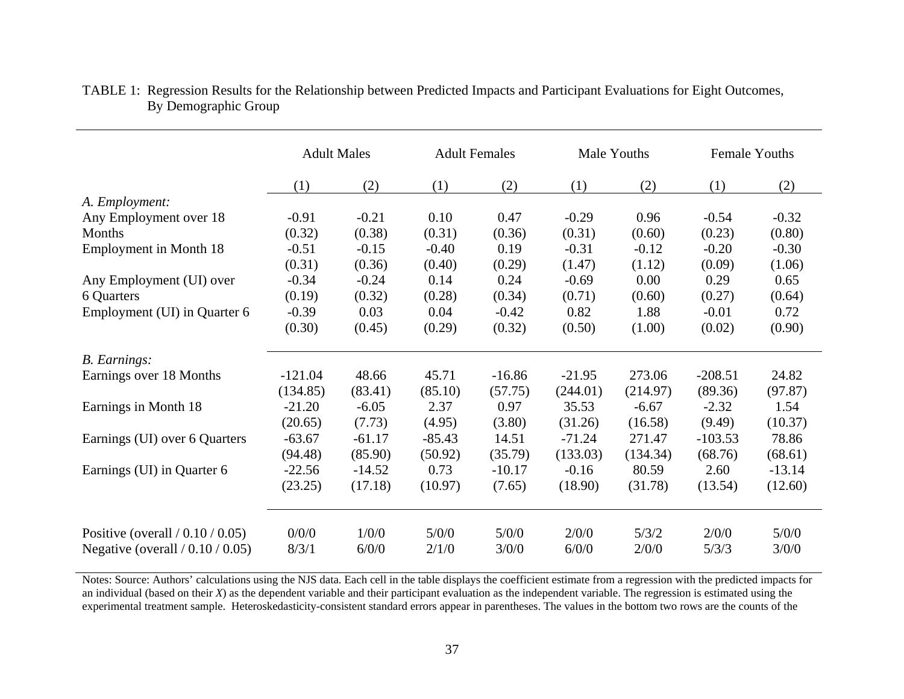TABLE 1: Regression Results for the Relationship between Predicted Impacts and Participant Evaluations for Eight Outcomes, By Demographic Group

| | Adult Males | | Adult Females | | Male Youths | | Female Youths | |
|---|---|---|---|---|---|---|---|---|
| | (1) | (2) | (1) | (2) | (1) | (2) | (1) | (2) |
| *A. Employment:* | | | | | | | | |
| Any Employment over 18 Months | -0.91 | -0.21 | 0.10 | 0.47 | -0.29 | 0.96 | -0.54 | -0.32 |
| | (0.32) | (0.38) | (0.31) | (0.36) | (0.31) | (0.60) | (0.23) | (0.80) |
| Employment in Month 18 | -0.51 | -0.15 | -0.40 | 0.19 | -0.31 | -0.12 | -0.20 | -0.30 |
| | (0.31) | (0.36) | (0.40) | (0.29) | (1.47) | (1.12) | (0.09) | (1.06) |
| Any Employment (UI) over 6 Quarters | -0.34 | -0.24 | 0.14 | 0.24 | -0.69 | 0.00 | 0.29 | 0.65 |
| | (0.19) | (0.32) | (0.28) | (0.34) | (0.71) | (0.60) | (0.27) | (0.64) |
| Employment (UI) in Quarter 6 | -0.39 | 0.03 | 0.04 | -0.42 | 0.82 | 1.88 | -0.01 | 0.72 |
| | (0.30) | (0.45) | (0.29) | (0.32) | (0.50) | (1.00) | (0.02) | (0.90) |
| *B. Earnings:* | | | | | | | | |
| Earnings over 18 Months | -121.04 | 48.66 | 45.71 | -16.86 | -21.95 | 273.06 | -208.51 | 24.82 |
| | (134.85) | (83.41) | (85.10) | (57.75) | (244.01) | (214.97) | (89.36) | (97.87) |
| Earnings in Month 18 | -21.20 | -6.05 | 2.37 | 0.97 | 35.53 | -6.67 | -2.32 | 1.54 |
| | (20.65) | (7.73) | (4.95) | (3.80) | (31.26) | (16.58) | (9.49) | (10.37) |
| Earnings (UI) over 6 Quarters | -63.67 | -61.17 | -85.43 | 14.51 | -71.24 | 271.47 | -103.53 | 78.86 |
| | (94.48) | (85.90) | (50.92) | (35.79) | (133.03) | (134.34) | (68.76) | (68.61) |
| Earnings (UI) in Quarter 6 | -22.56 | -14.52 | 0.73 | -10.17 | -0.16 | 80.59 | 2.60 | -13.14 |
| | (23.25) | (17.18) | (10.97) | (7.65) | (18.90) | (31.78) | (13.54) | (12.60) |
| Positive (overall / 0.10 / 0.05) | 0/0/0 | 1/0/0 | 5/0/0 | 5/0/0 | 2/0/0 | 5/3/2 | 2/0/0 | 5/0/0 |
| Negative (overall / 0.10 / 0.05) | 8/3/1 | 6/0/0 | 2/1/0 | 3/0/0 | 6/0/0 | 2/0/0 | 5/3/3 | 3/0/0 |

Notes: Source: Authors' calculations using the NJS data. Each cell in the table displays the coefficient estimate from a regression with the predicted impacts for an individual (based on their *X*) as the dependent variable and their participant evaluation as the independent variable. The regression is estimated using the experimental treatment sample. Heteroskedasticity-consistent standard errors appear in parentheses. The values in the bottom two rows are the counts of the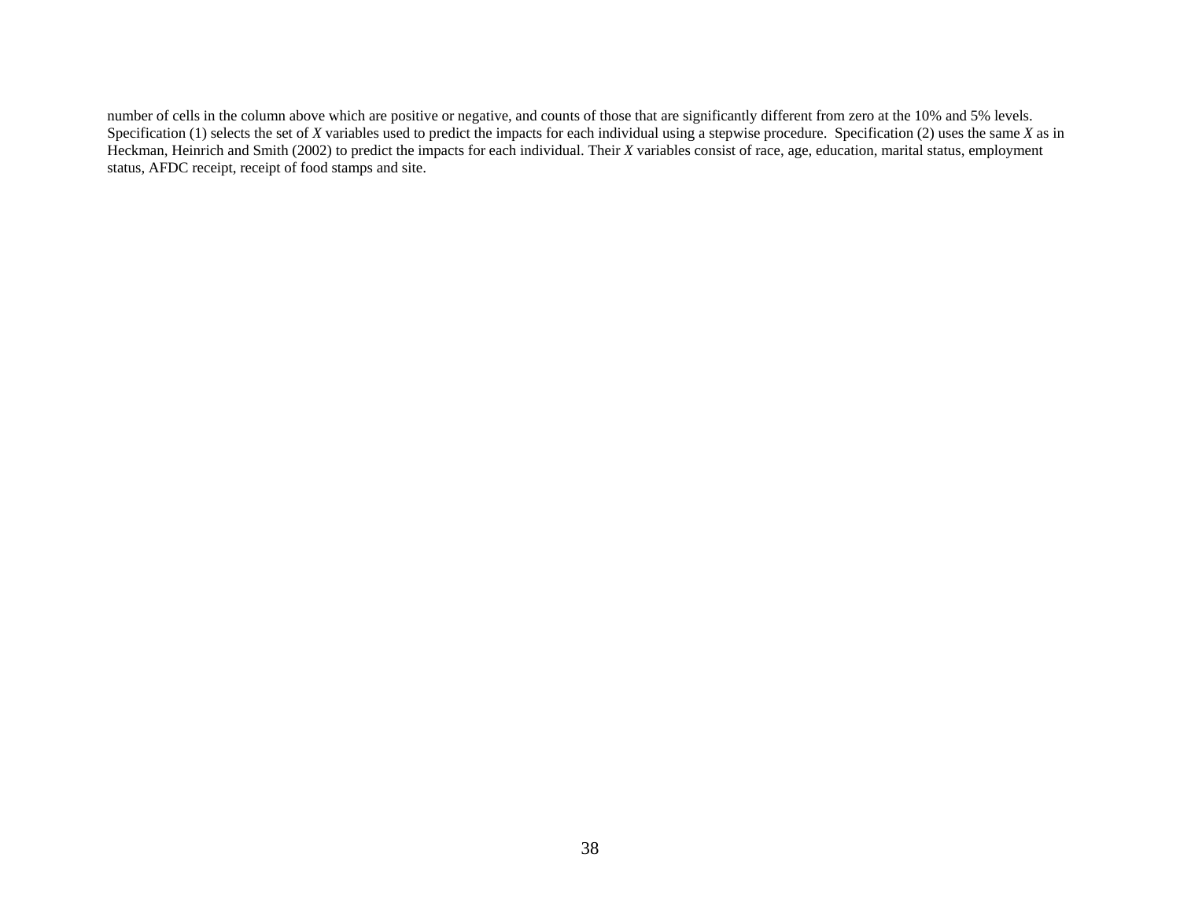number of cells in the column above which are positive or negative, and counts of those that are significantly different from zero at the 10% and 5% levels. Specification (1) selects the set of *X* variables used to predict the impacts for each individual using a stepwise procedure. Specification (2) uses the same *X* as in Heckman, Heinrich and Smith (2002) to predict the impacts for each individual. Their *X* variables consist of race, age, education, marital status, employment status, AFDC receipt, receipt of food stamps and site.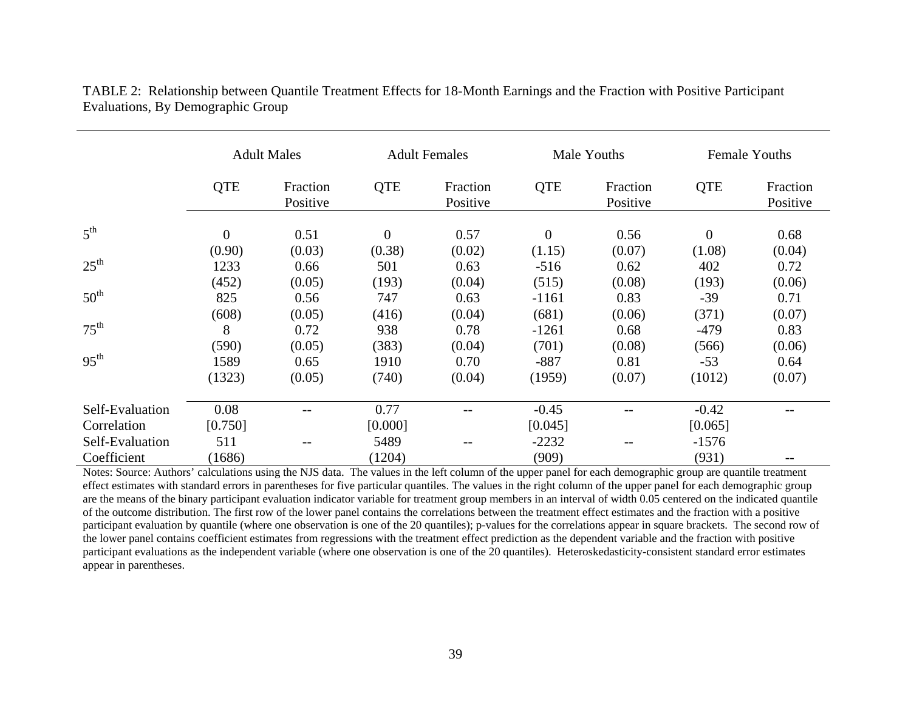TABLE 2: Relationship between Quantile Treatment Effects for 18-Month Earnings and the Fraction with Positive Participant Evaluations, By Demographic Group

| | Adult Males | | Adult Females | | Male Youths | | Female Youths | |
|---|---|---|---|---|---|---|---|---|
| | QTE | Fraction Positive | QTE | Fraction Positive | QTE | Fraction Positive | QTE | Fraction Positive |
| 5th | 0 | 0.51 | 0 | 0.57 | 0 | 0.56 | 0 | 0.68 |
| | (0.90) | (0.03) | (0.38) | (0.02) | (1.15) | (0.07) | (1.08) | (0.04) |
| 25th | 1233 | 0.66 | 501 | 0.63 | -516 | 0.62 | 402 | 0.72 |
| | (452) | (0.05) | (193) | (0.04) | (515) | (0.08) | (193) | (0.06) |
| 50th | 825 | 0.56 | 747 | 0.63 | -1161 | 0.83 | -39 | 0.71 |
| | (608) | (0.05) | (416) | (0.04) | (681) | (0.06) | (371) | (0.07) |
| 75th | 8 | 0.72 | 938 | 0.78 | -1261 | 0.68 | -479 | 0.83 |
| | (590) | (0.05) | (383) | (0.04) | (701) | (0.08) | (566) | (0.06) |
| 95th | 1589 | 0.65 | 1910 | 0.70 | -887 | 0.81 | -53 | 0.64 |
| | (1323) | (0.05) | (740) | (0.04) | (1959) | (0.07) | (1012) | (0.07) |
| Self-Evaluation Correlation | 0.08 | -- | 0.77 | -- | -0.45 | -- | -0.42 | -- |
| | [0.750] | | [0.000] | | [0.045] | | [0.065] | |
| Self-Evaluation Coefficient | 511 | -- | 5489 | -- | -2232 | -- | -1576 | |
| | (1686) | | (1204) | | (909) | | (931) | -- |

Notes: Source: Authors' calculations using the NJS data. The values in the left column of the upper panel for each demographic group are quantile treatment effect estimates with standard errors in parentheses for five particular quantiles. The values in the right column of the upper panel for each demographic group are the means of the binary participant evaluation indicator variable for treatment group members in an interval of width 0.05 centered on the indicated quantile of the outcome distribution. The first row of the lower panel contains the correlations between the treatment effect estimates and the fraction with a positive participant evaluation by quantile (where one observation is one of the 20 quantiles); p-values for the correlations appear in square brackets. The second row of the lower panel contains coefficient estimates from regressions with the treatment effect prediction as the dependent variable and the fraction with positive participant evaluations as the independent variable (where one observation is one of the 20 quantiles). Heteroskedasticity-consistent standard error estimates appear in parentheses.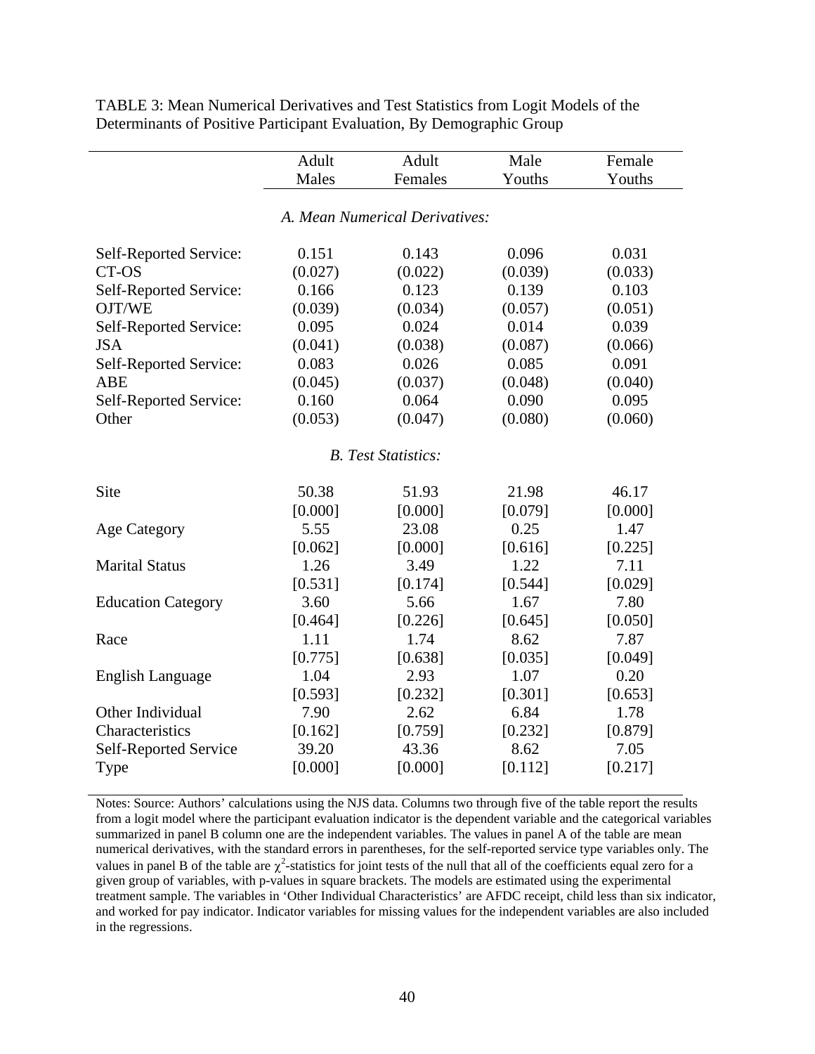TABLE 3: Mean Numerical Derivatives and Test Statistics from Logit Models of the Determinants of Positive Participant Evaluation, By Demographic Group

| | Adult Males | Adult Females | Male Youths | Female Youths |
|---|---|---|---|---|
| | *A. Mean Numerical Derivatives:* | | | |
| Self-Reported Service: CT-OS | 0.151 | 0.143 | 0.096 | 0.031 |
| | (0.027) | (0.022) | (0.039) | (0.033) |
| Self-Reported Service: OJT/WE | 0.166 | 0.123 | 0.139 | 0.103 |
| | (0.039) | (0.034) | (0.057) | (0.051) |
| Self-Reported Service: JSA | 0.095 | 0.024 | 0.014 | 0.039 |
| | (0.041) | (0.038) | (0.087) | (0.066) |
| Self-Reported Service: ABE | 0.083 | 0.026 | 0.085 | 0.091 |
| | (0.045) | (0.037) | (0.048) | (0.040) |
| Self-Reported Service: Other | 0.160 | 0.064 | 0.090 | 0.095 |
| | (0.053) | (0.047) | (0.080) | (0.060) |
| | *B. Test Statistics:* | | | |
| Site | 50.38 | 51.93 | 21.98 | 46.17 |
| | [0.000] | [0.000] | [0.079] | [0.000] |
| Age Category | 5.55 | 23.08 | 0.25 | 1.47 |
| | [0.062] | [0.000] | [0.616] | [0.225] |
| Marital Status | 1.26 | 3.49 | 1.22 | 7.11 |
| | [0.531] | [0.174] | [0.544] | [0.029] |
| Education Category | 3.60 | 5.66 | 1.67 | 7.80 |
| | [0.464] | [0.226] | [0.645] | [0.050] |
| Race | 1.11 | 1.74 | 8.62 | 7.87 |
| | [0.775] | [0.638] | [0.035] | [0.049] |
| English Language | 1.04 | 2.93 | 1.07 | 0.20 |
| | [0.593] | [0.232] | [0.301] | [0.653] |
| Other Individual Characteristics | 7.90 | 2.62 | 6.84 | 1.78 |
| | [0.162] | [0.759] | [0.232] | [0.879] |
| Self-Reported Service Type | 39.20 | 43.36 | 8.62 | 7.05 |
| | [0.000] | [0.000] | [0.112] | [0.217] |

Notes: Source: Authors' calculations using the NJS data. Columns two through five of the table report the results from a logit model where the participant evaluation indicator is the dependent variable and the categorical variables summarized in panel B column one are the independent variables. The values in panel A of the table are mean numerical derivatives, with the standard errors in parentheses, for the self-reported service type variables only. The values in panel B of the table are $\chi^2$-statistics for joint tests of the null that all of the coefficients equal zero for a given group of variables, with p-values in square brackets. The models are estimated using the experimental treatment sample. The variables in 'Other Individual Characteristics' are AFDC receipt, child less than six indicator, and worked for pay indicator. Indicator variables for missing values for the independent variables are also included in the regressions.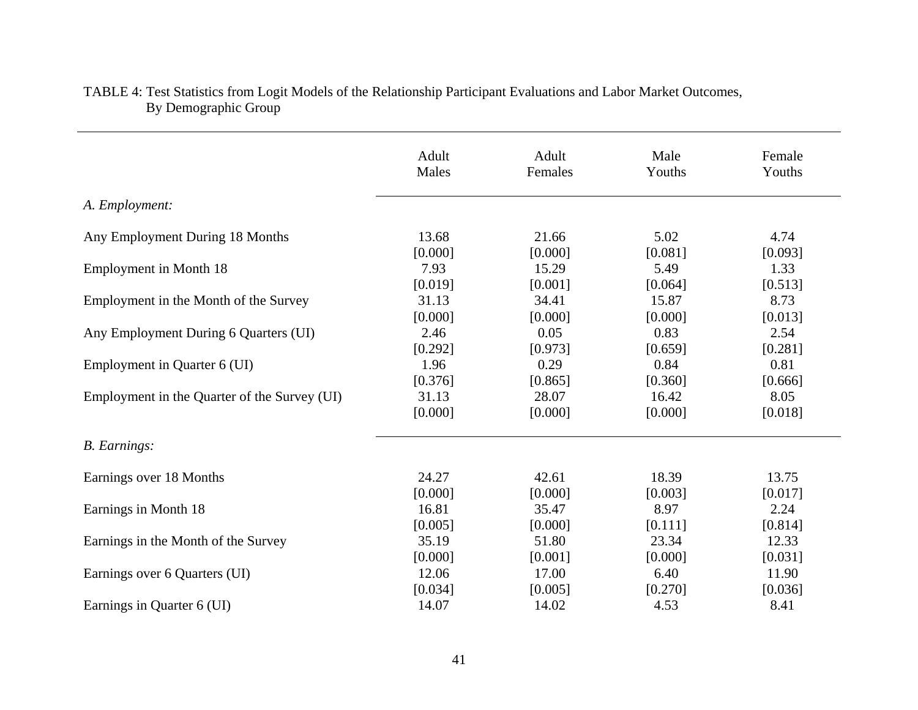TABLE 4: Test Statistics from Logit Models of the Relationship Participant Evaluations and Labor Market Outcomes, By Demographic Group

| | Adult Males | Adult Females | Male Youths | Female Youths |
|---|---|---|---|---|
| *A. Employment:* | | | | |
| Any Employment During 18 Months | 13.68 | 21.66 | 5.02 | 4.74 |
| | [0.000] | [0.000] | [0.081] | [0.093] |
| Employment in Month 18 | 7.93 | 15.29 | 5.49 | 1.33 |
| | [0.019] | [0.001] | [0.064] | [0.513] |
| Employment in the Month of the Survey | 31.13 | 34.41 | 15.87 | 8.73 |
| | [0.000] | [0.000] | [0.000] | [0.013] |
| Any Employment During 6 Quarters (UI) | 2.46 | 0.05 | 0.83 | 2.54 |
| | [0.292] | [0.973] | [0.659] | [0.281] |
| Employment in Quarter 6 (UI) | 1.96 | 0.29 | 0.84 | 0.81 |
| | [0.376] | [0.865] | [0.360] | [0.666] |
| Employment in the Quarter of the Survey (UI) | 31.13 | 28.07 | 16.42 | 8.05 |
| | [0.000] | [0.000] | [0.000] | [0.018] |
| *B. Earnings:* | | | | |
| Earnings over 18 Months | 24.27 | 42.61 | 18.39 | 13.75 |
| | [0.000] | [0.000] | [0.003] | [0.017] |
| Earnings in Month 18 | 16.81 | 35.47 | 8.97 | 2.24 |
| | [0.005] | [0.000] | [0.111] | [0.814] |
| Earnings in the Month of the Survey | 35.19 | 51.80 | 23.34 | 12.33 |
| | [0.000] | [0.001] | [0.000] | [0.031] |
| Earnings over 6 Quarters (UI) | 12.06 | 17.00 | 6.40 | 11.90 |
| | [0.034] | [0.005] | [0.270] | [0.036] |
| Earnings in Quarter 6 (UI) | 14.07 | 14.02 | 4.53 | 8.41 |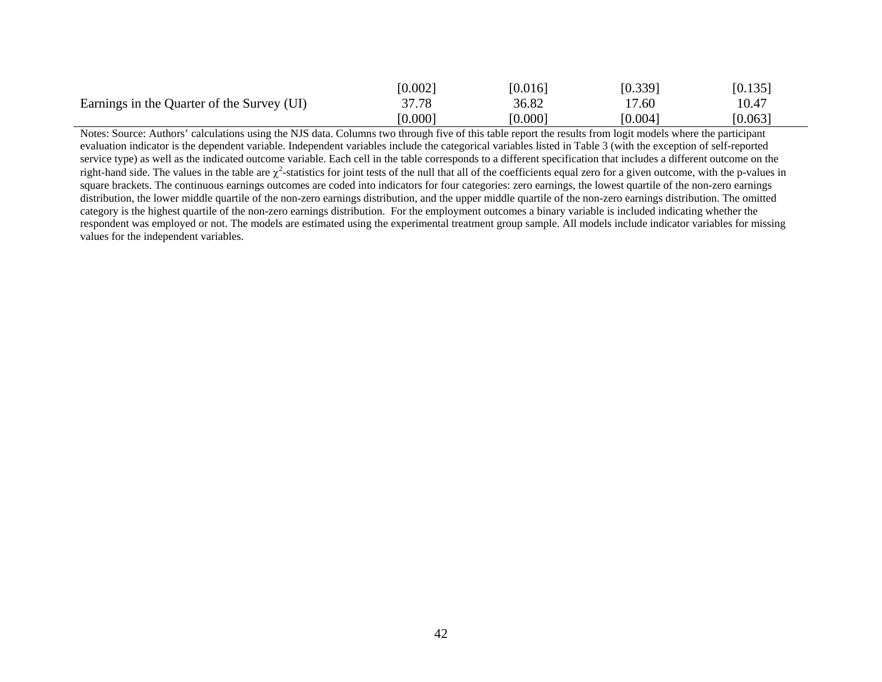| | | | | |
|---|---|---|---|---|
| | [0.002] | [0.016] | [0.339] | [0.135] |
| Earnings in the Quarter of the Survey (UI) | 37.78 | 36.82 | 17.60 | 10.47 |
| | [0.000] | [0.000] | [0.004] | [0.063] |

Notes: Source: Authors' calculations using the NJS data. Columns two through five of this table report the results from logit models where the participant evaluation indicator is the dependent variable. Independent variables include the categorical variables listed in Table 3 (with the exception of self-reported service type) as well as the indicated outcome variable. Each cell in the table corresponds to a different specification that includes a different outcome on the right-hand side. The values in the table are $\chi^2$-statistics for joint tests of the null that all of the coefficients equal zero for a given outcome, with the p-values in square brackets. The continuous earnings outcomes are coded into indicators for four categories: zero earnings, the lowest quartile of the non-zero earnings distribution, the lower middle quartile of the non-zero earnings distribution, and the upper middle quartile of the non-zero earnings distribution. The omitted category is the highest quartile of the non-zero earnings distribution. For the employment outcomes a binary variable is included indicating whether the respondent was employed or not. The models are estimated using the experimental treatment group sample. All models include indicator variables for missing values for the independent variables.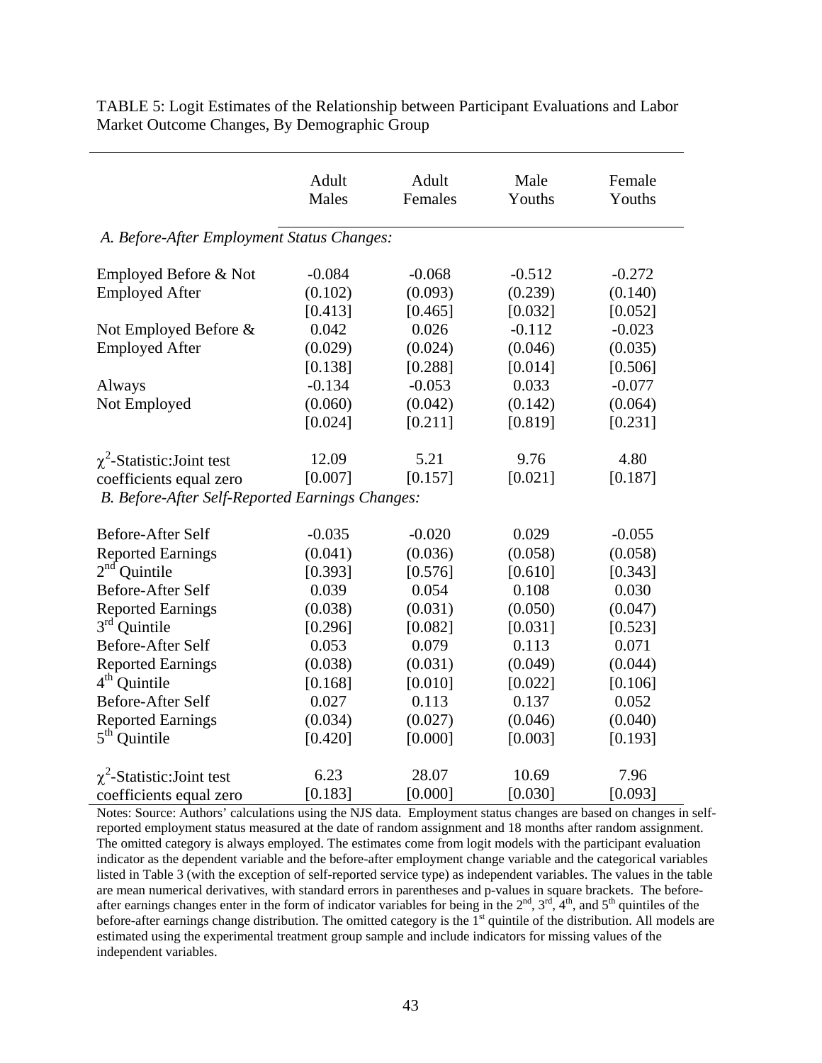TABLE 5: Logit Estimates of the Relationship between Participant Evaluations and Labor Market Outcome Changes, By Demographic Group

| | Adult Males | Adult Females | Male Youths | Female Youths |
|---|---|---|---|---|
| *A. Before-After Employment Status Changes:* | | | | |
| Employed Before & Not Employed After | -0.084 | -0.068 | -0.512 | -0.272 |
| | (0.102) | (0.093) | (0.239) | (0.140) |
| | [0.413] | [0.465] | [0.032] | [0.052] |
| Not Employed Before & Employed After | 0.042 | 0.026 | -0.112 | -0.023 |
| | (0.029) | (0.024) | (0.046) | (0.035) |
| | [0.138] | [0.288] | [0.014] | [0.506] |
| Always Not Employed | -0.134 | -0.053 | 0.033 | -0.077 |
| | (0.060) | (0.042) | (0.142) | (0.064) |
| | [0.024] | [0.211] | [0.819] | [0.231] |
| $\chi^2$-Statistic:Joint test coefficients equal zero | 12.09 | 5.21 | 9.76 | 4.80 |
| | [0.007] | [0.157] | [0.021] | [0.187] |
| *B. Before-After Self-Reported Earnings Changes:* | | | | |
| Before-After Self Reported Earnings 2nd Quintile | -0.035 | -0.020 | 0.029 | -0.055 |
| | (0.041) | (0.036) | (0.058) | (0.058) |
| | [0.393] | [0.576] | [0.610] | [0.343] |
| Before-After Self Reported Earnings 3rd Quintile | 0.039 | 0.054 | 0.108 | 0.030 |
| | (0.038) | (0.031) | (0.050) | (0.047) |
| | [0.296] | [0.082] | [0.031] | [0.523] |
| Before-After Self Reported Earnings 4th Quintile | 0.053 | 0.079 | 0.113 | 0.071 |
| | (0.038) | (0.031) | (0.049) | (0.044) |
| | [0.168] | [0.010] | [0.022] | [0.106] |
| Before-After Self Reported Earnings 5th Quintile | 0.027 | 0.113 | 0.137 | 0.052 |
| | (0.034) | (0.027) | (0.046) | (0.040) |
| | [0.420] | [0.000] | [0.003] | [0.193] |
| $\chi^2$-Statistic:Joint test coefficients equal zero | 6.23 | 28.07 | 10.69 | 7.96 |
| | [0.183] | [0.000] | [0.030] | [0.093] |

Notes: Source: Authors' calculations using the NJS data. Employment status changes are based on changes in self-reported employment status measured at the date of random assignment and 18 months after random assignment. The omitted category is always employed. The estimates come from logit models with the participant evaluation indicator as the dependent variable and the before-after employment change variable and the categorical variables listed in Table 3 (with the exception of self-reported service type) as independent variables. The values in the table are mean numerical derivatives, with standard errors in parentheses and p-values in square brackets. The before-after earnings changes enter in the form of indicator variables for being in the 2nd, 3rd, 4th, and 5th quintiles of the before-after earnings change distribution. The omitted category is the 1st quintile of the distribution. All models are estimated using the experimental treatment group sample and include indicators for missing values of the independent variables.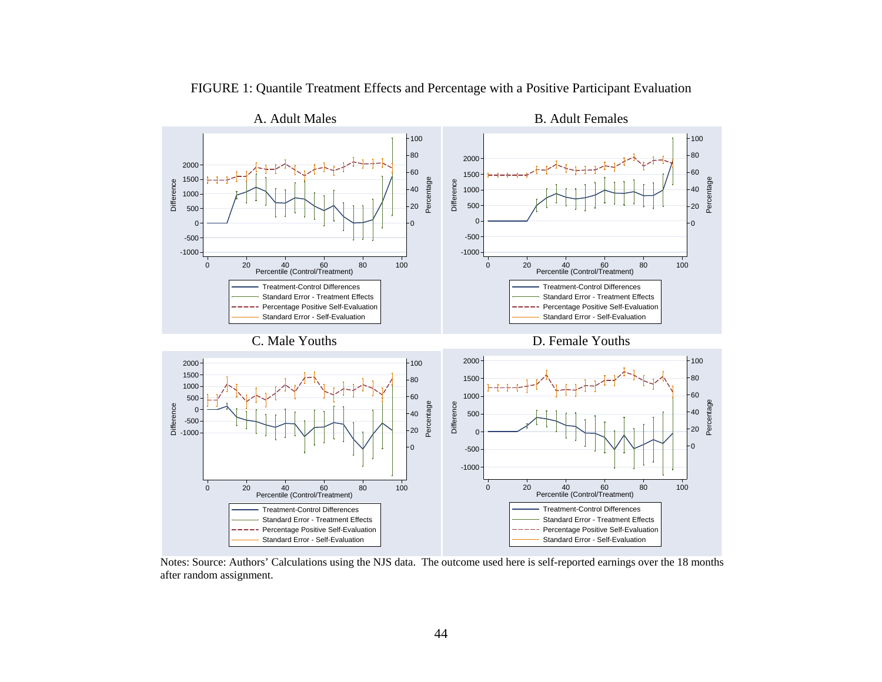FIGURE 1: Quantile Treatment Effects and Percentage with a Positive Participant Evaluation

A. Adult Males

Difference
2000
1500
1000
500
0
-500
-1000

Percentage
100
80
60
40
20
0

0 20 40 60 80 100
Percentile (Control/Treatment)

Treatment-Control Differences
Standard Error - Treatment Effects
Percentage Positive Self-Evaluation
Standard Error - Self-Evaluation

B. Adult Females

Difference
2000
1500
1000
500
0
-500
-1000

Percentage
100
80
60
40
20
0

0 20 40 60 80 100
Percentile (Control/Treatment)

Treatment-Control Differences
Standard Error - Treatment Effects
Percentage Positive Self-Evaluation
Standard Error - Self-Evaluation

C. Male Youths

Difference
2000
1500
1000
500
0
-500
-1000

Percentage
100
80
60
40
20
0

0 20 40 60 80 100
Percentile (Control/Treatment)

Treatment-Control Differences
Standard Error - Treatment Effects
Percentage Positive Self-Evaluation
Standard Error - Self-Evaluation

D. Female Youths

Difference
2000
1500
1000
500
0
-500
-1000

Percentage
100
80
60
40
20
0

0 20 40 60 80 100
Percentile (Control/Treatment)

Treatment-Control Differences
Standard Error - Treatment Effects
Percentage Positive Self-Evaluation
Standard Error - Self-Evaluation

Notes: Source: Authors' Calculations using the NJS data. The outcome used here is self-reported earnings over the 18 months after random assignment.